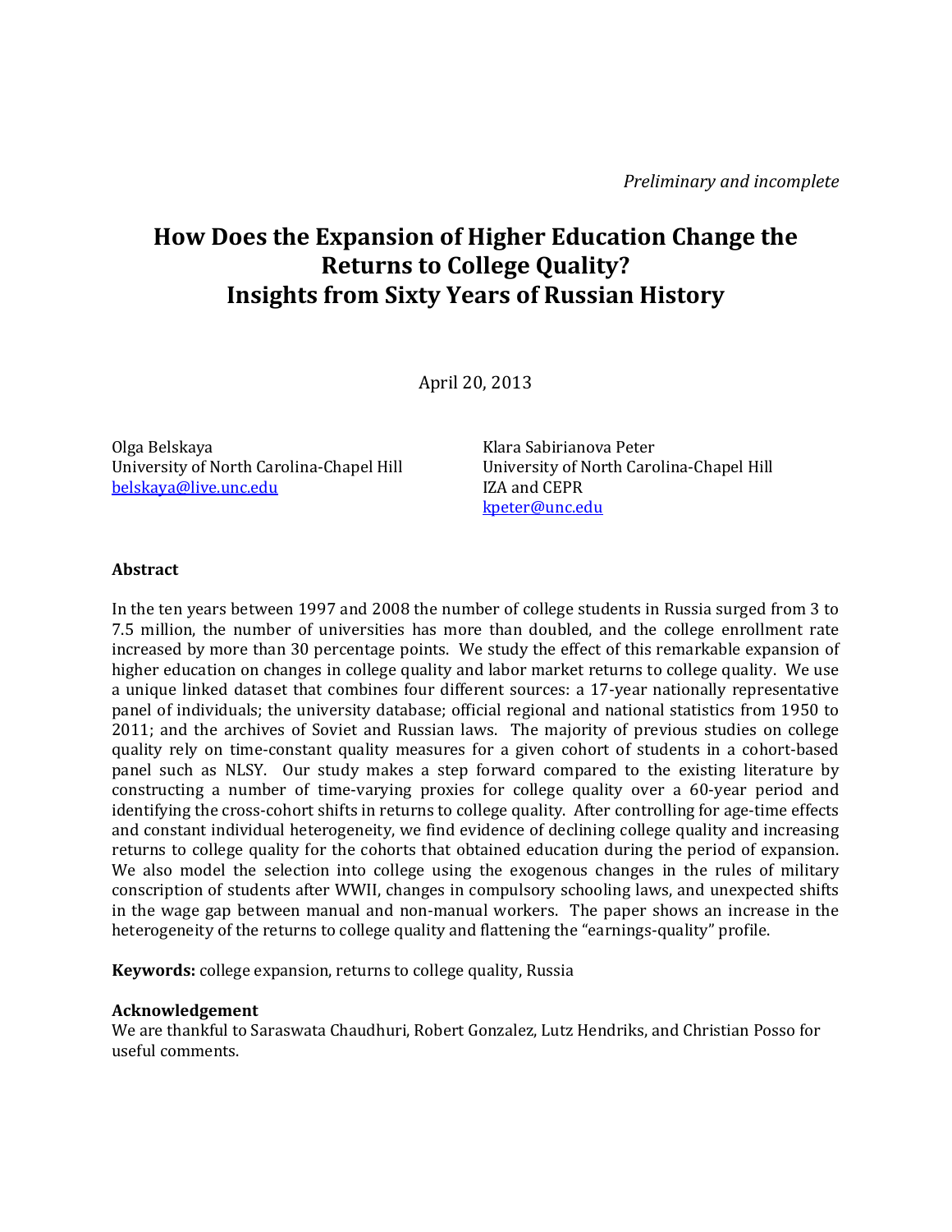*Preliminary and incomplete*

# How Does the Expansion of Higher Education Change the Returns to College Quality? Insights from Sixty Years of Russian History

April 20, 2013

Olga Belskaya
University of North Carolina-Chapel Hill
belskaya@live.unc.edu

Klara Sabirianova Peter
University of North Carolina-Chapel Hill
IZA and CEPR
kpeter@unc.edu

### Abstract

In the ten years between 1997 and 2008 the number of college students in Russia surged from 3 to 7.5 million, the number of universities has more than doubled, and the college enrollment rate increased by more than 30 percentage points. We study the effect of this remarkable expansion of higher education on changes in college quality and labor market returns to college quality. We use a unique linked dataset that combines four different sources: a 17-year nationally representative panel of individuals; the university database; official regional and national statistics from 1950 to 2011; and the archives of Soviet and Russian laws. The majority of previous studies on college quality rely on time-constant quality measures for a given cohort of students in a cohort-based panel such as NLSY. Our study makes a step forward compared to the existing literature by constructing a number of time-varying proxies for college quality over a 60-year period and identifying the cross-cohort shifts in returns to college quality. After controlling for age-time effects and constant individual heterogeneity, we find evidence of declining college quality and increasing returns to college quality for the cohorts that obtained education during the period of expansion. We also model the selection into college using the exogenous changes in the rules of military conscription of students after WWII, changes in compulsory schooling laws, and unexpected shifts in the wage gap between manual and non-manual workers. The paper shows an increase in the heterogeneity of the returns to college quality and flattening the "earnings-quality" profile.

**Keywords:** college expansion, returns to college quality, Russia

**Acknowledgement**
We are thankful to Saraswata Chaudhuri, Robert Gonzalez, Lutz Hendriks, and Christian Posso for useful comments.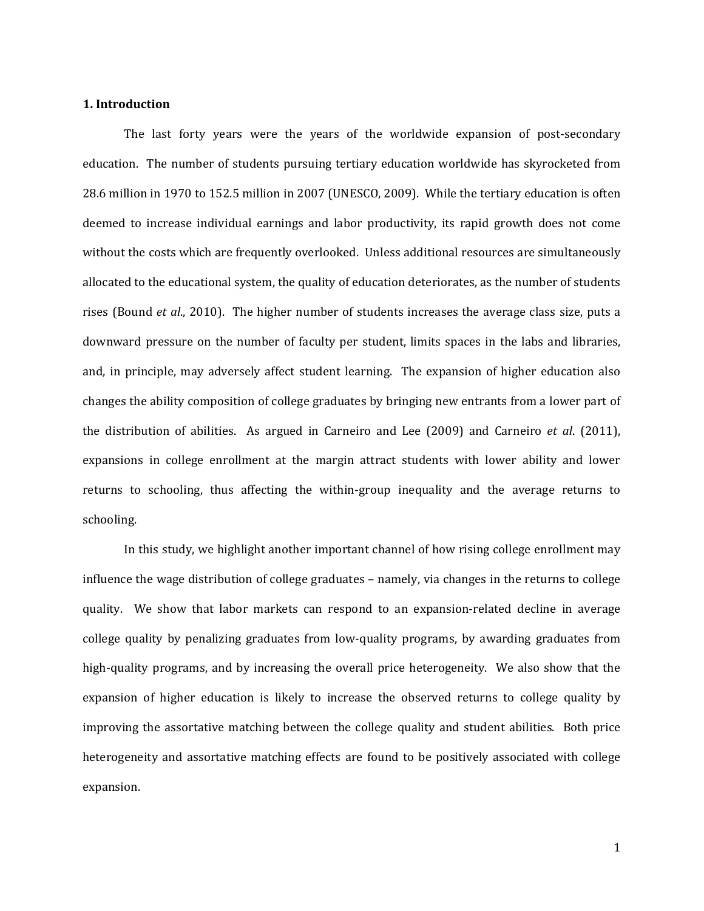## 1. Introduction

The last forty years were the years of the worldwide expansion of post-secondary education. The number of students pursuing tertiary education worldwide has skyrocketed from 28.6 million in 1970 to 152.5 million in 2007 (UNESCO, 2009). While the tertiary education is often deemed to increase individual earnings and labor productivity, its rapid growth does not come without the costs which are frequently overlooked. Unless additional resources are simultaneously allocated to the educational system, the quality of education deteriorates, as the number of students rises (Bound *et al*., 2010). The higher number of students increases the average class size, puts a downward pressure on the number of faculty per student, limits spaces in the labs and libraries, and, in principle, may adversely affect student learning. The expansion of higher education also changes the ability composition of college graduates by bringing new entrants from a lower part of the distribution of abilities. As argued in Carneiro and Lee (2009) and Carneiro *et al*. (2011), expansions in college enrollment at the margin attract students with lower ability and lower returns to schooling, thus affecting the within-group inequality and the average returns to schooling.

In this study, we highlight another important channel of how rising college enrollment may influence the wage distribution of college graduates – namely, via changes in the returns to college quality. We show that labor markets can respond to an expansion-related decline in average college quality by penalizing graduates from low-quality programs, by awarding graduates from high-quality programs, and by increasing the overall price heterogeneity. We also show that the expansion of higher education is likely to increase the observed returns to college quality by improving the assortative matching between the college quality and student abilities. Both price heterogeneity and assortative matching effects are found to be positively associated with college expansion.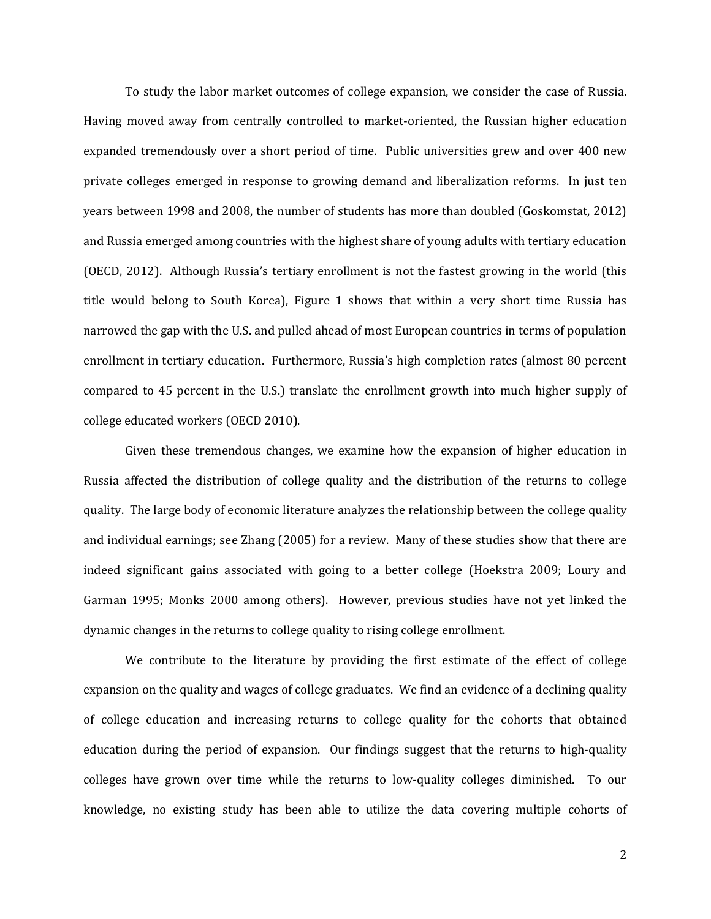To study the labor market outcomes of college expansion, we consider the case of Russia. Having moved away from centrally controlled to market-oriented, the Russian higher education expanded tremendously over a short period of time. Public universities grew and over 400 new private colleges emerged in response to growing demand and liberalization reforms. In just ten years between 1998 and 2008, the number of students has more than doubled (Goskomstat, 2012) and Russia emerged among countries with the highest share of young adults with tertiary education (OECD, 2012). Although Russia's tertiary enrollment is not the fastest growing in the world (this title would belong to South Korea), Figure 1 shows that within a very short time Russia has narrowed the gap with the U.S. and pulled ahead of most European countries in terms of population enrollment in tertiary education. Furthermore, Russia's high completion rates (almost 80 percent compared to 45 percent in the U.S.) translate the enrollment growth into much higher supply of college educated workers (OECD 2010).

Given these tremendous changes, we examine how the expansion of higher education in Russia affected the distribution of college quality and the distribution of the returns to college quality. The large body of economic literature analyzes the relationship between the college quality and individual earnings; see Zhang (2005) for a review. Many of these studies show that there are indeed significant gains associated with going to a better college (Hoekstra 2009; Loury and Garman 1995; Monks 2000 among others). However, previous studies have not yet linked the dynamic changes in the returns to college quality to rising college enrollment.

We contribute to the literature by providing the first estimate of the effect of college expansion on the quality and wages of college graduates. We find an evidence of a declining quality of college education and increasing returns to college quality for the cohorts that obtained education during the period of expansion. Our findings suggest that the returns to high-quality colleges have grown over time while the returns to low-quality colleges diminished. To our knowledge, no existing study has been able to utilize the data covering multiple cohorts of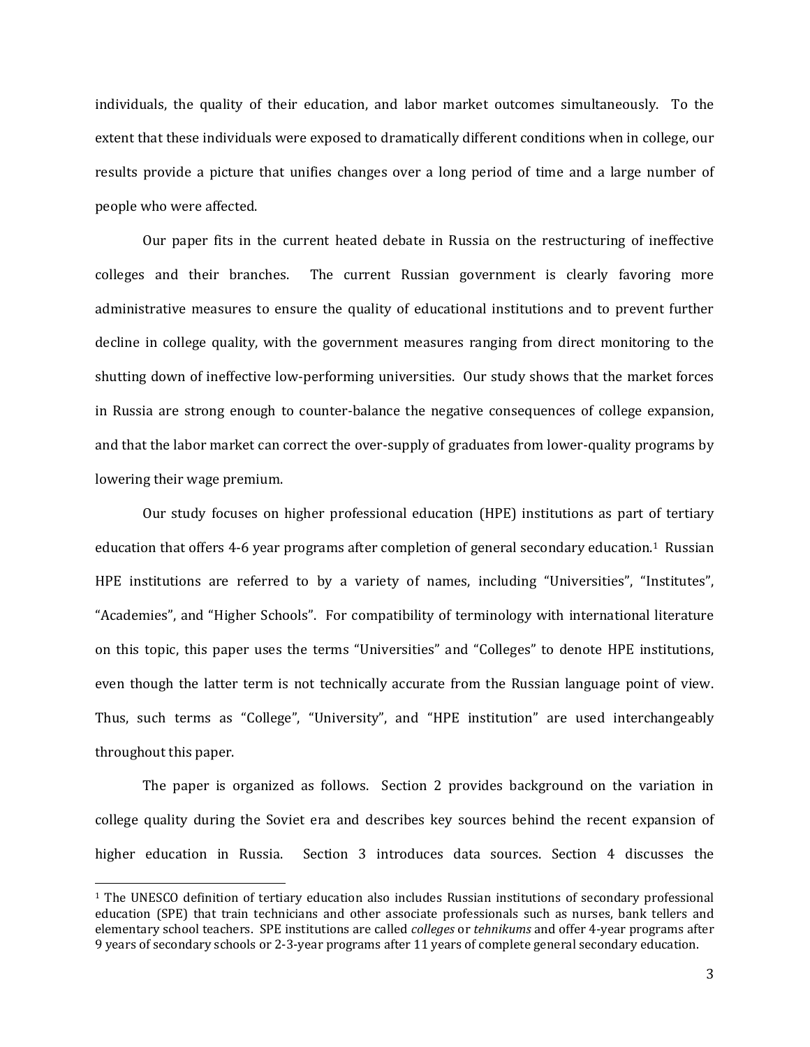individuals, the quality of their education, and labor market outcomes simultaneously. To the extent that these individuals were exposed to dramatically different conditions when in college, our results provide a picture that unifies changes over a long period of time and a large number of people who were affected.

Our paper fits in the current heated debate in Russia on the restructuring of ineffective colleges and their branches. The current Russian government is clearly favoring more administrative measures to ensure the quality of educational institutions and to prevent further decline in college quality, with the government measures ranging from direct monitoring to the shutting down of ineffective low-performing universities. Our study shows that the market forces in Russia are strong enough to counter-balance the negative consequences of college expansion, and that the labor market can correct the over-supply of graduates from lower-quality programs by lowering their wage premium.

Our study focuses on higher professional education (HPE) institutions as part of tertiary education that offers 4-6 year programs after completion of general secondary education.[1] Russian HPE institutions are referred to by a variety of names, including "Universities", "Institutes", "Academies", and "Higher Schools". For compatibility of terminology with international literature on this topic, this paper uses the terms "Universities" and "Colleges" to denote HPE institutions, even though the latter term is not technically accurate from the Russian language point of view. Thus, such terms as "College", "University", and "HPE institution" are used interchangeably throughout this paper.

The paper is organized as follows. Section 2 provides background on the variation in college quality during the Soviet era and describes key sources behind the recent expansion of higher education in Russia. Section 3 introduces data sources. Section 4 discusses the

---

[1] The UNESCO definition of tertiary education also includes Russian institutions of secondary professional education (SPE) that train technicians and other associate professionals such as nurses, bank tellers and elementary school teachers. SPE institutions are called *colleges* or *tehnikums* and offer 4-year programs after 9 years of secondary schools or 2-3-year programs after 11 years of complete general secondary education.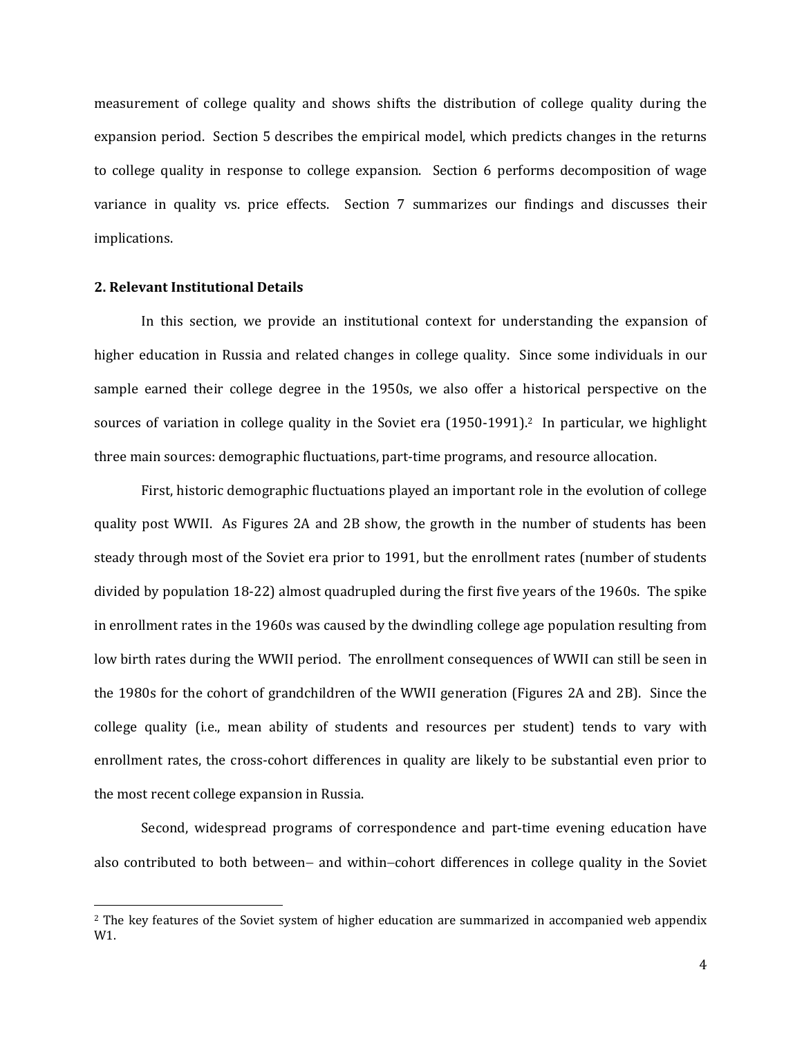measurement of college quality and shows shifts the distribution of college quality during the expansion period. Section 5 describes the empirical model, which predicts changes in the returns to college quality in response to college expansion. Section 6 performs decomposition of wage variance in quality vs. price effects. Section 7 summarizes our findings and discusses their implications.

## 2. Relevant Institutional Details

In this section, we provide an institutional context for understanding the expansion of higher education in Russia and related changes in college quality. Since some individuals in our sample earned their college degree in the 1950s, we also offer a historical perspective on the sources of variation in college quality in the Soviet era (1950-1991).[2] In particular, we highlight three main sources: demographic fluctuations, part-time programs, and resource allocation.

First, historic demographic fluctuations played an important role in the evolution of college quality post WWII. As Figures 2A and 2B show, the growth in the number of students has been steady through most of the Soviet era prior to 1991, but the enrollment rates (number of students divided by population 18-22) almost quadrupled during the first five years of the 1960s. The spike in enrollment rates in the 1960s was caused by the dwindling college age population resulting from low birth rates during the WWII period. The enrollment consequences of WWII can still be seen in the 1980s for the cohort of grandchildren of the WWII generation (Figures 2A and 2B). Since the college quality (i.e., mean ability of students and resources per student) tends to vary with enrollment rates, the cross-cohort differences in quality are likely to be substantial even prior to the most recent college expansion in Russia.

Second, widespread programs of correspondence and part-time evening education have also contributed to both between– and within–cohort differences in college quality in the Soviet

[2] The key features of the Soviet system of higher education are summarized in accompanied web appendix W1.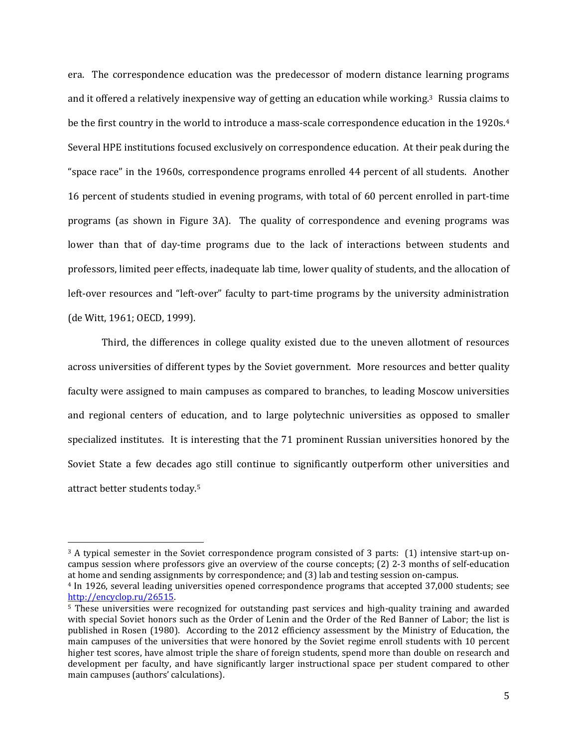era. The correspondence education was the predecessor of modern distance learning programs and it offered a relatively inexpensive way of getting an education while working.[3] Russia claims to be the first country in the world to introduce a mass-scale correspondence education in the 1920s.[4] Several HPE institutions focused exclusively on correspondence education. At their peak during the "space race" in the 1960s, correspondence programs enrolled 44 percent of all students. Another 16 percent of students studied in evening programs, with total of 60 percent enrolled in part-time programs (as shown in Figure 3A). The quality of correspondence and evening programs was lower than that of day-time programs due to the lack of interactions between students and professors, limited peer effects, inadequate lab time, lower quality of students, and the allocation of left-over resources and "left-over" faculty to part-time programs by the university administration (de Witt, 1961; OECD, 1999).

Third, the differences in college quality existed due to the uneven allotment of resources across universities of different types by the Soviet government. More resources and better quality faculty were assigned to main campuses as compared to branches, to leading Moscow universities and regional centers of education, and to large polytechnic universities as opposed to smaller specialized institutes. It is interesting that the 71 prominent Russian universities honored by the Soviet State a few decades ago still continue to significantly outperform other universities and attract better students today.[5]

---

[3] A typical semester in the Soviet correspondence program consisted of 3 parts: (1) intensive start-up on-campus session where professors give an overview of the course concepts; (2) 2-3 months of self-education at home and sending assignments by correspondence; and (3) lab and testing session on-campus.

[4] In 1926, several leading universities opened correspondence programs that accepted 37,000 students; see http://encyclop.ru/26515.

[5] These universities were recognized for outstanding past services and high-quality training and awarded with special Soviet honors such as the Order of Lenin and the Order of the Red Banner of Labor; the list is published in Rosen (1980). According to the 2012 efficiency assessment by the Ministry of Education, the main campuses of the universities that were honored by the Soviet regime enroll students with 10 percent higher test scores, have almost triple the share of foreign students, spend more than double on research and development per faculty, and have significantly larger instructional space per student compared to other main campuses (authors' calculations).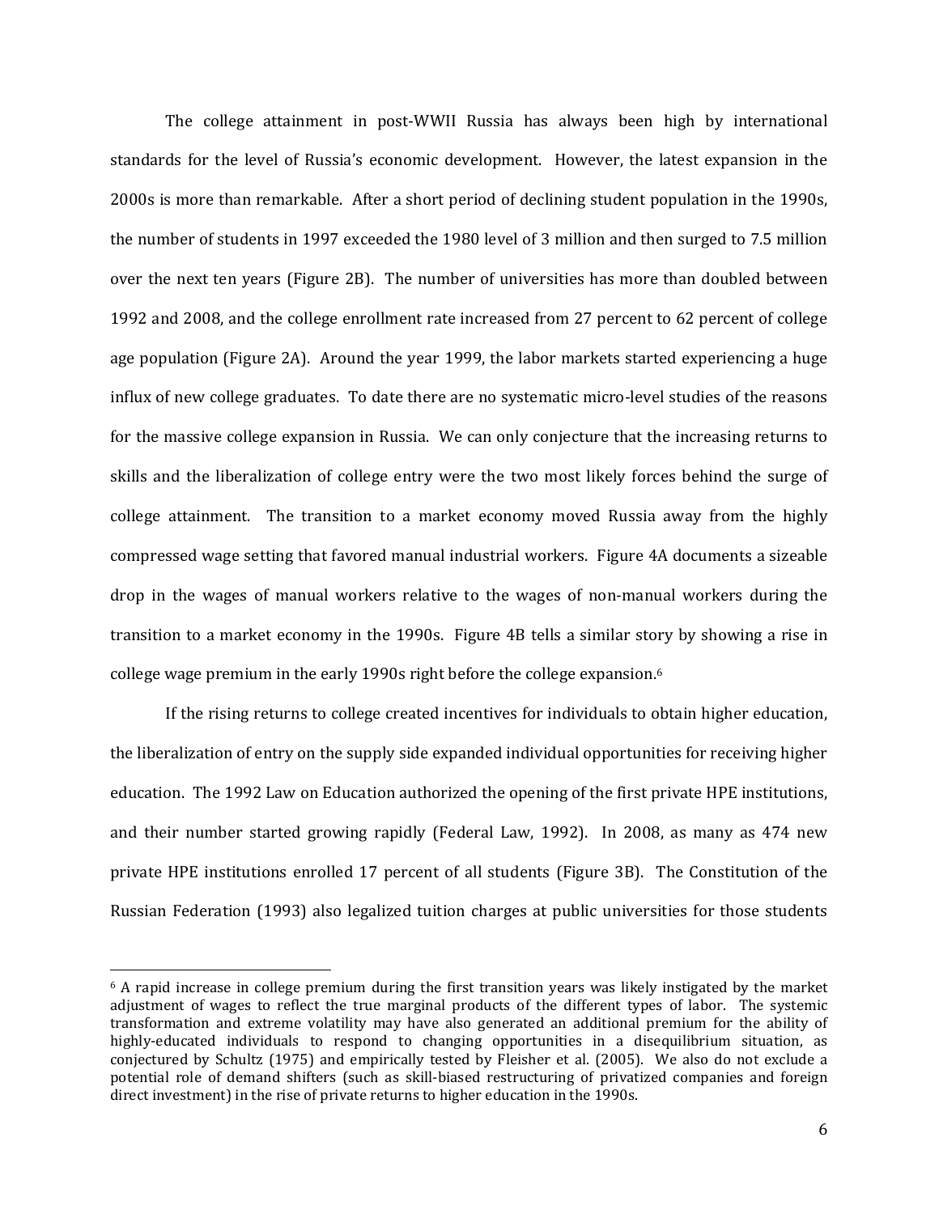The college attainment in post-WWII Russia has always been high by international standards for the level of Russia's economic development. However, the latest expansion in the 2000s is more than remarkable. After a short period of declining student population in the 1990s, the number of students in 1997 exceeded the 1980 level of 3 million and then surged to 7.5 million over the next ten years (Figure 2B). The number of universities has more than doubled between 1992 and 2008, and the college enrollment rate increased from 27 percent to 62 percent of college age population (Figure 2A). Around the year 1999, the labor markets started experiencing a huge influx of new college graduates. To date there are no systematic micro-level studies of the reasons for the massive college expansion in Russia. We can only conjecture that the increasing returns to skills and the liberalization of college entry were the two most likely forces behind the surge of college attainment. The transition to a market economy moved Russia away from the highly compressed wage setting that favored manual industrial workers. Figure 4A documents a sizeable drop in the wages of manual workers relative to the wages of non-manual workers during the transition to a market economy in the 1990s. Figure 4B tells a similar story by showing a rise in college wage premium in the early 1990s right before the college expansion.[6]

If the rising returns to college created incentives for individuals to obtain higher education, the liberalization of entry on the supply side expanded individual opportunities for receiving higher education. The 1992 Law on Education authorized the opening of the first private HPE institutions, and their number started growing rapidly (Federal Law, 1992). In 2008, as many as 474 new private HPE institutions enrolled 17 percent of all students (Figure 3B). The Constitution of the Russian Federation (1993) also legalized tuition charges at public universities for those students

---

[6] A rapid increase in college premium during the first transition years was likely instigated by the market adjustment of wages to reflect the true marginal products of the different types of labor. The systemic transformation and extreme volatility may have also generated an additional premium for the ability of highly-educated individuals to respond to changing opportunities in a disequilibrium situation, as conjectured by Schultz (1975) and empirically tested by Fleisher et al. (2005). We also do not exclude a potential role of demand shifters (such as skill-biased restructuring of privatized companies and foreign direct investment) in the rise of private returns to higher education in the 1990s.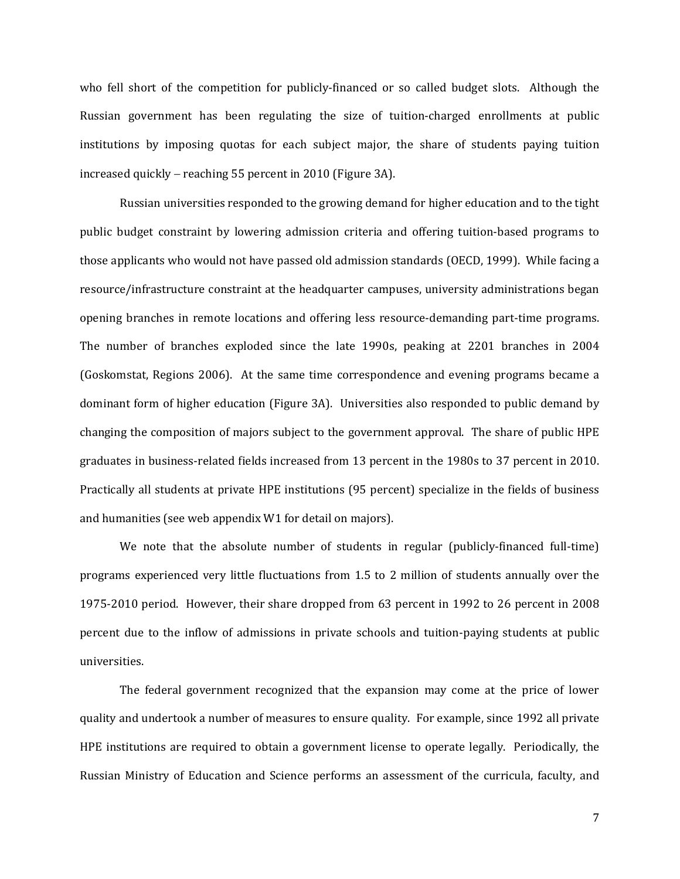who fell short of the competition for publicly-financed or so called budget slots. Although the Russian government has been regulating the size of tuition-charged enrollments at public institutions by imposing quotas for each subject major, the share of students paying tuition increased quickly – reaching 55 percent in 2010 (Figure 3A).

Russian universities responded to the growing demand for higher education and to the tight public budget constraint by lowering admission criteria and offering tuition-based programs to those applicants who would not have passed old admission standards (OECD, 1999). While facing a resource/infrastructure constraint at the headquarter campuses, university administrations began opening branches in remote locations and offering less resource-demanding part-time programs. The number of branches exploded since the late 1990s, peaking at 2201 branches in 2004 (Goskomstat, Regions 2006). At the same time correspondence and evening programs became a dominant form of higher education (Figure 3A). Universities also responded to public demand by changing the composition of majors subject to the government approval. The share of public HPE graduates in business-related fields increased from 13 percent in the 1980s to 37 percent in 2010. Practically all students at private HPE institutions (95 percent) specialize in the fields of business and humanities (see web appendix W1 for detail on majors).

We note that the absolute number of students in regular (publicly-financed full-time) programs experienced very little fluctuations from 1.5 to 2 million of students annually over the 1975-2010 period. However, their share dropped from 63 percent in 1992 to 26 percent in 2008 percent due to the inflow of admissions in private schools and tuition-paying students at public universities.

The federal government recognized that the expansion may come at the price of lower quality and undertook a number of measures to ensure quality. For example, since 1992 all private HPE institutions are required to obtain a government license to operate legally. Periodically, the Russian Ministry of Education and Science performs an assessment of the curricula, faculty, and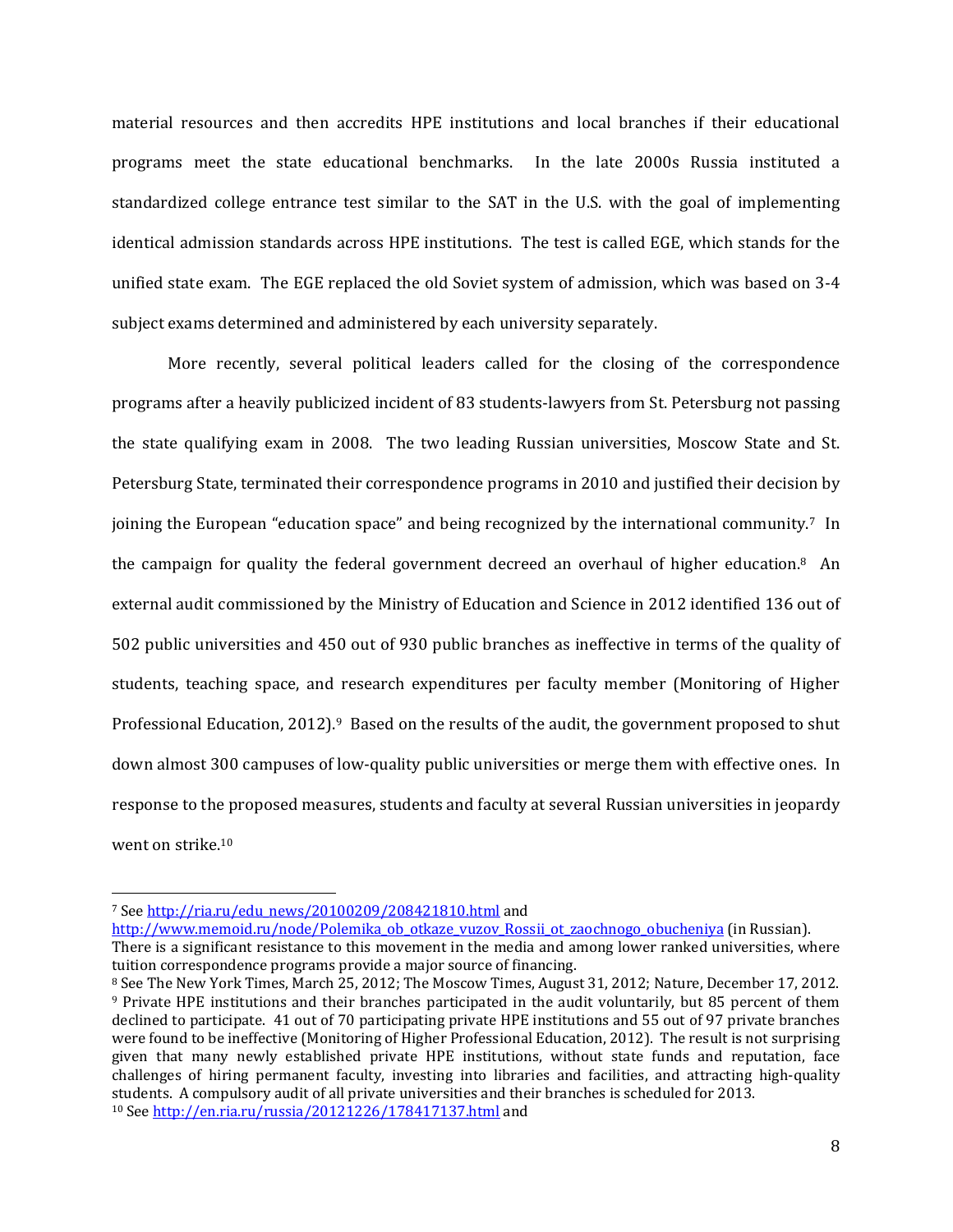material resources and then accredits HPE institutions and local branches if their educational programs meet the state educational benchmarks. In the late 2000s Russia instituted a standardized college entrance test similar to the SAT in the U.S. with the goal of implementing identical admission standards across HPE institutions. The test is called EGE, which stands for the unified state exam. The EGE replaced the old Soviet system of admission, which was based on 3-4 subject exams determined and administered by each university separately.

More recently, several political leaders called for the closing of the correspondence programs after a heavily publicized incident of 83 students-lawyers from St. Petersburg not passing the state qualifying exam in 2008. The two leading Russian universities, Moscow State and St. Petersburg State, terminated their correspondence programs in 2010 and justified their decision by joining the European "education space" and being recognized by the international community.[7] In the campaign for quality the federal government decreed an overhaul of higher education.[8] An external audit commissioned by the Ministry of Education and Science in 2012 identified 136 out of 502 public universities and 450 out of 930 public branches as ineffective in terms of the quality of students, teaching space, and research expenditures per faculty member (Monitoring of Higher Professional Education, 2012).[9] Based on the results of the audit, the government proposed to shut down almost 300 campuses of low-quality public universities or merge them with effective ones. In response to the proposed measures, students and faculty at several Russian universities in jeopardy went on strike.[10]

---

[7] See http://ria.ru/edu_news/20100209/208421810.html and http://www.memoid.ru/node/Polemika_ob_otkaze_vuzov_Rossii_ot_zaochnogo_obucheniya (in Russian). There is a significant resistance to this movement in the media and among lower ranked universities, where tuition correspondence programs provide a major source of financing.

[8] See The New York Times, March 25, 2012; The Moscow Times, August 31, 2012; Nature, December 17, 2012.

[9] Private HPE institutions and their branches participated in the audit voluntarily, but 85 percent of them declined to participate. 41 out of 70 participating private HPE institutions and 55 out of 97 private branches were found to be ineffective (Monitoring of Higher Professional Education, 2012). The result is not surprising given that many newly established private HPE institutions, without state funds and reputation, face challenges of hiring permanent faculty, investing into libraries and facilities, and attracting high-quality students. A compulsory audit of all private universities and their branches is scheduled for 2013.

[10] See http://en.ria.ru/russia/20121226/178417137.html and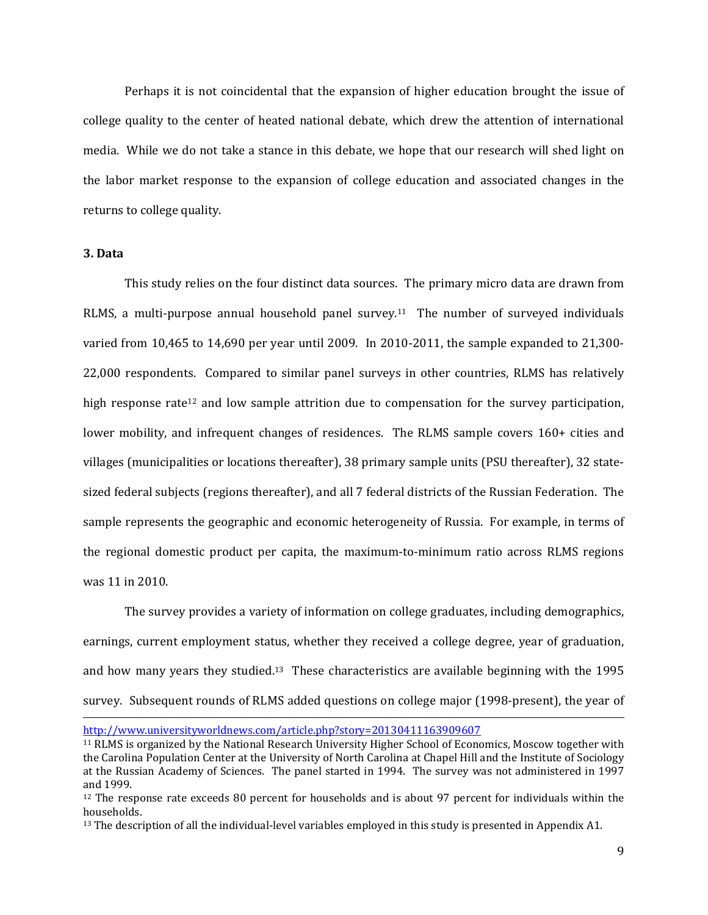Perhaps it is not coincidental that the expansion of higher education brought the issue of college quality to the center of heated national debate, which drew the attention of international media. While we do not take a stance in this debate, we hope that our research will shed light on the labor market response to the expansion of college education and associated changes in the returns to college quality.

## 3. Data

This study relies on the four distinct data sources. The primary micro data are drawn from RLMS, a multi-purpose annual household panel survey.[11] The number of surveyed individuals varied from 10,465 to 14,690 per year until 2009. In 2010-2011, the sample expanded to 21,300-22,000 respondents. Compared to similar panel surveys in other countries, RLMS has relatively high response rate[12] and low sample attrition due to compensation for the survey participation, lower mobility, and infrequent changes of residences. The RLMS sample covers 160+ cities and villages (municipalities or locations thereafter), 38 primary sample units (PSU thereafter), 32 state-sized federal subjects (regions thereafter), and all 7 federal districts of the Russian Federation. The sample represents the geographic and economic heterogeneity of Russia. For example, in terms of the regional domestic product per capita, the maximum-to-minimum ratio across RLMS regions was 11 in 2010.

The survey provides a variety of information on college graduates, including demographics, earnings, current employment status, whether they received a college degree, year of graduation, and how many years they studied.[13] These characteristics are available beginning with the 1995 survey. Subsequent rounds of RLMS added questions on college major (1998-present), the year of

---

http://www.universityworldnews.com/article.php?story=20130411163909607

[11] RLMS is organized by the National Research University Higher School of Economics, Moscow together with the Carolina Population Center at the University of North Carolina at Chapel Hill and the Institute of Sociology at the Russian Academy of Sciences. The panel started in 1994. The survey was not administered in 1997 and 1999.

[12] The response rate exceeds 80 percent for households and is about 97 percent for individuals within the households.

[13] The description of all the individual-level variables employed in this study is presented in Appendix A1.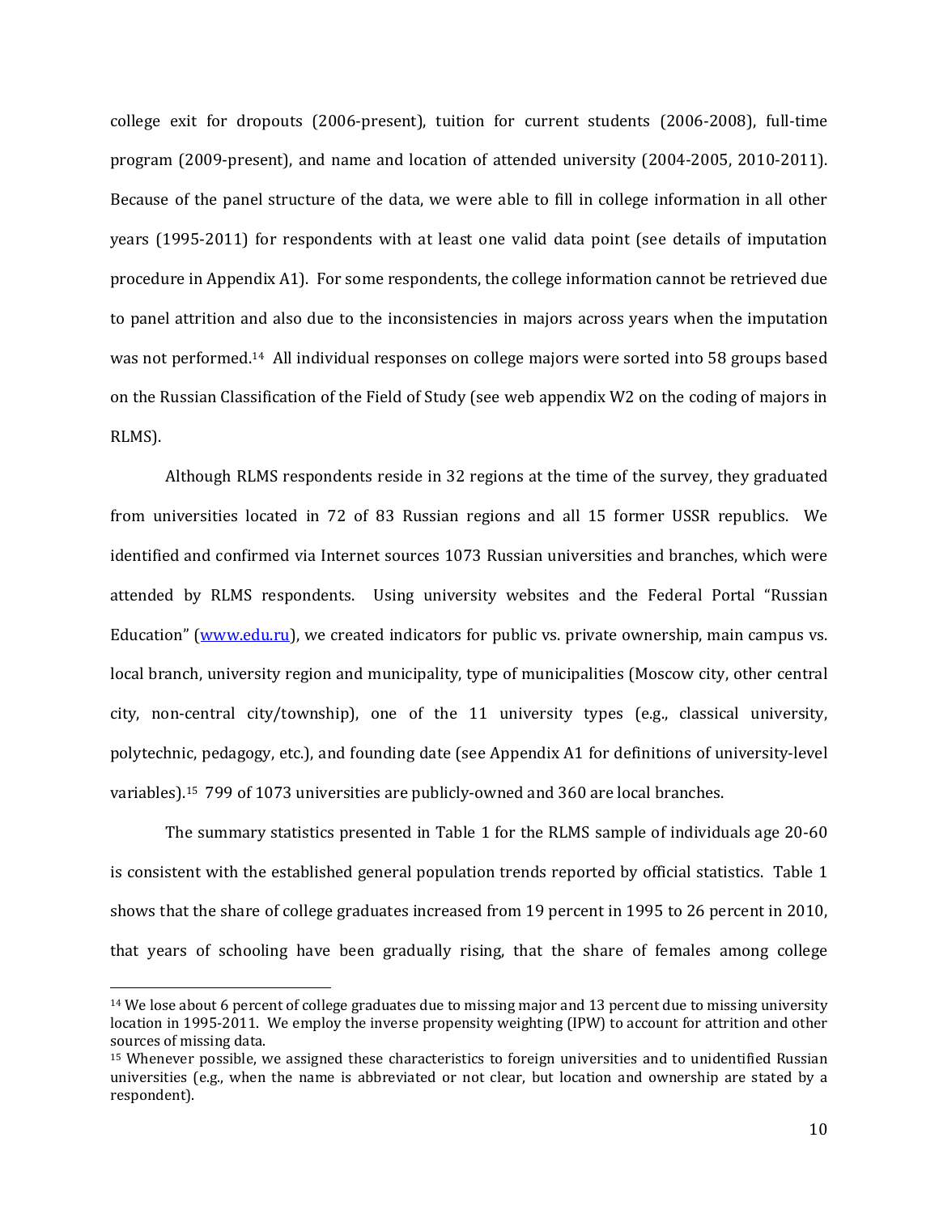college exit for dropouts (2006-present), tuition for current students (2006-2008), full-time program (2009-present), and name and location of attended university (2004-2005, 2010-2011). Because of the panel structure of the data, we were able to fill in college information in all other years (1995-2011) for respondents with at least one valid data point (see details of imputation procedure in Appendix A1). For some respondents, the college information cannot be retrieved due to panel attrition and also due to the inconsistencies in majors across years when the imputation was not performed.[14] All individual responses on college majors were sorted into 58 groups based on the Russian Classification of the Field of Study (see web appendix W2 on the coding of majors in RLMS).

Although RLMS respondents reside in 32 regions at the time of the survey, they graduated from universities located in 72 of 83 Russian regions and all 15 former USSR republics. We identified and confirmed via Internet sources 1073 Russian universities and branches, which were attended by RLMS respondents. Using university websites and the Federal Portal "Russian Education" (www.edu.ru), we created indicators for public vs. private ownership, main campus vs. local branch, university region and municipality, type of municipalities (Moscow city, other central city, non-central city/township), one of the 11 university types (e.g., classical university, polytechnic, pedagogy, etc.), and founding date (see Appendix A1 for definitions of university-level variables).[15] 799 of 1073 universities are publicly-owned and 360 are local branches.

The summary statistics presented in Table 1 for the RLMS sample of individuals age 20-60 is consistent with the established general population trends reported by official statistics. Table 1 shows that the share of college graduates increased from 19 percent in 1995 to 26 percent in 2010, that years of schooling have been gradually rising, that the share of females among college

---

[14] We lose about 6 percent of college graduates due to missing major and 13 percent due to missing university location in 1995-2011. We employ the inverse propensity weighting (IPW) to account for attrition and other sources of missing data.

[15] Whenever possible, we assigned these characteristics to foreign universities and to unidentified Russian universities (e.g., when the name is abbreviated or not clear, but location and ownership are stated by a respondent).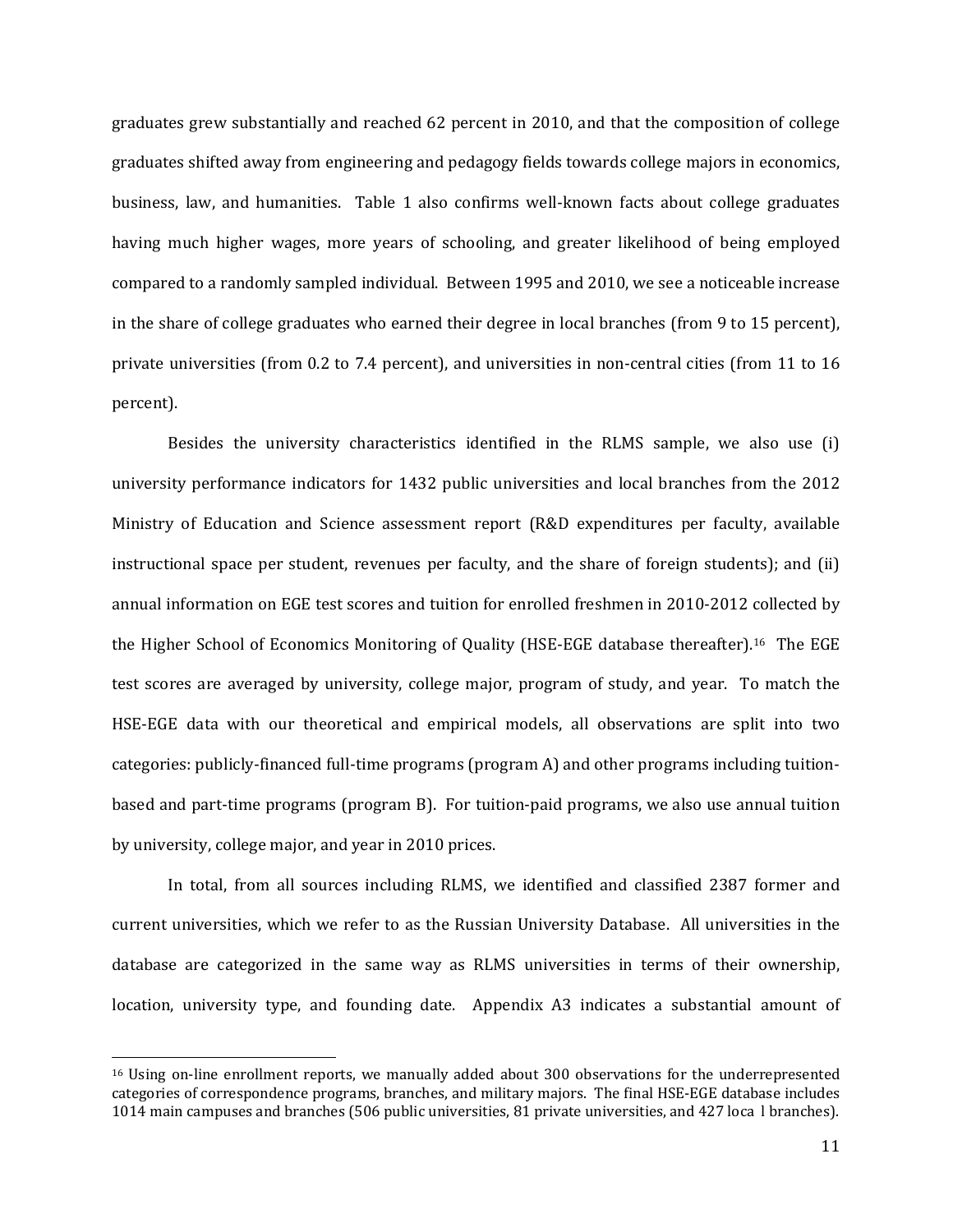graduates grew substantially and reached 62 percent in 2010, and that the composition of college graduates shifted away from engineering and pedagogy fields towards college majors in economics, business, law, and humanities. Table 1 also confirms well-known facts about college graduates having much higher wages, more years of schooling, and greater likelihood of being employed compared to a randomly sampled individual. Between 1995 and 2010, we see a noticeable increase in the share of college graduates who earned their degree in local branches (from 9 to 15 percent), private universities (from 0.2 to 7.4 percent), and universities in non-central cities (from 11 to 16 percent).

Besides the university characteristics identified in the RLMS sample, we also use (i) university performance indicators for 1432 public universities and local branches from the 2012 Ministry of Education and Science assessment report (R&D expenditures per faculty, available instructional space per student, revenues per faculty, and the share of foreign students); and (ii) annual information on EGE test scores and tuition for enrolled freshmen in 2010-2012 collected by the Higher School of Economics Monitoring of Quality (HSE-EGE database thereafter).[16] The EGE test scores are averaged by university, college major, program of study, and year. To match the HSE-EGE data with our theoretical and empirical models, all observations are split into two categories: publicly-financed full-time programs (program A) and other programs including tuition-based and part-time programs (program B). For tuition-paid programs, we also use annual tuition by university, college major, and year in 2010 prices.

In total, from all sources including RLMS, we identified and classified 2387 former and current universities, which we refer to as the Russian University Database. All universities in the database are categorized in the same way as RLMS universities in terms of their ownership, location, university type, and founding date. Appendix A3 indicates a substantial amount of

[16] Using on-line enrollment reports, we manually added about 300 observations for the underrepresented categories of correspondence programs, branches, and military majors. The final HSE-EGE database includes 1014 main campuses and branches (506 public universities, 81 private universities, and 427 local branches).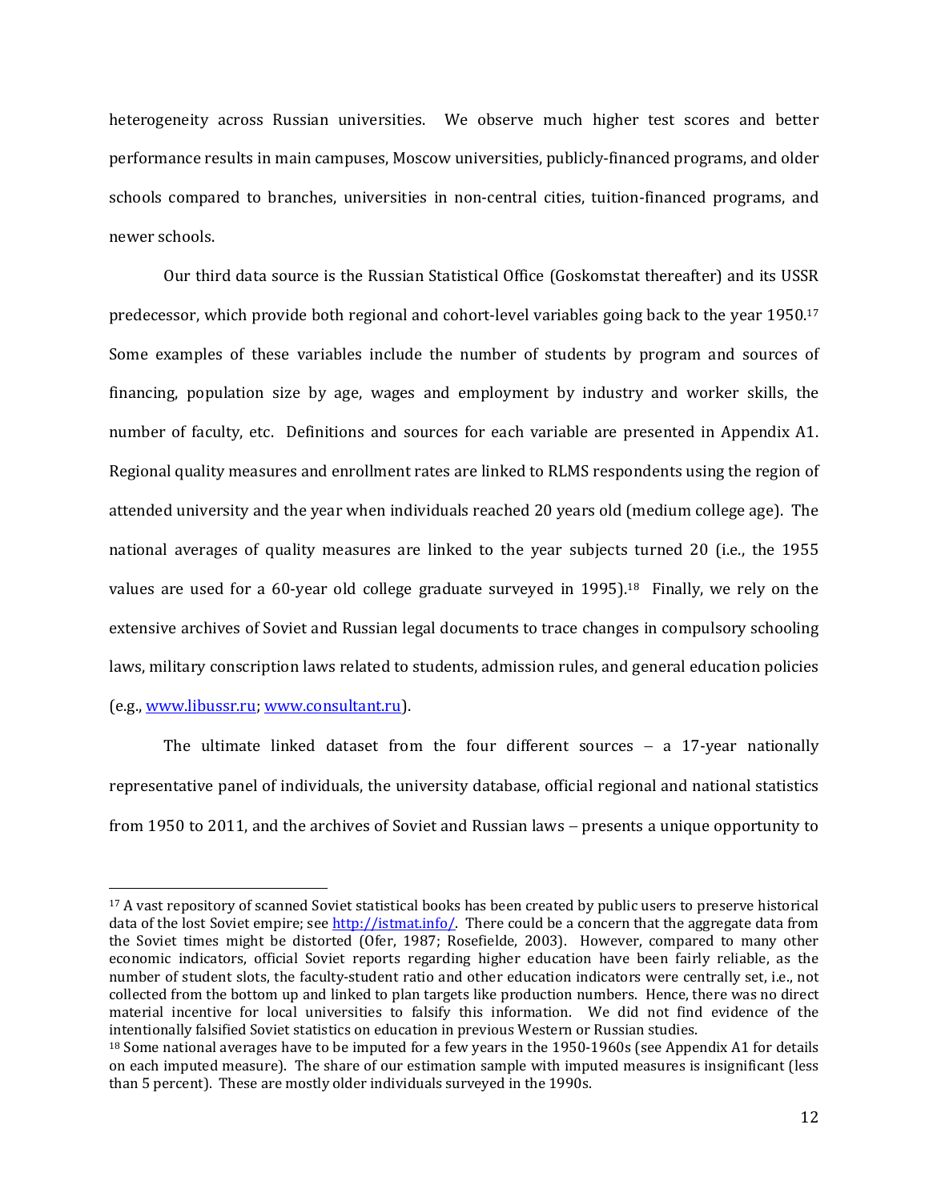heterogeneity across Russian universities. We observe much higher test scores and better performance results in main campuses, Moscow universities, publicly-financed programs, and older schools compared to branches, universities in non-central cities, tuition-financed programs, and newer schools.

Our third data source is the Russian Statistical Office (Goskomstat thereafter) and its USSR predecessor, which provide both regional and cohort-level variables going back to the year 1950.[17] Some examples of these variables include the number of students by program and sources of financing, population size by age, wages and employment by industry and worker skills, the number of faculty, etc. Definitions and sources for each variable are presented in Appendix A1. Regional quality measures and enrollment rates are linked to RLMS respondents using the region of attended university and the year when individuals reached 20 years old (medium college age). The national averages of quality measures are linked to the year subjects turned 20 (i.e., the 1955 values are used for a 60-year old college graduate surveyed in 1995).[18] Finally, we rely on the extensive archives of Soviet and Russian legal documents to trace changes in compulsory schooling laws, military conscription laws related to students, admission rules, and general education policies (e.g., www.libussr.ru; www.consultant.ru).

The ultimate linked dataset from the four different sources – a 17-year nationally representative panel of individuals, the university database, official regional and national statistics from 1950 to 2011, and the archives of Soviet and Russian laws – presents a unique opportunity to

---

[17] A vast repository of scanned Soviet statistical books has been created by public users to preserve historical data of the lost Soviet empire; see http://istmat.info/. There could be a concern that the aggregate data from the Soviet times might be distorted (Ofer, 1987; Rosefielde, 2003). However, compared to many other economic indicators, official Soviet reports regarding higher education have been fairly reliable, as the number of student slots, the faculty-student ratio and other education indicators were centrally set, i.e., not collected from the bottom up and linked to plan targets like production numbers. Hence, there was no direct material incentive for local universities to falsify this information. We did not find evidence of the intentionally falsified Soviet statistics on education in previous Western or Russian studies.

[18] Some national averages have to be imputed for a few years in the 1950-1960s (see Appendix A1 for details on each imputed measure). The share of our estimation sample with imputed measures is insignificant (less than 5 percent). These are mostly older individuals surveyed in the 1990s.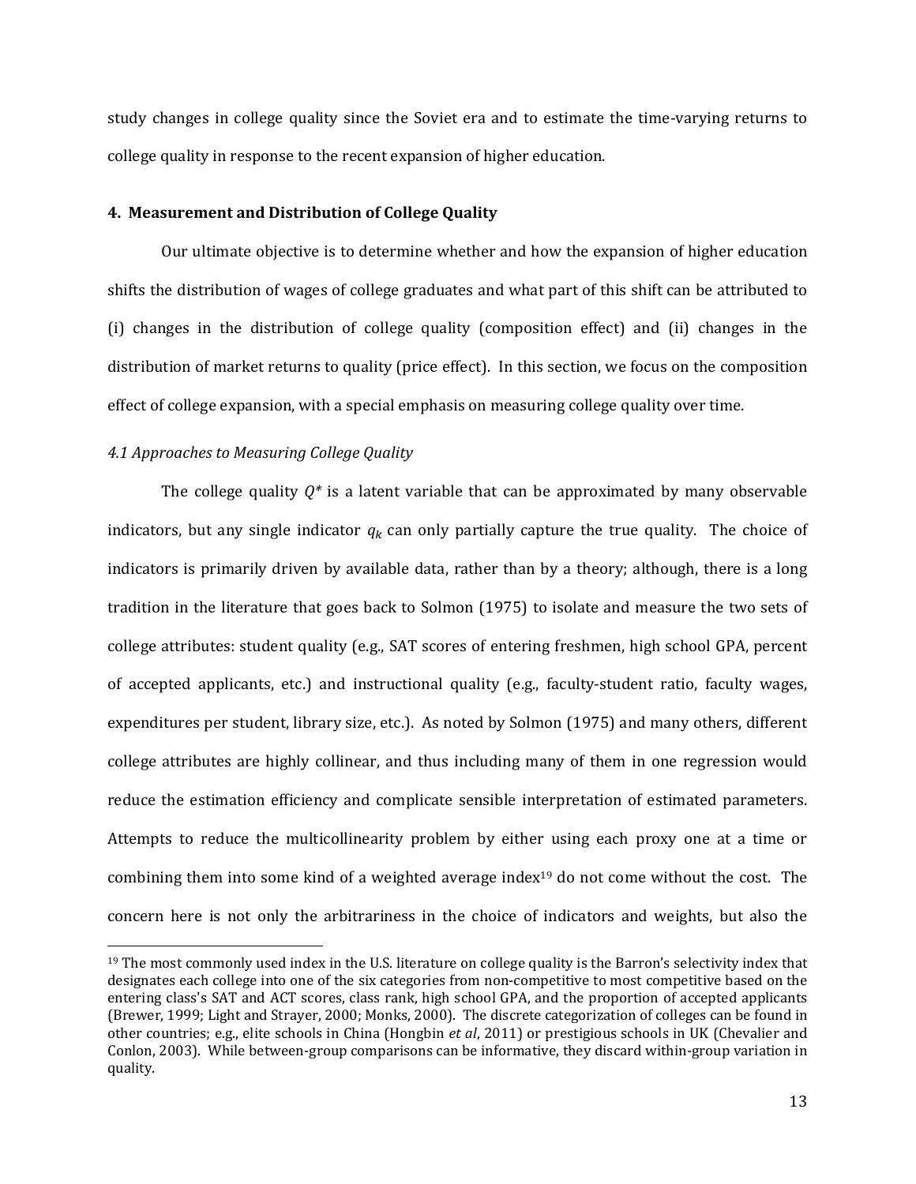study changes in college quality since the Soviet era and to estimate the time-varying returns to college quality in response to the recent expansion of higher education.

## 4. Measurement and Distribution of College Quality

Our ultimate objective is to determine whether and how the expansion of higher education shifts the distribution of wages of college graduates and what part of this shift can be attributed to (i) changes in the distribution of college quality (composition effect) and (ii) changes in the distribution of market returns to quality (price effect). In this section, we focus on the composition effect of college expansion, with a special emphasis on measuring college quality over time.

### *4.1 Approaches to Measuring College Quality*

The college quality $Q^*$ is a latent variable that can be approximated by many observable indicators, but any single indicator $q_k$ can only partially capture the true quality. The choice of indicators is primarily driven by available data, rather than by a theory; although, there is a long tradition in the literature that goes back to Solmon (1975) to isolate and measure the two sets of college attributes: student quality (e.g., SAT scores of entering freshmen, high school GPA, percent of accepted applicants, etc.) and instructional quality (e.g., faculty-student ratio, faculty wages, expenditures per student, library size, etc.). As noted by Solmon (1975) and many others, different college attributes are highly collinear, and thus including many of them in one regression would reduce the estimation efficiency and complicate sensible interpretation of estimated parameters. Attempts to reduce the multicollinearity problem by either using each proxy one at a time or combining them into some kind of a weighted average index[19] do not come without the cost. The concern here is not only the arbitrariness in the choice of indicators and weights, but also the

[19] The most commonly used index in the U.S. literature on college quality is the Barron's selectivity index that designates each college into one of the six categories from non-competitive to most competitive based on the entering class's SAT and ACT scores, class rank, high school GPA, and the proportion of accepted applicants (Brewer, 1999; Light and Strayer, 2000; Monks, 2000). The discrete categorization of colleges can be found in other countries; e.g., elite schools in China (Hongbin *et al*, 2011) or prestigious schools in UK (Chevalier and Conlon, 2003). While between-group comparisons can be informative, they discard within-group variation in quality.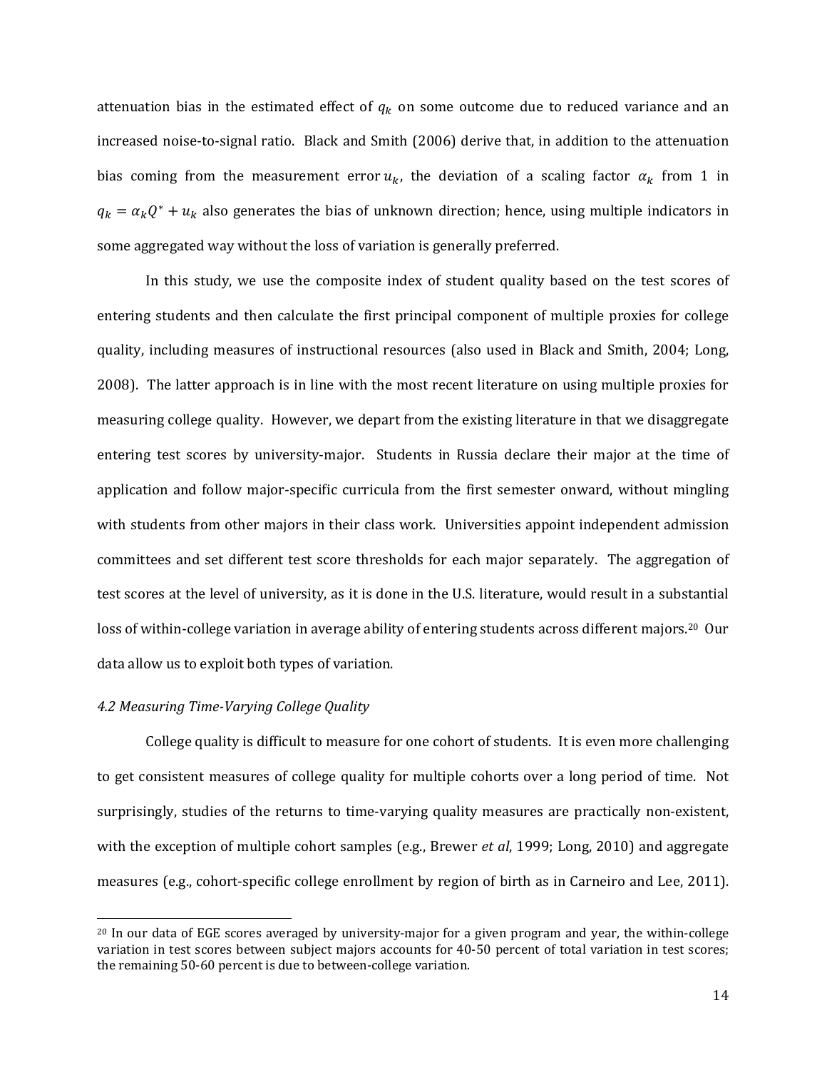attenuation bias in the estimated effect of $q_k$ on some outcome due to reduced variance and an increased noise-to-signal ratio. Black and Smith (2006) derive that, in addition to the attenuation bias coming from the measurement error $u_k$, the deviation of a scaling factor $\alpha_k$ from 1 in $q_k = \alpha_k Q^* + u_k$ also generates the bias of unknown direction; hence, using multiple indicators in some aggregated way without the loss of variation is generally preferred.

In this study, we use the composite index of student quality based on the test scores of entering students and then calculate the first principal component of multiple proxies for college quality, including measures of instructional resources (also used in Black and Smith, 2004; Long, 2008). The latter approach is in line with the most recent literature on using multiple proxies for measuring college quality. However, we depart from the existing literature in that we disaggregate entering test scores by university-major. Students in Russia declare their major at the time of application and follow major-specific curricula from the first semester onward, without mingling with students from other majors in their class work. Universities appoint independent admission committees and set different test score thresholds for each major separately. The aggregation of test scores at the level of university, as it is done in the U.S. literature, would result in a substantial loss of within-college variation in average ability of entering students across different majors.[20] Our data allow us to exploit both types of variation.

*4.2 Measuring Time-Varying College Quality*

College quality is difficult to measure for one cohort of students. It is even more challenging to get consistent measures of college quality for multiple cohorts over a long period of time. Not surprisingly, studies of the returns to time-varying quality measures are practically non-existent, with the exception of multiple cohort samples (e.g., Brewer *et al*, 1999; Long, 2010) and aggregate measures (e.g., cohort-specific college enrollment by region of birth as in Carneiro and Lee, 2011).

[20] In our data of EGE scores averaged by university-major for a given program and year, the within-college variation in test scores between subject majors accounts for 40-50 percent of total variation in test scores; the remaining 50-60 percent is due to between-college variation.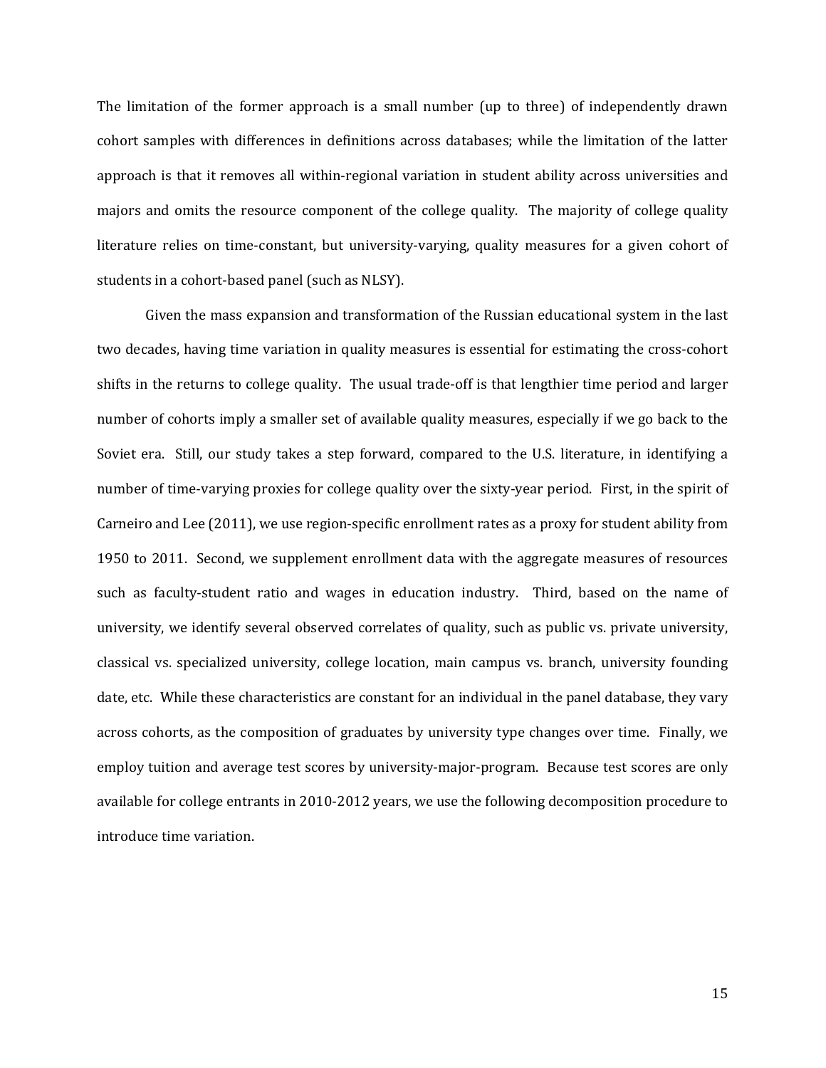The limitation of the former approach is a small number (up to three) of independently drawn cohort samples with differences in definitions across databases; while the limitation of the latter approach is that it removes all within-regional variation in student ability across universities and majors and omits the resource component of the college quality. The majority of college quality literature relies on time-constant, but university-varying, quality measures for a given cohort of students in a cohort-based panel (such as NLSY).

Given the mass expansion and transformation of the Russian educational system in the last two decades, having time variation in quality measures is essential for estimating the cross-cohort shifts in the returns to college quality. The usual trade-off is that lengthier time period and larger number of cohorts imply a smaller set of available quality measures, especially if we go back to the Soviet era. Still, our study takes a step forward, compared to the U.S. literature, in identifying a number of time-varying proxies for college quality over the sixty-year period. First, in the spirit of Carneiro and Lee (2011), we use region-specific enrollment rates as a proxy for student ability from 1950 to 2011. Second, we supplement enrollment data with the aggregate measures of resources such as faculty-student ratio and wages in education industry. Third, based on the name of university, we identify several observed correlates of quality, such as public vs. private university, classical vs. specialized university, college location, main campus vs. branch, university founding date, etc. While these characteristics are constant for an individual in the panel database, they vary across cohorts, as the composition of graduates by university type changes over time. Finally, we employ tuition and average test scores by university-major-program. Because test scores are only available for college entrants in 2010-2012 years, we use the following decomposition procedure to introduce time variation.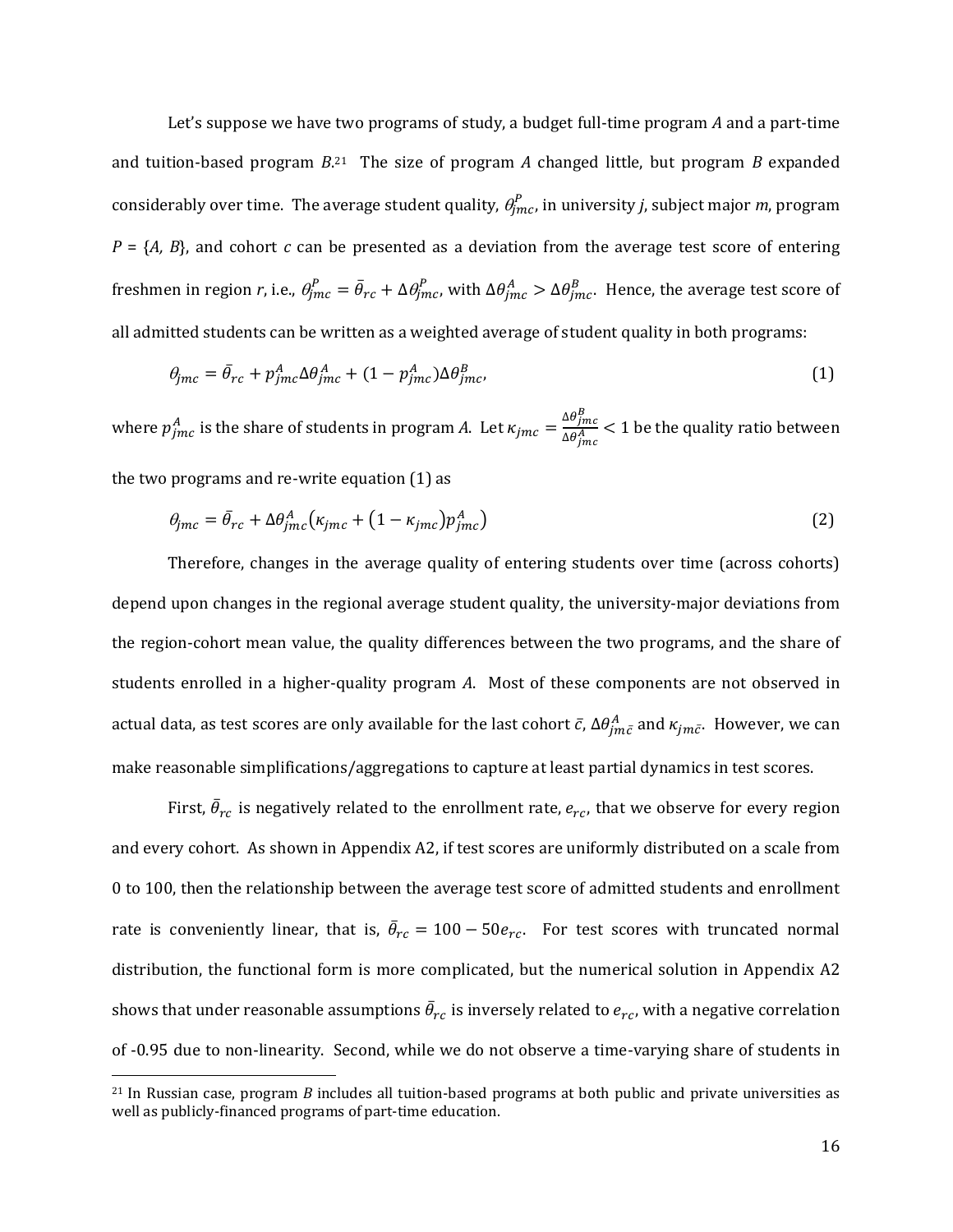Let's suppose we have two programs of study, a budget full-time program *A* and a part-time and tuition-based program *B*.[21] The size of program *A* changed little, but program *B* expanded considerably over time. The average student quality, $\theta_{jmc}^{P}$, in university *j*, subject major *m*, program $P = \{A, B\}$, and cohort *c* can be presented as a deviation from the average test score of entering freshmen in region *r*, i.e., $\theta_{jmc}^{P} = \bar{\theta}_{rc} + \Delta\theta_{jmc}^{P}$, with $\Delta\theta_{jmc}^{A} > \Delta\theta_{jmc}^{B}$. Hence, the average test score of all admitted students can be written as a weighted average of student quality in both programs:

$$\theta_{jmc} = \bar{\theta}_{rc} + p_{jmc}^{A}\Delta\theta_{jmc}^{A} + (1 - p_{jmc}^{A})\Delta\theta_{jmc}^{B}, \tag{1}$$

where $p_{jmc}^{A}$ is the share of students in program *A*. Let $\kappa_{jmc} = \frac{\Delta\theta_{jmc}^{B}}{\Delta\theta_{jmc}^{A}} < 1$ be the quality ratio between the two programs and re-write equation (1) as

$$\theta_{jmc} = \bar{\theta}_{rc} + \Delta\theta_{jmc}^{A}\left(\kappa_{jmc} + \left(1 - \kappa_{jmc}\right)p_{jmc}^{A}\right) \tag{2}$$

Therefore, changes in the average quality of entering students over time (across cohorts) depend upon changes in the regional average student quality, the university-major deviations from the region-cohort mean value, the quality differences between the two programs, and the share of students enrolled in a higher-quality program *A*. Most of these components are not observed in actual data, as test scores are only available for the last cohort $\bar{c}$, $\Delta\theta_{jm\bar{c}}^{A}$ and $\kappa_{jm\bar{c}}$. However, we can make reasonable simplifications/aggregations to capture at least partial dynamics in test scores.

First, $\bar{\theta}_{rc}$ is negatively related to the enrollment rate, $e_{rc}$, that we observe for every region and every cohort. As shown in Appendix A2, if test scores are uniformly distributed on a scale from 0 to 100, then the relationship between the average test score of admitted students and enrollment rate is conveniently linear, that is, $\bar{\theta}_{rc} = 100 - 50e_{rc}$. For test scores with truncated normal distribution, the functional form is more complicated, but the numerical solution in Appendix A2 shows that under reasonable assumptions $\bar{\theta}_{rc}$ is inversely related to $e_{rc}$, with a negative correlation of -0.95 due to non-linearity. Second, while we do not observe a time-varying share of students in

[21] In Russian case, program *B* includes all tuition-based programs at both public and private universities as well as publicly-financed programs of part-time education.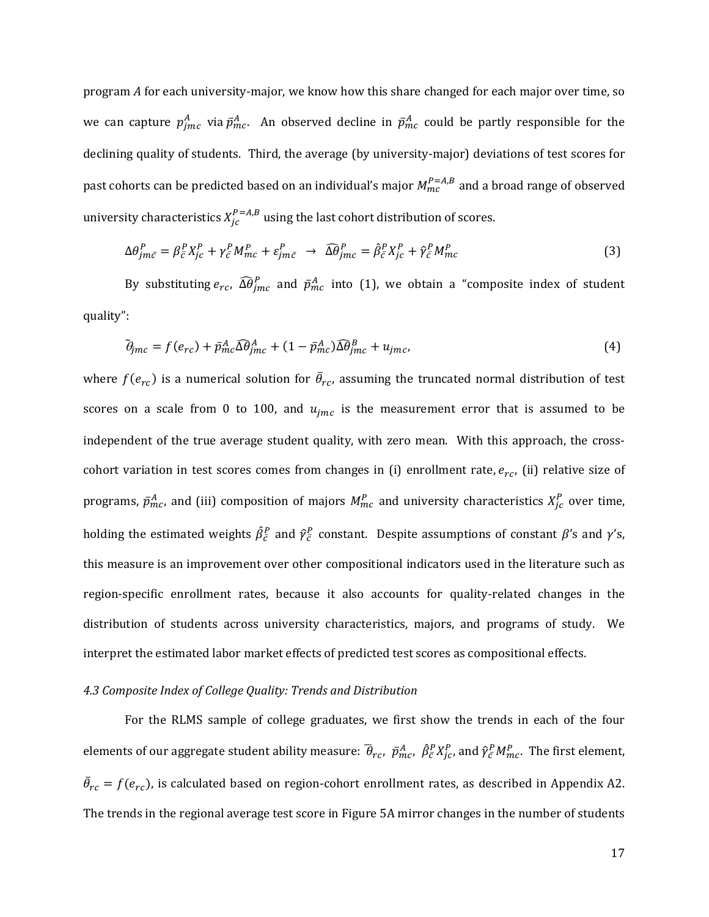program $A$ for each university-major, we know how this share changed for each major over time, so we can capture $p^A_{jmc}$ via $\bar{p}^A_{mc}$. An observed decline in $\bar{p}^A_{mc}$ could be partly responsible for the declining quality of students. Third, the average (by university-major) deviations of test scores for past cohorts can be predicted based on an individual's major $M^{P=A,B}_{mc}$ and a broad range of observed university characteristics $X^{P=A,B}_{jc}$ using the last cohort distribution of scores.

$$\Delta\theta^P_{jm\bar{c}} = \beta^P_{\bar{c}} X^P_{jc} + \gamma^P_{\bar{c}} M^P_{mc} + \varepsilon^P_{jm\bar{c}} \;\; \rightarrow \;\; \widehat{\Delta\theta}^P_{jmc} = \hat{\beta}^P_{\bar{c}} X^P_{jc} + \hat{\gamma}^P_{\bar{c}} M^P_{mc} \tag{3}$$

By substituting $e_{rc}$, $\widehat{\Delta\theta}^P_{jmc}$ and $\bar{p}^A_{mc}$ into (1), we obtain a "composite index of student quality":

$$\tilde{\theta}_{jmc} = f(e_{rc}) + \bar{p}^A_{mc}\widehat{\Delta\theta}^A_{jmc} + (1 - \bar{p}^A_{mc})\widehat{\Delta\theta}^B_{jmc} + u_{jmc}, \tag{4}$$

where $f(e_{rc})$ is a numerical solution for $\bar{\theta}_{rc}$, assuming the truncated normal distribution of test scores on a scale from 0 to 100, and $u_{jmc}$ is the measurement error that is assumed to be independent of the true average student quality, with zero mean. With this approach, the cross-cohort variation in test scores comes from changes in (i) enrollment rate, $e_{rc}$, (ii) relative size of programs, $\bar{p}^A_{mc}$, and (iii) composition of majors $M^P_{mc}$ and university characteristics $X^P_{jc}$ over time, holding the estimated weights $\hat{\beta}^P_{\bar{c}}$ and $\hat{\gamma}^P_{\bar{c}}$ constant. Despite assumptions of constant $\beta$'s and $\gamma$'s, this measure is an improvement over other compositional indicators used in the literature such as region-specific enrollment rates, because it also accounts for quality-related changes in the distribution of students across university characteristics, majors, and programs of study. We interpret the estimated labor market effects of predicted test scores as compositional effects.

### *4.3 Composite Index of College Quality: Trends and Distribution*

For the RLMS sample of college graduates, we first show the trends in each of the four elements of our aggregate student ability measure: $\bar{\theta}_{rc}$, $\bar{p}^A_{mc}$, $\hat{\beta}^P_{\bar{c}} X^P_{jc}$, and $\hat{\gamma}^P_{\bar{c}} M^P_{mc}$. The first element, $\bar{\theta}_{rc} = f(e_{rc})$, is calculated based on region-cohort enrollment rates, as described in Appendix A2. The trends in the regional average test score in Figure 5A mirror changes in the number of students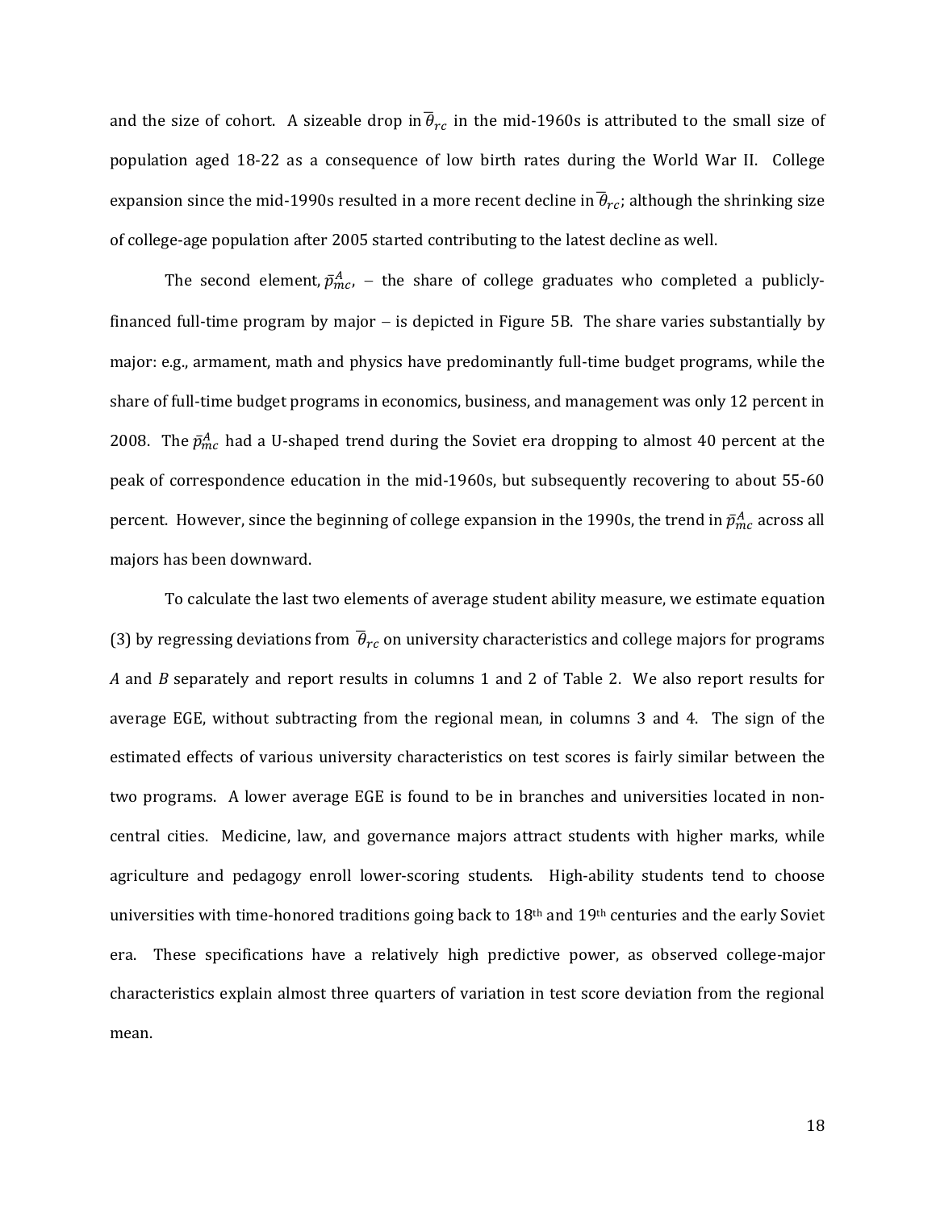and the size of cohort. A sizeable drop in $\overline{\theta}_{rc}$ in the mid-1960s is attributed to the small size of population aged 18-22 as a consequence of low birth rates during the World War II. College expansion since the mid-1990s resulted in a more recent decline in $\overline{\theta}_{rc}$; although the shrinking size of college-age population after 2005 started contributing to the latest decline as well.

The second element, $\bar{p}^{A}_{mc}$, – the share of college graduates who completed a publicly-financed full-time program by major – is depicted in Figure 5B. The share varies substantially by major: e.g., armament, math and physics have predominantly full-time budget programs, while the share of full-time budget programs in economics, business, and management was only 12 percent in 2008. The $\bar{p}^{A}_{mc}$ had a U-shaped trend during the Soviet era dropping to almost 40 percent at the peak of correspondence education in the mid-1960s, but subsequently recovering to about 55-60 percent. However, since the beginning of college expansion in the 1990s, the trend in $\bar{p}^{A}_{mc}$ across all majors has been downward.

To calculate the last two elements of average student ability measure, we estimate equation (3) by regressing deviations from $\overline{\theta}_{rc}$ on university characteristics and college majors for programs *A* and *B* separately and report results in columns 1 and 2 of Table 2. We also report results for average EGE, without subtracting from the regional mean, in columns 3 and 4. The sign of the estimated effects of various university characteristics on test scores is fairly similar between the two programs. A lower average EGE is found to be in branches and universities located in non-central cities. Medicine, law, and governance majors attract students with higher marks, while agriculture and pedagogy enroll lower-scoring students. High-ability students tend to choose universities with time-honored traditions going back to 18th and 19th centuries and the early Soviet era. These specifications have a relatively high predictive power, as observed college-major characteristics explain almost three quarters of variation in test score deviation from the regional mean.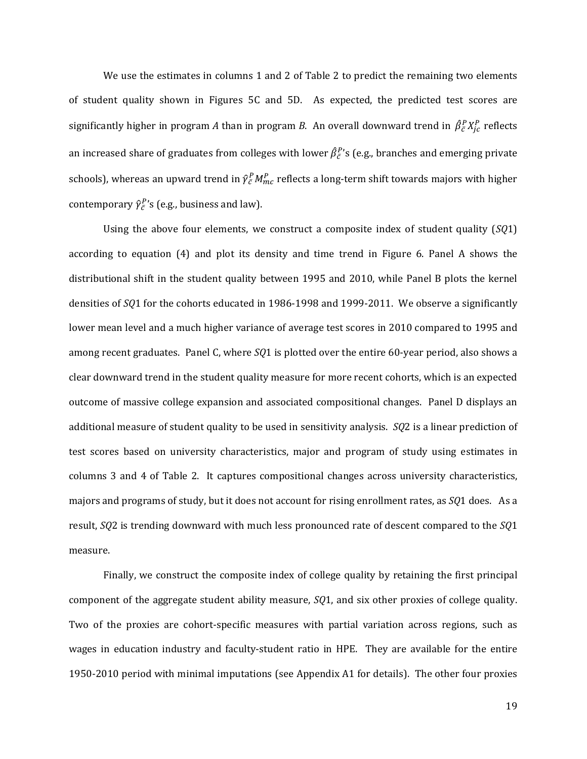We use the estimates in columns 1 and 2 of Table 2 to predict the remaining two elements of student quality shown in Figures 5C and 5D. As expected, the predicted test scores are significantly higher in program *A* than in program *B*. An overall downward trend in $\hat{\beta}_{\bar{c}}^{P} X_{jc}^{P}$ reflects an increased share of graduates from colleges with lower $\hat{\beta}_{\bar{c}}^{P}$'s (e.g., branches and emerging private schools), whereas an upward trend in $\hat{\gamma}_{\bar{c}}^{P} M_{mc}^{P}$ reflects a long-term shift towards majors with higher contemporary $\hat{\gamma}_{\bar{c}}^{P}$'s (e.g., business and law).

Using the above four elements, we construct a composite index of student quality ($SQ1$) according to equation (4) and plot its density and time trend in Figure 6. Panel A shows the distributional shift in the student quality between 1995 and 2010, while Panel B plots the kernel densities of $SQ1$ for the cohorts educated in 1986-1998 and 1999-2011. We observe a significantly lower mean level and a much higher variance of average test scores in 2010 compared to 1995 and among recent graduates. Panel C, where $SQ1$ is plotted over the entire 60-year period, also shows a clear downward trend in the student quality measure for more recent cohorts, which is an expected outcome of massive college expansion and associated compositional changes. Panel D displays an additional measure of student quality to be used in sensitivity analysis. $SQ2$ is a linear prediction of test scores based on university characteristics, major and program of study using estimates in columns 3 and 4 of Table 2. It captures compositional changes across university characteristics, majors and programs of study, but it does not account for rising enrollment rates, as $SQ1$ does. As a result, $SQ2$ is trending downward with much less pronounced rate of descent compared to the $SQ1$ measure.

Finally, we construct the composite index of college quality by retaining the first principal component of the aggregate student ability measure, $SQ1$, and six other proxies of college quality. Two of the proxies are cohort-specific measures with partial variation across regions, such as wages in education industry and faculty-student ratio in HPE. They are available for the entire 1950-2010 period with minimal imputations (see Appendix A1 for details). The other four proxies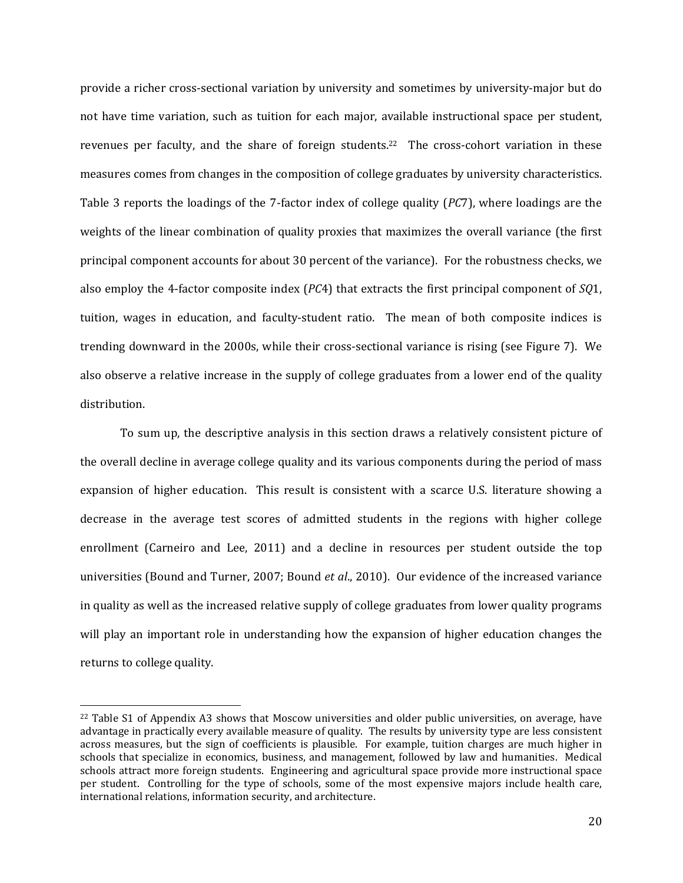provide a richer cross-sectional variation by university and sometimes by university-major but do not have time variation, such as tuition for each major, available instructional space per student, revenues per faculty, and the share of foreign students.[22] The cross-cohort variation in these measures comes from changes in the composition of college graduates by university characteristics. Table 3 reports the loadings of the 7-factor index of college quality (*PC*7), where loadings are the weights of the linear combination of quality proxies that maximizes the overall variance (the first principal component accounts for about 30 percent of the variance). For the robustness checks, we also employ the 4-factor composite index (*PC*4) that extracts the first principal component of *SQ*1, tuition, wages in education, and faculty-student ratio. The mean of both composite indices is trending downward in the 2000s, while their cross-sectional variance is rising (see Figure 7). We also observe a relative increase in the supply of college graduates from a lower end of the quality distribution.

To sum up, the descriptive analysis in this section draws a relatively consistent picture of the overall decline in average college quality and its various components during the period of mass expansion of higher education. This result is consistent with a scarce U.S. literature showing a decrease in the average test scores of admitted students in the regions with higher college enrollment (Carneiro and Lee, 2011) and a decline in resources per student outside the top universities (Bound and Turner, 2007; Bound *et al*., 2010). Our evidence of the increased variance in quality as well as the increased relative supply of college graduates from lower quality programs will play an important role in understanding how the expansion of higher education changes the returns to college quality.

---

[22] Table S1 of Appendix A3 shows that Moscow universities and older public universities, on average, have advantage in practically every available measure of quality. The results by university type are less consistent across measures, but the sign of coefficients is plausible. For example, tuition charges are much higher in schools that specialize in economics, business, and management, followed by law and humanities. Medical schools attract more foreign students. Engineering and agricultural space provide more instructional space per student. Controlling for the type of schools, some of the most expensive majors include health care, international relations, information security, and architecture.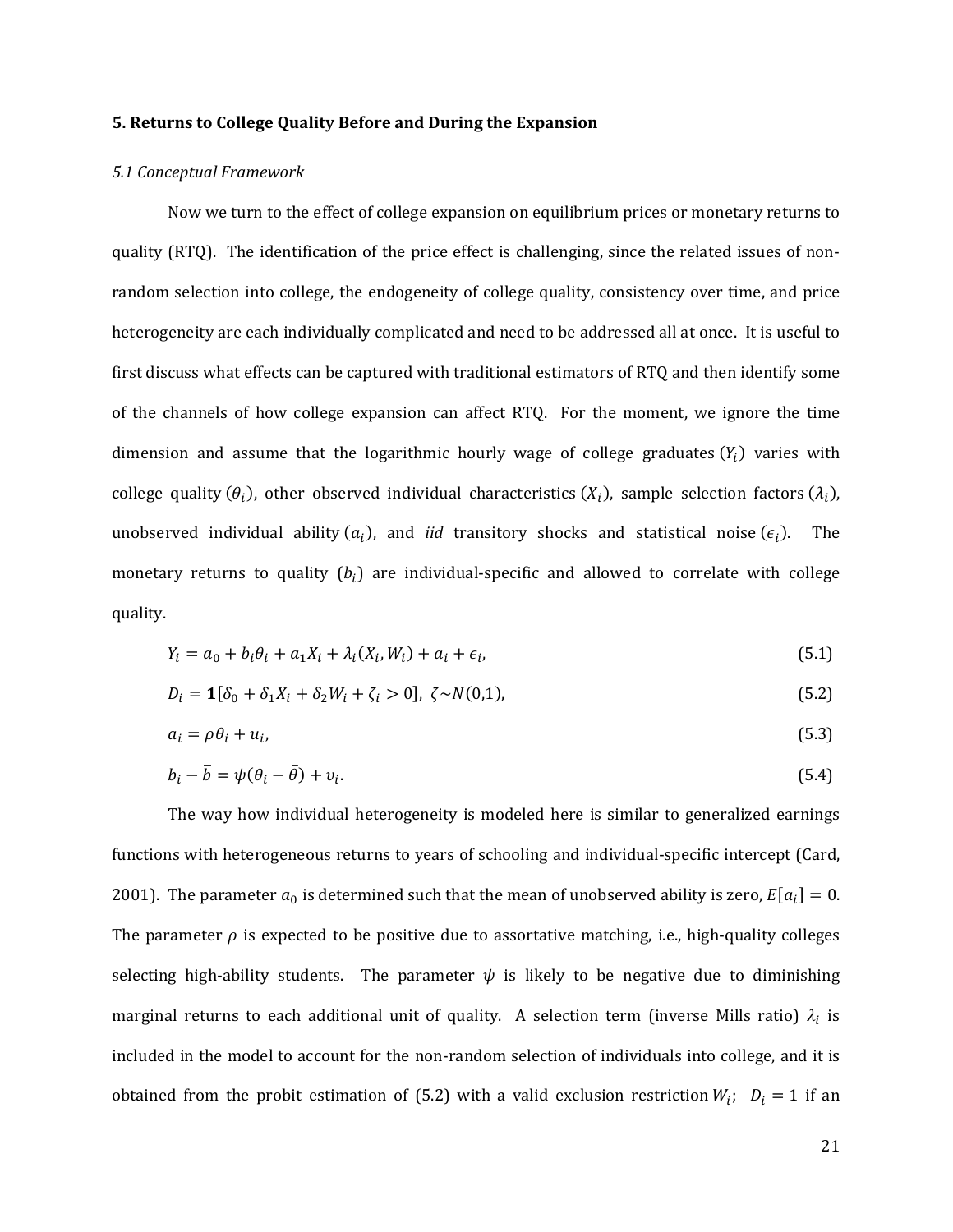## 5. Returns to College Quality Before and During the Expansion

### *5.1 Conceptual Framework*

Now we turn to the effect of college expansion on equilibrium prices or monetary returns to quality (RTQ). The identification of the price effect is challenging, since the related issues of non-random selection into college, the endogeneity of college quality, consistency over time, and price heterogeneity are each individually complicated and need to be addressed all at once. It is useful to first discuss what effects can be captured with traditional estimators of RTQ and then identify some of the channels of how college expansion can affect RTQ. For the moment, we ignore the time dimension and assume that the logarithmic hourly wage of college graduates ($Y_i$) varies with college quality ($\theta_i$), other observed individual characteristics ($X_i$), sample selection factors ($\lambda_i$), unobserved individual ability ($a_i$), and *iid* transitory shocks and statistical noise ($\epsilon_i$). The monetary returns to quality ($b_i$) are individual-specific and allowed to correlate with college quality.

$$Y_i = a_0 + b_i\theta_i + a_1 X_i + \lambda_i(X_i, W_i) + a_i + \epsilon_i, \tag{5.1}$$

$$D_i = \mathbf{1}[\delta_0 + \delta_1 X_i + \delta_2 W_i + \zeta_i > 0],\ \zeta \sim N(0,1), \tag{5.2}$$

$$a_i = \rho\theta_i + u_i, \tag{5.3}$$

$$b_i - \bar{b} = \psi(\theta_i - \bar{\theta}) + \upsilon_i. \tag{5.4}$$

The way how individual heterogeneity is modeled here is similar to generalized earnings functions with heterogeneous returns to years of schooling and individual-specific intercept (Card, 2001). The parameter $a_0$ is determined such that the mean of unobserved ability is zero, $E[a_i] = 0$. The parameter $\rho$ is expected to be positive due to assortative matching, i.e., high-quality colleges selecting high-ability students. The parameter $\psi$ is likely to be negative due to diminishing marginal returns to each additional unit of quality. A selection term (inverse Mills ratio) $\lambda_i$ is included in the model to account for the non-random selection of individuals into college, and it is obtained from the probit estimation of (5.2) with a valid exclusion restriction $W_i$; $D_i = 1$ if an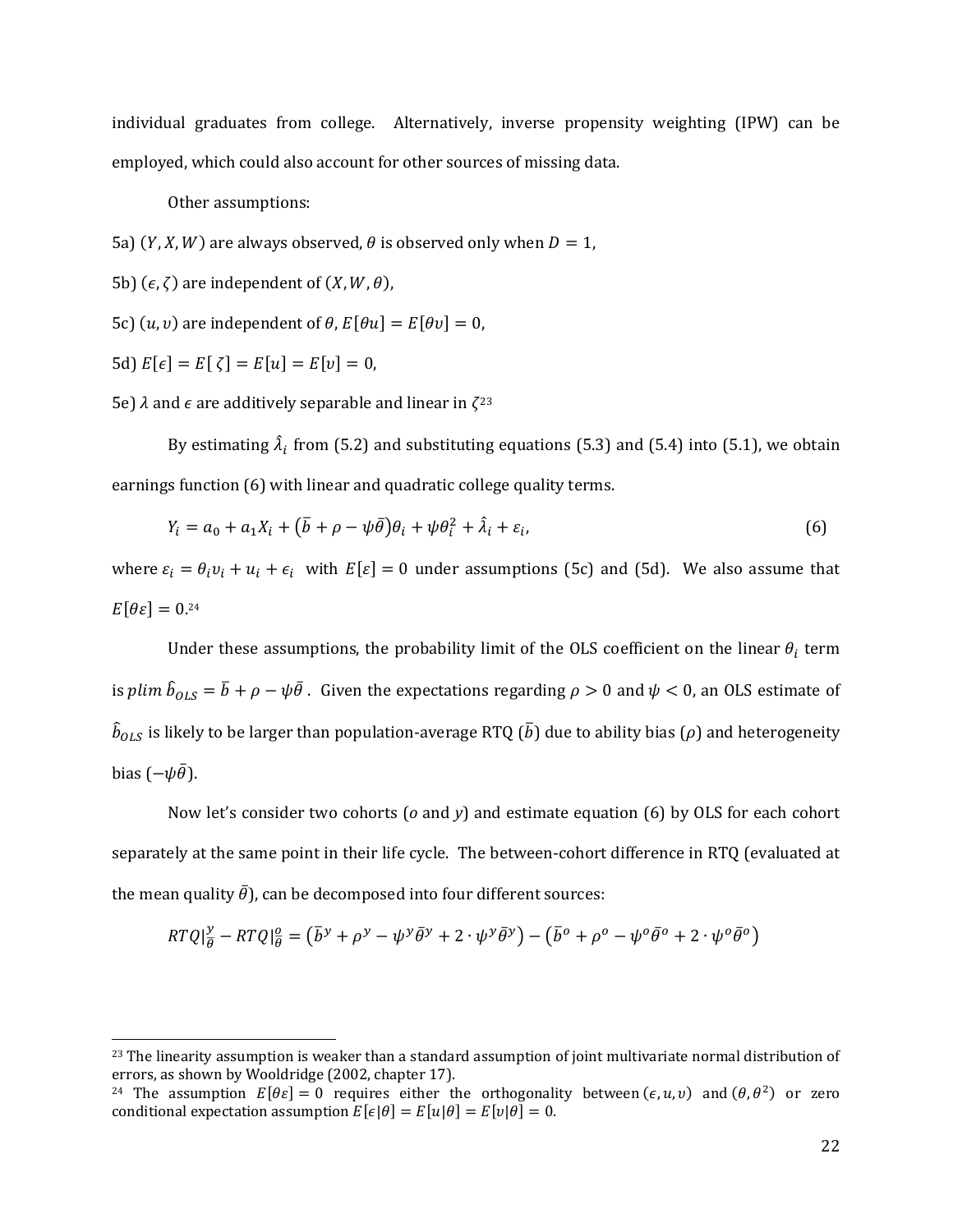individual graduates from college. Alternatively, inverse propensity weighting (IPW) can be employed, which could also account for other sources of missing data.

Other assumptions:

5a) $(Y, X, W)$ are always observed, $\theta$ is observed only when $D = 1$,

5b) $(\epsilon, \zeta)$ are independent of $(X, W, \theta)$,

5c) $(u, \upsilon)$ are independent of $\theta$, $E[\theta u] = E[\theta \upsilon] = 0$,

5d) $E[\epsilon] = E[\zeta] = E[u] = E[\upsilon] = 0$,

5e) $\lambda$ and $\epsilon$ are additively separable and linear in $\zeta$[23]

By estimating $\hat{\lambda}_i$ from (5.2) and substituting equations (5.3) and (5.4) into (5.1), we obtain earnings function (6) with linear and quadratic college quality terms.

$$Y_i = a_0 + a_1 X_i + (\bar{b} + \rho - \psi\bar{\theta})\theta_i + \psi\theta_i^2 + \hat{\lambda}_i + \varepsilon_i, \tag{6}$$

where $\varepsilon_i = \theta_i \upsilon_i + u_i + \epsilon_i$ with $E[\varepsilon] = 0$ under assumptions (5c) and (5d). We also assume that $E[\theta\varepsilon] = 0$.[24]

Under these assumptions, the probability limit of the OLS coefficient on the linear $\theta_i$ term is $plim\ \hat{b}_{OLS} = \bar{b} + \rho - \psi\bar{\theta}$. Given the expectations regarding $\rho > 0$ and $\psi < 0$, an OLS estimate of $\hat{b}_{OLS}$ is likely to be larger than population-average RTQ ($\bar{b}$) due to ability bias ($\rho$) and heterogeneity bias ($-\psi\bar{\theta}$).

Now let's consider two cohorts ($o$ and $y$) and estimate equation (6) by OLS for each cohort separately at the same point in their life cycle. The between-cohort difference in RTQ (evaluated at the mean quality $\bar{\theta}$), can be decomposed into four different sources:

$$RTQ|_{\bar{\theta}}^{y} - RTQ|_{\bar{\theta}}^{o} = \left(\bar{b}^y + \rho^y - \psi^y\bar{\theta}^y + 2\cdot\psi^y\bar{\theta}^y\right) - \left(\bar{b}^o + \rho^o - \psi^o\bar{\theta}^o + 2\cdot\psi^o\bar{\theta}^o\right)$$

---

[23] The linearity assumption is weaker than a standard assumption of joint multivariate normal distribution of errors, as shown by Wooldridge (2002, chapter 17).

[24] The assumption $E[\theta\varepsilon] = 0$ requires either the orthogonality between $(\epsilon, u, \upsilon)$ and $(\theta, \theta^2)$ or zero conditional expectation assumption $E[\epsilon|\theta] = E[u|\theta] = E[\upsilon|\theta] = 0$.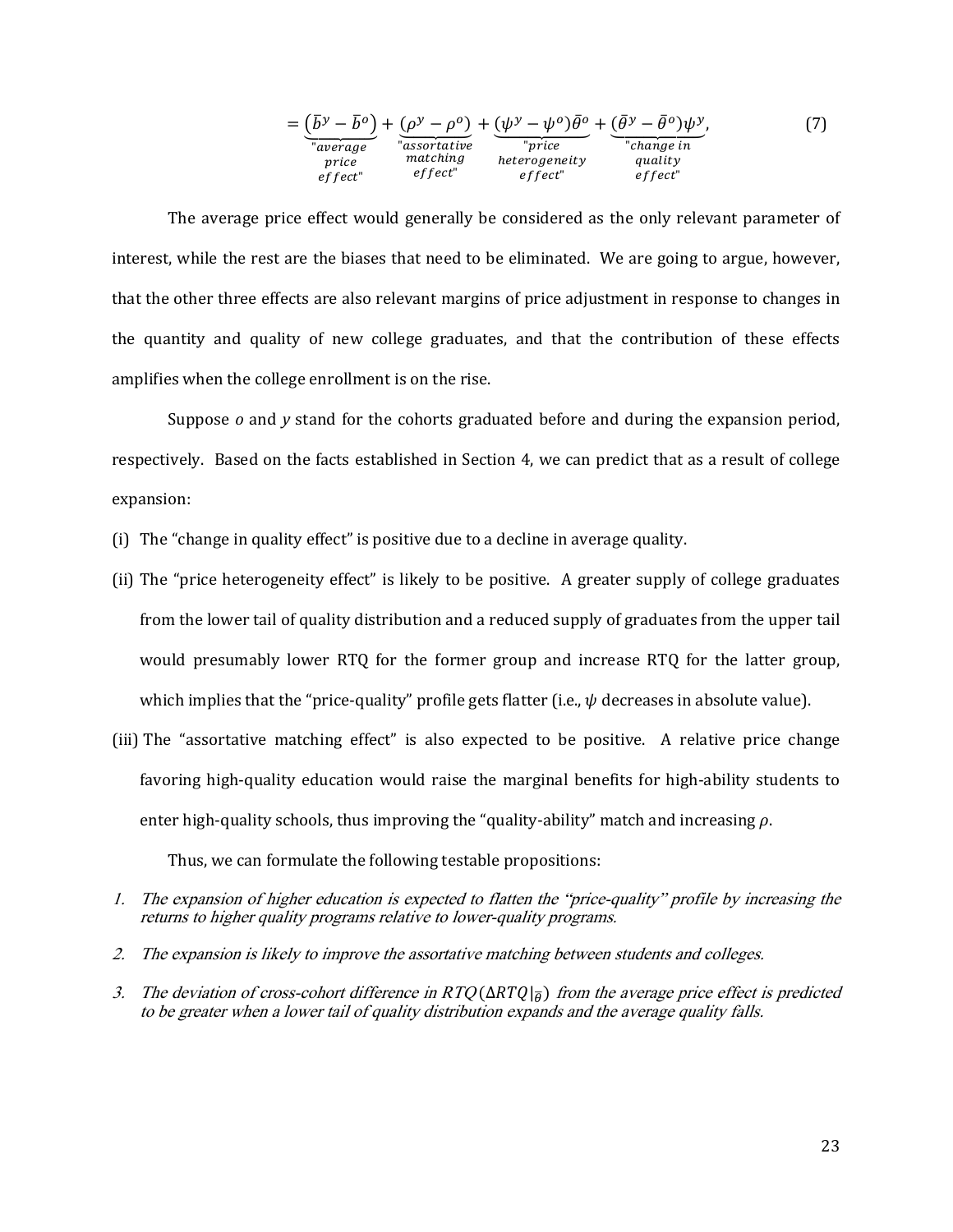$$= \underbrace{\left(\bar{b}^y - \bar{b}^o\right)}_{\substack{\text{"average} \\ \text{price} \\ \text{effect"}}} + \underbrace{\left(\rho^y - \rho^o\right)}_{\substack{\text{"assortative} \\ \text{matching} \\ \text{effect"}}} + \underbrace{\left(\psi^y - \psi^o\right)\bar{\theta}^o}_{\substack{\text{"price} \\ \text{heterogeneity} \\ \text{effect"}}} + \underbrace{\left(\bar{\theta}^y - \bar{\theta}^o\right)\psi^y}_{\substack{\text{"change in} \\ \text{quality} \\ \text{effect"}}}, \tag{7}$$

The average price effect would generally be considered as the only relevant parameter of interest, while the rest are the biases that need to be eliminated. We are going to argue, however, that the other three effects are also relevant margins of price adjustment in response to changes in the quantity and quality of new college graduates, and that the contribution of these effects amplifies when the college enrollment is on the rise.

Suppose $o$ and $y$ stand for the cohorts graduated before and during the expansion period, respectively. Based on the facts established in Section 4, we can predict that as a result of college expansion:

(i) The "change in quality effect" is positive due to a decline in average quality.

(ii) The "price heterogeneity effect" is likely to be positive. A greater supply of college graduates from the lower tail of quality distribution and a reduced supply of graduates from the upper tail would presumably lower RTQ for the former group and increase RTQ for the latter group, which implies that the "price-quality" profile gets flatter (i.e., $\psi$ decreases in absolute value).

(iii) The "assortative matching effect" is also expected to be positive. A relative price change favoring high-quality education would raise the marginal benefits for high-ability students to enter high-quality schools, thus improving the "quality-ability" match and increasing $\rho$.

Thus, we can formulate the following testable propositions:

1. *The expansion of higher education is expected to flatten the "price-quality" profile by increasing the returns to higher quality programs relative to lower-quality programs.*
2. *The expansion is likely to improve the assortative matching between students and colleges.*
3. *The deviation of cross-cohort difference in RTQ ($\Delta RTQ|_{\bar{\theta}}$) from the average price effect is predicted to be greater when a lower tail of quality distribution expands and the average quality falls.*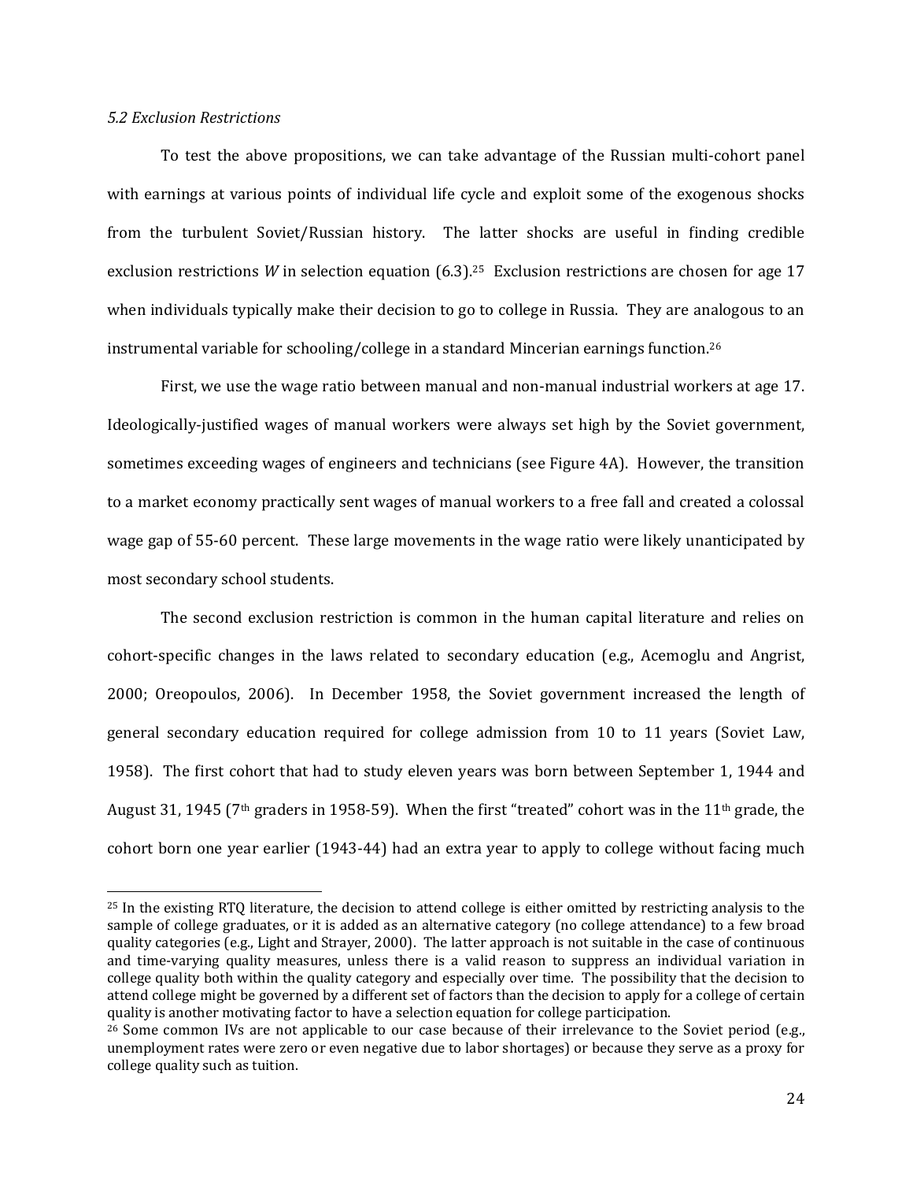*5.2 Exclusion Restrictions*

To test the above propositions, we can take advantage of the Russian multi-cohort panel with earnings at various points of individual life cycle and exploit some of the exogenous shocks from the turbulent Soviet/Russian history. The latter shocks are useful in finding credible exclusion restrictions $W$ in selection equation (6.3).[25] Exclusion restrictions are chosen for age 17 when individuals typically make their decision to go to college in Russia. They are analogous to an instrumental variable for schooling/college in a standard Mincerian earnings function.[26]

First, we use the wage ratio between manual and non-manual industrial workers at age 17. Ideologically-justified wages of manual workers were always set high by the Soviet government, sometimes exceeding wages of engineers and technicians (see Figure 4A). However, the transition to a market economy practically sent wages of manual workers to a free fall and created a colossal wage gap of 55-60 percent. These large movements in the wage ratio were likely unanticipated by most secondary school students.

The second exclusion restriction is common in the human capital literature and relies on cohort-specific changes in the laws related to secondary education (e.g., Acemoglu and Angrist, 2000; Oreopoulos, 2006). In December 1958, the Soviet government increased the length of general secondary education required for college admission from 10 to 11 years (Soviet Law, 1958). The first cohort that had to study eleven years was born between September 1, 1944 and August 31, 1945 (7th graders in 1958-59). When the first "treated" cohort was in the 11th grade, the cohort born one year earlier (1943-44) had an extra year to apply to college without facing much

[25] In the existing RTQ literature, the decision to attend college is either omitted by restricting analysis to the sample of college graduates, or it is added as an alternative category (no college attendance) to a few broad quality categories (e.g., Light and Strayer, 2000). The latter approach is not suitable in the case of continuous and time-varying quality measures, unless there is a valid reason to suppress an individual variation in college quality both within the quality category and especially over time. The possibility that the decision to attend college might be governed by a different set of factors than the decision to apply for a college of certain quality is another motivating factor to have a selection equation for college participation.

[26] Some common IVs are not applicable to our case because of their irrelevance to the Soviet period (e.g., unemployment rates were zero or even negative due to labor shortages) or because they serve as a proxy for college quality such as tuition.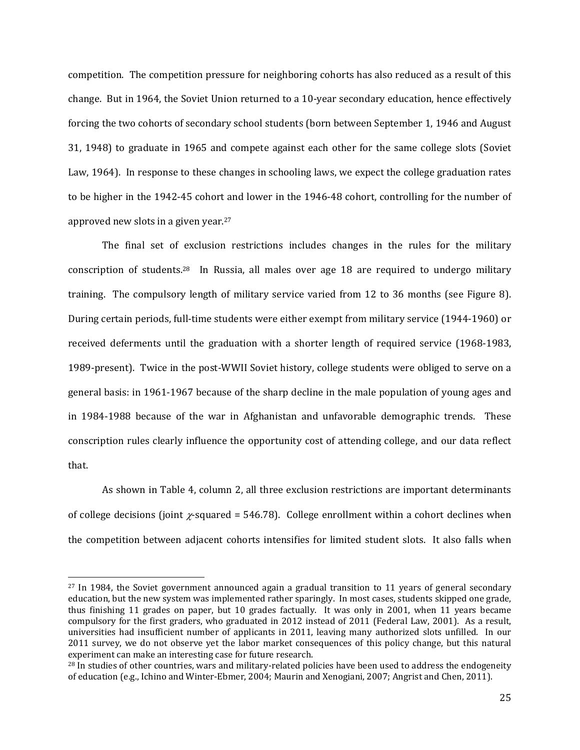competition. The competition pressure for neighboring cohorts has also reduced as a result of this change. But in 1964, the Soviet Union returned to a 10-year secondary education, hence effectively forcing the two cohorts of secondary school students (born between September 1, 1946 and August 31, 1948) to graduate in 1965 and compete against each other for the same college slots (Soviet Law, 1964). In response to these changes in schooling laws, we expect the college graduation rates to be higher in the 1942-45 cohort and lower in the 1946-48 cohort, controlling for the number of approved new slots in a given year.[27]

The final set of exclusion restrictions includes changes in the rules for the military conscription of students.[28] In Russia, all males over age 18 are required to undergo military training. The compulsory length of military service varied from 12 to 36 months (see Figure 8). During certain periods, full-time students were either exempt from military service (1944-1960) or received deferments until the graduation with a shorter length of required service (1968-1983, 1989-present). Twice in the post-WWII Soviet history, college students were obliged to serve on a general basis: in 1961-1967 because of the sharp decline in the male population of young ages and in 1984-1988 because of the war in Afghanistan and unfavorable demographic trends. These conscription rules clearly influence the opportunity cost of attending college, and our data reflect that.

As shown in Table 4, column 2, all three exclusion restrictions are important determinants of college decisions (joint $\chi$-squared = 546.78). College enrollment within a cohort declines when the competition between adjacent cohorts intensifies for limited student slots. It also falls when

[27] In 1984, the Soviet government announced again a gradual transition to 11 years of general secondary education, but the new system was implemented rather sparingly. In most cases, students skipped one grade, thus finishing 11 grades on paper, but 10 grades factually. It was only in 2001, when 11 years became compulsory for the first graders, who graduated in 2012 instead of 2011 (Federal Law, 2001). As a result, universities had insufficient number of applicants in 2011, leaving many authorized slots unfilled. In our 2011 survey, we do not observe yet the labor market consequences of this policy change, but this natural experiment can make an interesting case for future research.

[28] In studies of other countries, wars and military-related policies have been used to address the endogeneity of education (e.g., Ichino and Winter-Ebmer, 2004; Maurin and Xenogiani, 2007; Angrist and Chen, 2011).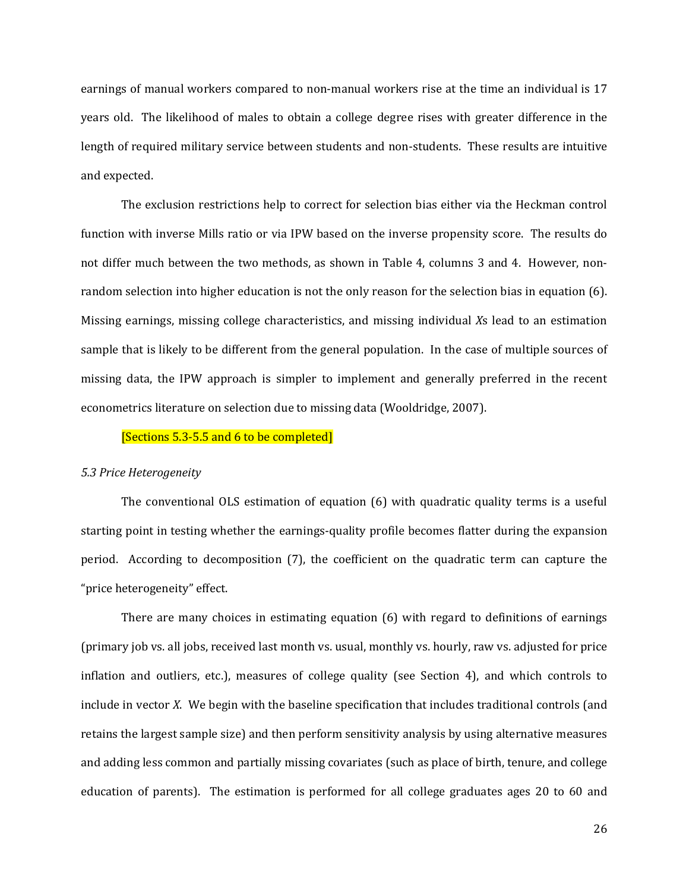earnings of manual workers compared to non-manual workers rise at the time an individual is 17 years old. The likelihood of males to obtain a college degree rises with greater difference in the length of required military service between students and non-students. These results are intuitive and expected.

The exclusion restrictions help to correct for selection bias either via the Heckman control function with inverse Mills ratio or via IPW based on the inverse propensity score. The results do not differ much between the two methods, as shown in Table 4, columns 3 and 4. However, non-random selection into higher education is not the only reason for the selection bias in equation (6). Missing earnings, missing college characteristics, and missing individual *X*s lead to an estimation sample that is likely to be different from the general population. In the case of multiple sources of missing data, the IPW approach is simpler to implement and generally preferred in the recent econometrics literature on selection due to missing data (Wooldridge, 2007).

[Sections 5.3-5.5 and 6 to be completed]

### *5.3 Price Heterogeneity*

The conventional OLS estimation of equation (6) with quadratic quality terms is a useful starting point in testing whether the earnings-quality profile becomes flatter during the expansion period. According to decomposition (7), the coefficient on the quadratic term can capture the "price heterogeneity" effect.

There are many choices in estimating equation (6) with regard to definitions of earnings (primary job vs. all jobs, received last month vs. usual, monthly vs. hourly, raw vs. adjusted for price inflation and outliers, etc.), measures of college quality (see Section 4), and which controls to include in vector *X*. We begin with the baseline specification that includes traditional controls (and retains the largest sample size) and then perform sensitivity analysis by using alternative measures and adding less common and partially missing covariates (such as place of birth, tenure, and college education of parents). The estimation is performed for all college graduates ages 20 to 60 and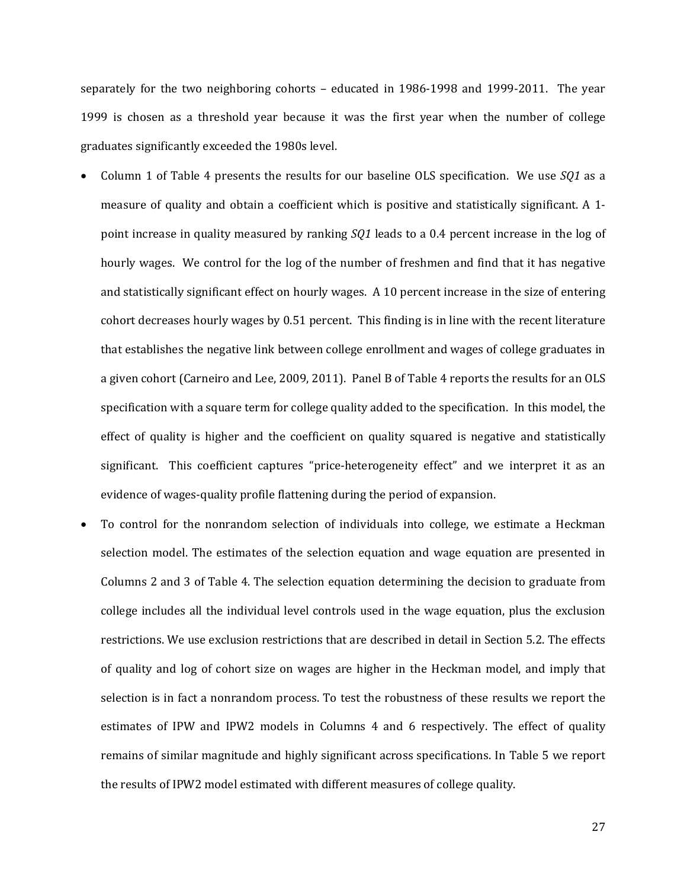separately for the two neighboring cohorts – educated in 1986-1998 and 1999-2011. The year 1999 is chosen as a threshold year because it was the first year when the number of college graduates significantly exceeded the 1980s level.

- Column 1 of Table 4 presents the results for our baseline OLS specification. We use *SQ1* as a measure of quality and obtain a coefficient which is positive and statistically significant. A 1-point increase in quality measured by ranking *SQ1* leads to a 0.4 percent increase in the log of hourly wages. We control for the log of the number of freshmen and find that it has negative and statistically significant effect on hourly wages. A 10 percent increase in the size of entering cohort decreases hourly wages by 0.51 percent. This finding is in line with the recent literature that establishes the negative link between college enrollment and wages of college graduates in a given cohort (Carneiro and Lee, 2009, 2011). Panel B of Table 4 reports the results for an OLS specification with a square term for college quality added to the specification. In this model, the effect of quality is higher and the coefficient on quality squared is negative and statistically significant. This coefficient captures "price-heterogeneity effect" and we interpret it as an evidence of wages-quality profile flattening during the period of expansion.
- To control for the nonrandom selection of individuals into college, we estimate a Heckman selection model. The estimates of the selection equation and wage equation are presented in Columns 2 and 3 of Table 4. The selection equation determining the decision to graduate from college includes all the individual level controls used in the wage equation, plus the exclusion restrictions. We use exclusion restrictions that are described in detail in Section 5.2. The effects of quality and log of cohort size on wages are higher in the Heckman model, and imply that selection is in fact a nonrandom process. To test the robustness of these results we report the estimates of IPW and IPW2 models in Columns 4 and 6 respectively. The effect of quality remains of similar magnitude and highly significant across specifications. In Table 5 we report the results of IPW2 model estimated with different measures of college quality.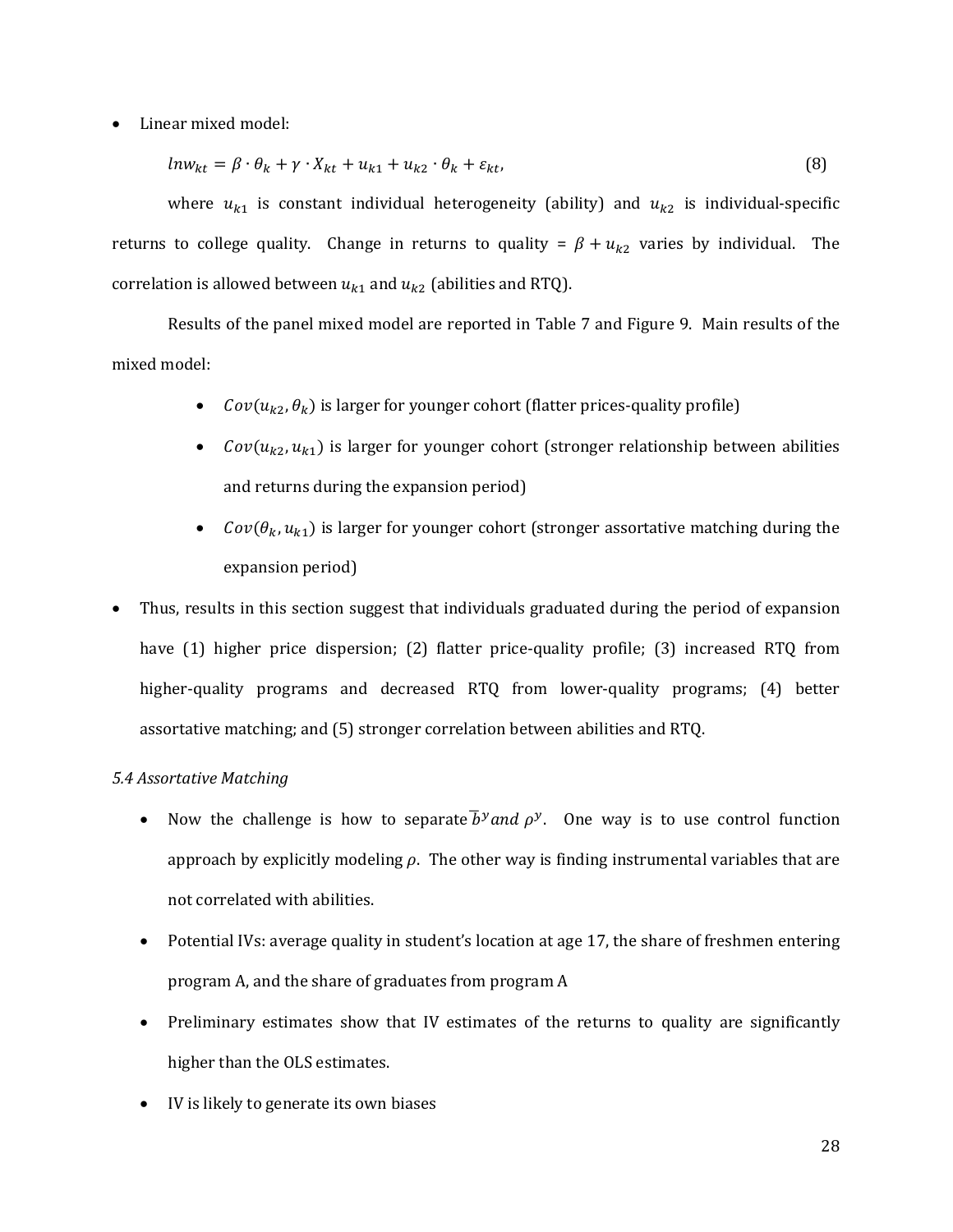- Linear mixed model:

$$lnw_{kt} = \beta \cdot \theta_k + \gamma \cdot X_{kt} + u_{k1} + u_{k2} \cdot \theta_k + \varepsilon_{kt}, \tag{8}$$

where $u_{k1}$ is constant individual heterogeneity (ability) and $u_{k2}$ is individual-specific returns to college quality. Change in returns to quality = $\beta + u_{k2}$ varies by individual. The correlation is allowed between $u_{k1}$ and $u_{k2}$ (abilities and RTQ).

Results of the panel mixed model are reported in Table 7 and Figure 9. Main results of the mixed model:

- $Cov(u_{k2}, \theta_k)$ is larger for younger cohort (flatter prices-quality profile)
- $Cov(u_{k2}, u_{k1})$ is larger for younger cohort (stronger relationship between abilities and returns during the expansion period)
- $Cov(\theta_k, u_{k1})$ is larger for younger cohort (stronger assortative matching during the expansion period)

- Thus, results in this section suggest that individuals graduated during the period of expansion have (1) higher price dispersion; (2) flatter price-quality profile; (3) increased RTQ from higher-quality programs and decreased RTQ from lower-quality programs; (4) better assortative matching; and (5) stronger correlation between abilities and RTQ.

*5.4 Assortative Matching*

- Now the challenge is how to separate $\bar{b}^y$ *and* $\rho^y$. One way is to use control function approach by explicitly modeling $\rho$. The other way is finding instrumental variables that are not correlated with abilities.
- Potential IVs: average quality in student's location at age 17, the share of freshmen entering program A, and the share of graduates from program A
- Preliminary estimates show that IV estimates of the returns to quality are significantly higher than the OLS estimates.
- IV is likely to generate its own biases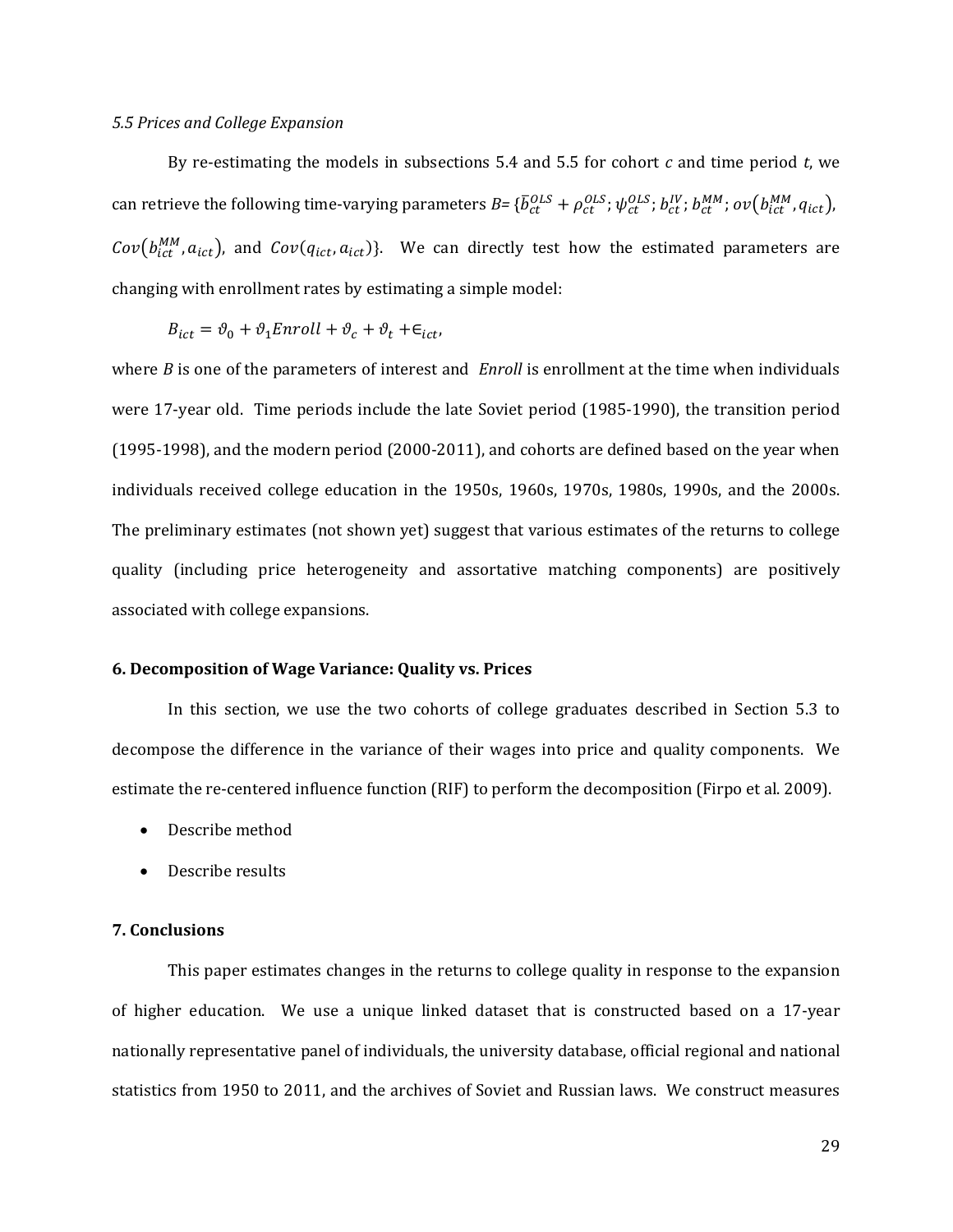*5.5 Prices and College Expansion*

By re-estimating the models in subsections 5.4 and 5.5 for cohort $c$ and time period $t$, we can retrieve the following time-varying parameters $B$= $\{\bar{b}_{ct}^{OLS} + \rho_{ct}^{OLS}; \psi_{ct}^{OLS}; b_{ct}^{IV}; b_{ct}^{MM}; ov(b_{ict}^{MM}, q_{ict})$, $Cov(b_{ict}^{MM}, a_{ict})$, and $Cov(q_{ict}, a_{ict})\}$. We can directly test how the estimated parameters are changing with enrollment rates by estimating a simple model:

$$B_{ict} = \vartheta_0 + \vartheta_1 Enroll + \vartheta_c + \vartheta_t + \epsilon_{ict},$$

where $B$ is one of the parameters of interest and *Enroll* is enrollment at the time when individuals were 17-year old. Time periods include the late Soviet period (1985-1990), the transition period (1995-1998), and the modern period (2000-2011), and cohorts are defined based on the year when individuals received college education in the 1950s, 1960s, 1970s, 1980s, 1990s, and the 2000s. The preliminary estimates (not shown yet) suggest that various estimates of the returns to college quality (including price heterogeneity and assortative matching components) are positively associated with college expansions.

## 6. Decomposition of Wage Variance: Quality vs. Prices

In this section, we use the two cohorts of college graduates described in Section 5.3 to decompose the difference in the variance of their wages into price and quality components. We estimate the re-centered influence function (RIF) to perform the decomposition (Firpo et al. 2009).

- Describe method
- Describe results

## 7. Conclusions

This paper estimates changes in the returns to college quality in response to the expansion of higher education. We use a unique linked dataset that is constructed based on a 17-year nationally representative panel of individuals, the university database, official regional and national statistics from 1950 to 2011, and the archives of Soviet and Russian laws. We construct measures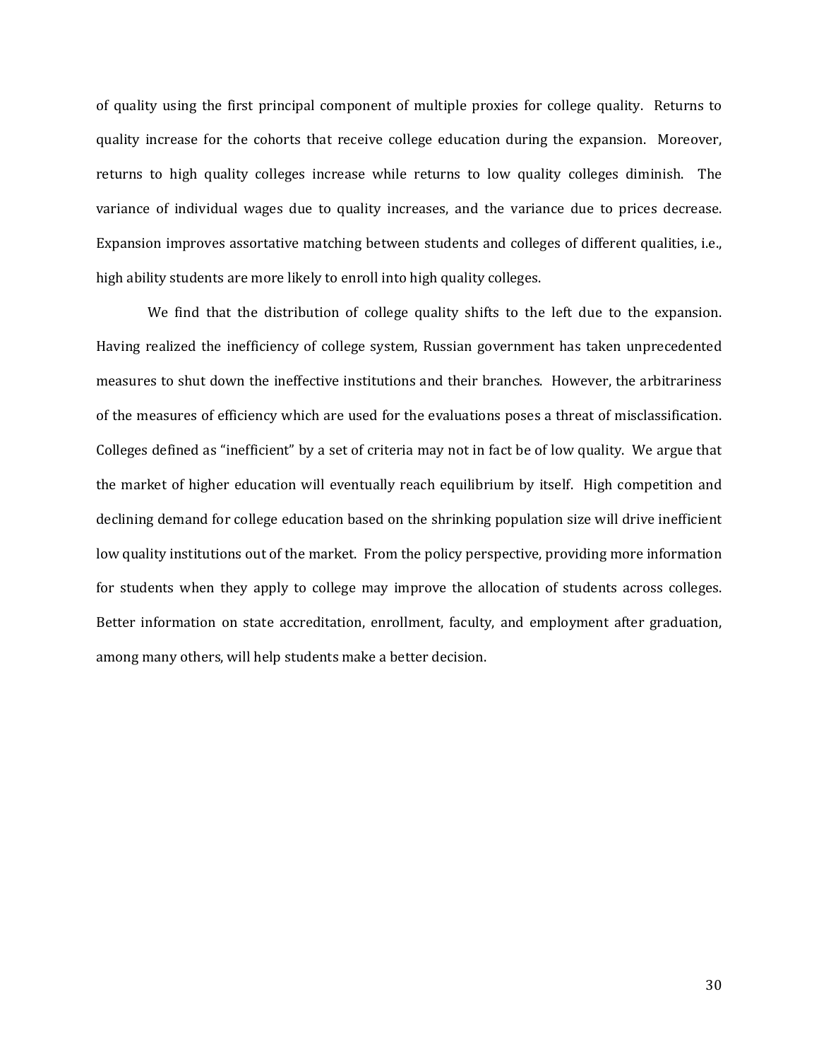of quality using the first principal component of multiple proxies for college quality. Returns to quality increase for the cohorts that receive college education during the expansion. Moreover, returns to high quality colleges increase while returns to low quality colleges diminish. The variance of individual wages due to quality increases, and the variance due to prices decrease. Expansion improves assortative matching between students and colleges of different qualities, i.e., high ability students are more likely to enroll into high quality colleges.

We find that the distribution of college quality shifts to the left due to the expansion. Having realized the inefficiency of college system, Russian government has taken unprecedented measures to shut down the ineffective institutions and their branches. However, the arbitrariness of the measures of efficiency which are used for the evaluations poses a threat of misclassification. Colleges defined as "inefficient" by a set of criteria may not in fact be of low quality. We argue that the market of higher education will eventually reach equilibrium by itself. High competition and declining demand for college education based on the shrinking population size will drive inefficient low quality institutions out of the market. From the policy perspective, providing more information for students when they apply to college may improve the allocation of students across colleges. Better information on state accreditation, enrollment, faculty, and employment after graduation, among many others, will help students make a better decision.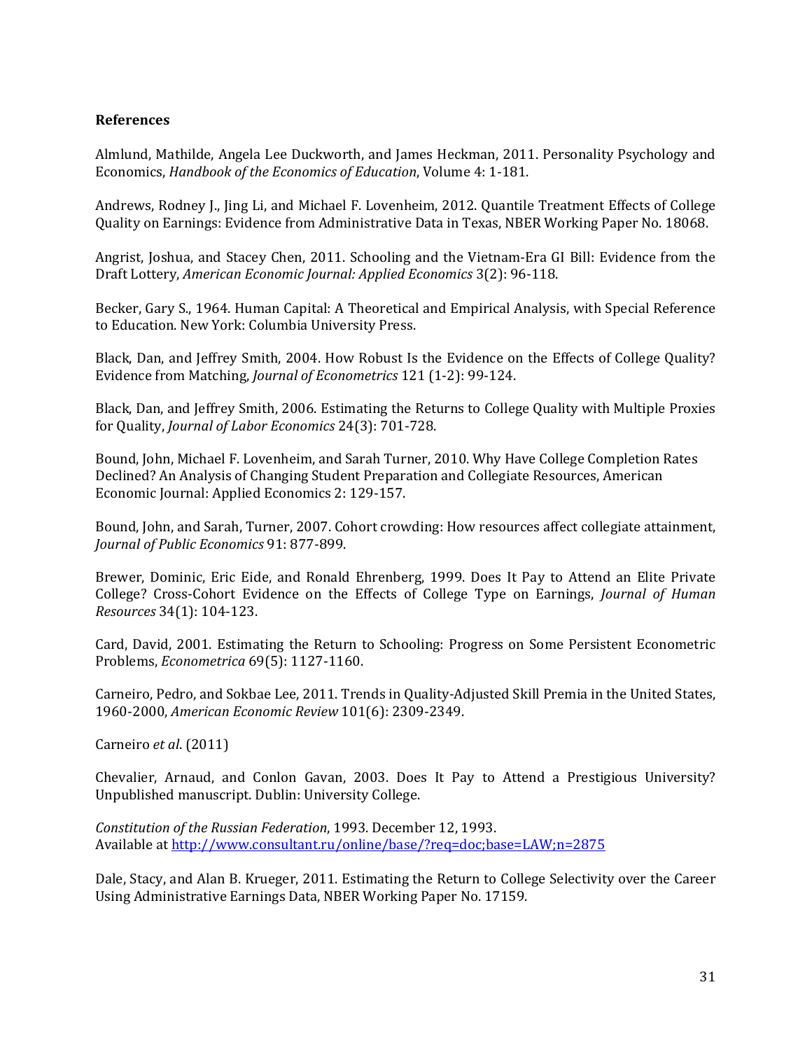**References**

Almlund, Mathilde, Angela Lee Duckworth, and James Heckman, 2011. Personality Psychology and Economics, *Handbook of the Economics of Education*, Volume 4: 1-181.

Andrews, Rodney J., Jing Li, and Michael F. Lovenheim, 2012. Quantile Treatment Effects of College Quality on Earnings: Evidence from Administrative Data in Texas, NBER Working Paper No. 18068.

Angrist, Joshua, and Stacey Chen, 2011. Schooling and the Vietnam-Era GI Bill: Evidence from the Draft Lottery, *American Economic Journal: Applied Economics* 3(2): 96-118.

Becker, Gary S., 1964. Human Capital: A Theoretical and Empirical Analysis, with Special Reference to Education. New York: Columbia University Press.

Black, Dan, and Jeffrey Smith, 2004. How Robust Is the Evidence on the Effects of College Quality? Evidence from Matching, *Journal of Econometrics* 121 (1-2): 99-124.

Black, Dan, and Jeffrey Smith, 2006. Estimating the Returns to College Quality with Multiple Proxies for Quality, *Journal of Labor Economics* 24(3): 701-728.

Bound, John, Michael F. Lovenheim, and Sarah Turner, 2010. Why Have College Completion Rates Declined? An Analysis of Changing Student Preparation and Collegiate Resources, American Economic Journal: Applied Economics 2: 129-157.

Bound, John, and Sarah, Turner, 2007. Cohort crowding: How resources affect collegiate attainment, *Journal of Public Economics* 91: 877-899.

Brewer, Dominic, Eric Eide, and Ronald Ehrenberg, 1999. Does It Pay to Attend an Elite Private College? Cross-Cohort Evidence on the Effects of College Type on Earnings, *Journal of Human Resources* 34(1): 104-123.

Card, David, 2001. Estimating the Return to Schooling: Progress on Some Persistent Econometric Problems, *Econometrica* 69(5): 1127-1160.

Carneiro, Pedro, and Sokbae Lee, 2011. Trends in Quality-Adjusted Skill Premia in the United States, 1960-2000, *American Economic Review* 101(6): 2309-2349.

Carneiro *et al*. (2011)

Chevalier, Arnaud, and Conlon Gavan, 2003. Does It Pay to Attend a Prestigious University? Unpublished manuscript. Dublin: University College.

*Constitution of the Russian Federation*, 1993. December 12, 1993.
Available at http://www.consultant.ru/online/base/?req=doc;base=LAW;n=2875

Dale, Stacy, and Alan B. Krueger, 2011. Estimating the Return to College Selectivity over the Career Using Administrative Earnings Data, NBER Working Paper No. 17159.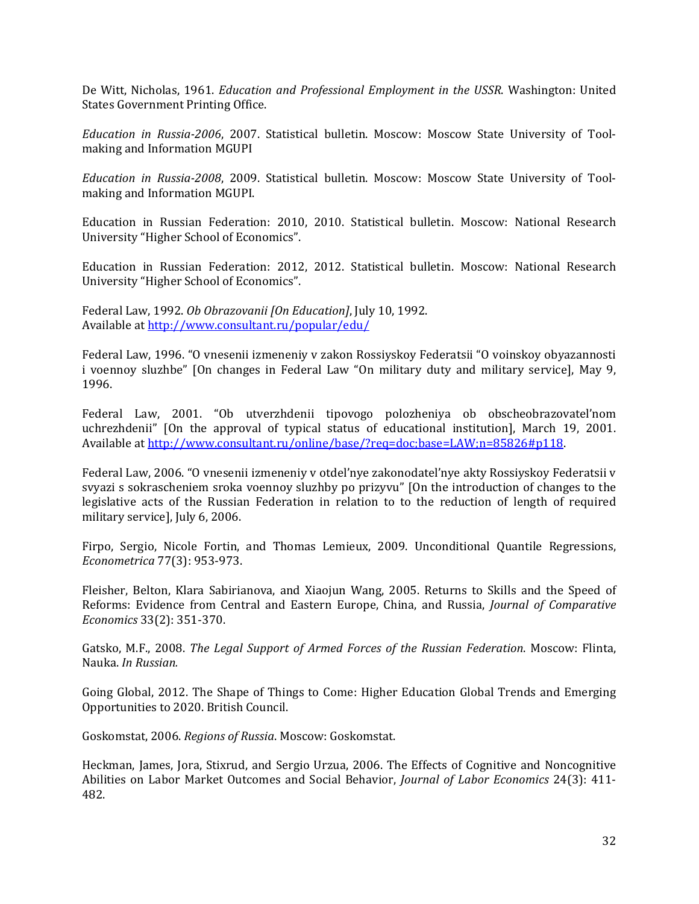De Witt, Nicholas, 1961. *Education and Professional Employment in the USSR*. Washington: United States Government Printing Office.

*Education in Russia-2006*, 2007. Statistical bulletin. Moscow: Moscow State University of Tool-making and Information MGUPI

*Education in Russia-2008*, 2009. Statistical bulletin. Moscow: Moscow State University of Tool-making and Information MGUPI.

Education in Russian Federation: 2010, 2010. Statistical bulletin. Moscow: National Research University "Higher School of Economics".

Education in Russian Federation: 2012, 2012. Statistical bulletin. Moscow: National Research University "Higher School of Economics".

Federal Law, 1992. *Ob Obrazovanii [On Education]*, July 10, 1992.
Available at http://www.consultant.ru/popular/edu/

Federal Law, 1996. "O vnesenii izmeneniy v zakon Rossiyskoy Federatsii "O voinskoy obyazannosti i voennoy sluzhbe" [On changes in Federal Law "On military duty and military service], May 9, 1996.

Federal Law, 2001. "Ob utverzhdenii tipovogo polozheniya ob obscheobrazovatel'nom uchrezhdenii" [On the approval of typical status of educational institution], March 19, 2001. Available at http://www.consultant.ru/online/base/?req=doc;base=LAW;n=85826#p118.

Federal Law, 2006. "O vnesenii izmeneniy v otdel'nye zakonodatel'nye akty Rossiyskoy Federatsii v svyazi s sokrascheniem sroka voennoy sluzhby po prizyvu" [On the introduction of changes to the legislative acts of the Russian Federation in relation to to the reduction of length of required military service], July 6, 2006.

Firpo, Sergio, Nicole Fortin, and Thomas Lemieux, 2009. Unconditional Quantile Regressions, *Econometrica* 77(3): 953-973.

Fleisher, Belton, Klara Sabirianova, and Xiaojun Wang, 2005. Returns to Skills and the Speed of Reforms: Evidence from Central and Eastern Europe, China, and Russia, *Journal of Comparative Economics* 33(2): 351-370.

Gatsko, M.F., 2008. *The Legal Support of Armed Forces of the Russian Federation*. Moscow: Flinta, Nauka. *In Russian.*

Going Global, 2012. The Shape of Things to Come: Higher Education Global Trends and Emerging Opportunities to 2020. British Council.

Goskomstat, 2006. *Regions of Russia*. Moscow: Goskomstat.

Heckman, James, Jora, Stixrud, and Sergio Urzua, 2006. The Effects of Cognitive and Noncognitive Abilities on Labor Market Outcomes and Social Behavior, *Journal of Labor Economics* 24(3): 411-482.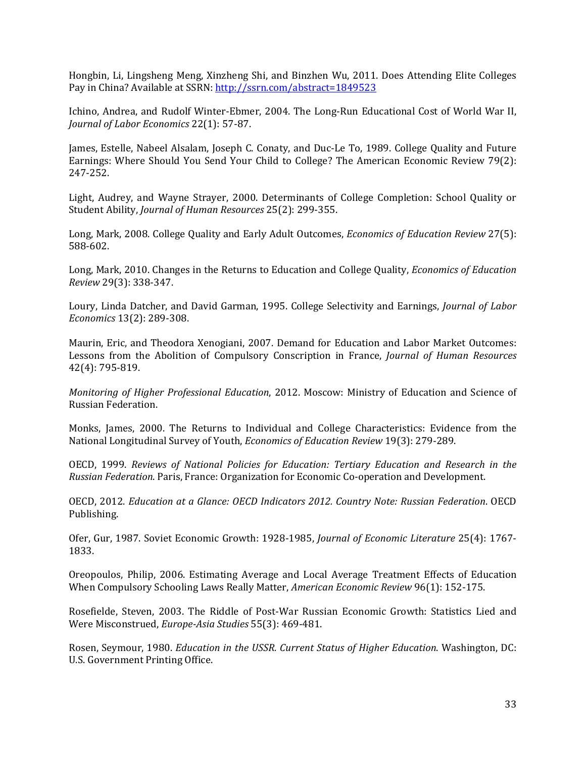Hongbin, Li, Lingsheng Meng, Xinzheng Shi, and Binzhen Wu, 2011. Does Attending Elite Colleges Pay in China? Available at SSRN: http://ssrn.com/abstract=1849523

Ichino, Andrea, and Rudolf Winter-Ebmer, 2004. The Long-Run Educational Cost of World War II, *Journal of Labor Economics* 22(1): 57-87.

James, Estelle, Nabeel Alsalam, Joseph C. Conaty, and Duc-Le To, 1989. College Quality and Future Earnings: Where Should You Send Your Child to College? The American Economic Review 79(2): 247-252.

Light, Audrey, and Wayne Strayer, 2000. Determinants of College Completion: School Quality or Student Ability, *Journal of Human Resources* 25(2): 299-355.

Long, Mark, 2008. College Quality and Early Adult Outcomes, *Economics of Education Review* 27(5): 588-602.

Long, Mark, 2010. Changes in the Returns to Education and College Quality, *Economics of Education Review* 29(3): 338-347.

Loury, Linda Datcher, and David Garman, 1995. College Selectivity and Earnings, *Journal of Labor Economics* 13(2): 289-308.

Maurin, Eric, and Theodora Xenogiani, 2007. Demand for Education and Labor Market Outcomes: Lessons from the Abolition of Compulsory Conscription in France, *Journal of Human Resources* 42(4): 795-819.

*Monitoring of Higher Professional Education*, 2012. Moscow: Ministry of Education and Science of Russian Federation.

Monks, James, 2000. The Returns to Individual and College Characteristics: Evidence from the National Longitudinal Survey of Youth, *Economics of Education Review* 19(3): 279-289.

OECD, 1999. *Reviews of National Policies for Education: Tertiary Education and Research in the Russian Federation*. Paris, France: Organization for Economic Co-operation and Development.

OECD, 2012. *Education at a Glance: OECD Indicators 2012. Country Note: Russian Federation*. OECD Publishing.

Ofer, Gur, 1987. Soviet Economic Growth: 1928-1985, *Journal of Economic Literature* 25(4): 1767-1833.

Oreopoulos, Philip, 2006. Estimating Average and Local Average Treatment Effects of Education When Compulsory Schooling Laws Really Matter, *American Economic Review* 96(1): 152-175.

Rosefielde, Steven, 2003. The Riddle of Post-War Russian Economic Growth: Statistics Lied and Were Misconstrued, *Europe-Asia Studies* 55(3): 469-481.

Rosen, Seymour, 1980. *Education in the USSR. Current Status of Higher Education*. Washington, DC: U.S. Government Printing Office.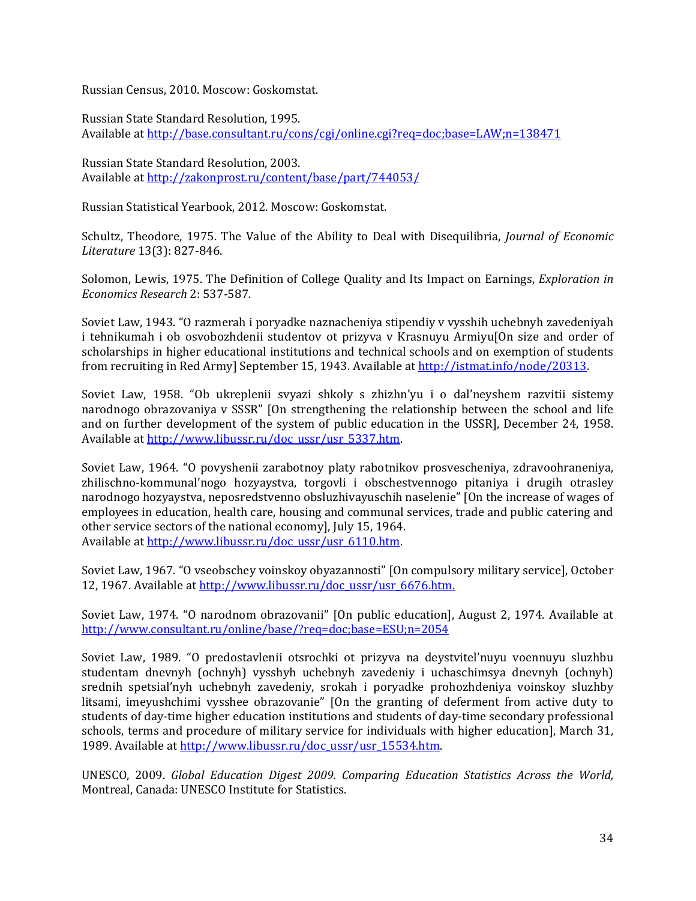Russian Census, 2010. Moscow: Goskomstat.

Russian State Standard Resolution, 1995.
Available at http://base.consultant.ru/cons/cgi/online.cgi?req=doc;base=LAW;n=138471

Russian State Standard Resolution, 2003.
Available at http://zakonprost.ru/content/base/part/744053/

Russian Statistical Yearbook, 2012. Moscow: Goskomstat.

Schultz, Theodore, 1975. The Value of the Ability to Deal with Disequilibria, *Journal of Economic Literature* 13(3): 827-846.

Solomon, Lewis, 1975. The Definition of College Quality and Its Impact on Earnings, *Exploration in Economics Research* 2: 537-587.

Soviet Law, 1943. "O razmerah i poryadke naznacheniya stipendiy v vysshih uchebnyh zavedeniyah i tehnikumah i ob osvobozhdenii studentov ot prizyva v Krasnuyu Armiyu[On size and order of scholarships in higher educational institutions and technical schools and on exemption of students from recruiting in Red Army] September 15, 1943. Available at http://istmat.info/node/20313.

Soviet Law, 1958. "Ob ukreplenii svyazi shkoly s zhizhn'yu i o dal'neyshem razvitii sistemy narodnogo obrazovaniya v SSSR" [On strengthening the relationship between the school and life and on further development of the system of public education in the USSR], December 24, 1958. Available at http://www.libussr.ru/doc_ussr/usr_5337.htm.

Soviet Law, 1964. "O povyshenii zarabotnoy platy rabotnikov prosvescheniya, zdravoohraneniya, zhilischno-kommunal'nogo hozyaystva, torgovli i obschestvennogo pitaniya i drugih otrasley narodnogo hozyaystva, neposredstvenno obsluzhivayuschih naselenie" [On the increase of wages of employees in education, health care, housing and communal services, trade and public catering and other service sectors of the national economy], July 15, 1964.
Available at http://www.libussr.ru/doc_ussr/usr_6110.htm.

Soviet Law, 1967. "O vseobschey voinskoy obyazannosti" [On compulsory military service], October 12, 1967. Available at http://www.libussr.ru/doc_ussr/usr_6676.htm.

Soviet Law, 1974. "O narodnom obrazovanii" [On public education], August 2, 1974. Available at http://www.consultant.ru/online/base/?req=doc;base=ESU;n=2054

Soviet Law, 1989. "O predostavlenii otsrochki ot prizyva na deystvitel'nuyu voennuyu sluzhbu studentam dnevnyh (ochnyh) vysshyh uchebnyh zavedeniy i uchaschimsya dnevnyh (ochnyh) srednih spetsial'nyh uchebnyh zavedeniy, srokah i poryadke prohozhdeniya voinskoy sluzhby litsami, imeyushchimi vysshee obrazovanie" [On the granting of deferment from active duty to students of day-time higher education institutions and students of day-time secondary professional schools, terms and procedure of military service for individuals with higher education], March 31, 1989. Available at http://www.libussr.ru/doc_ussr/usr_15534.htm.

UNESCO, 2009. *Global Education Digest 2009. Comparing Education Statistics Across the World,* Montreal, Canada: UNESCO Institute for Statistics.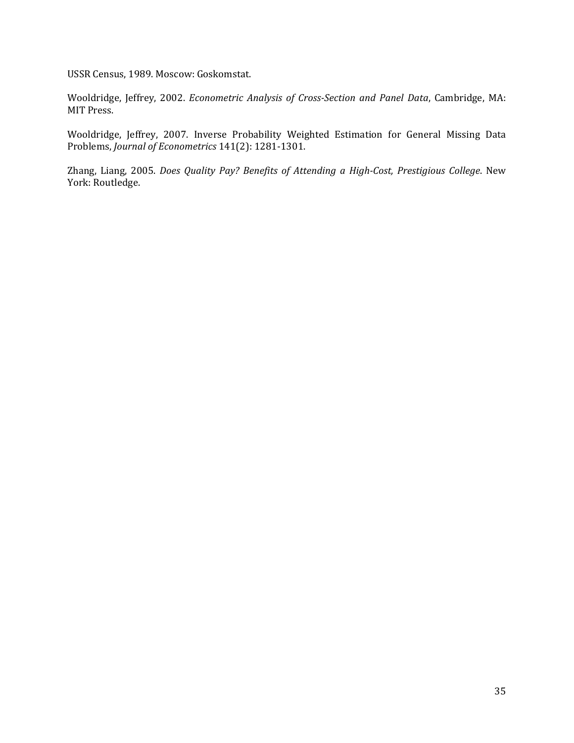USSR Census, 1989. Moscow: Goskomstat.

Wooldridge, Jeffrey, 2002. *Econometric Analysis of Cross-Section and Panel Data*, Cambridge, MA: MIT Press.

Wooldridge, Jeffrey, 2007. Inverse Probability Weighted Estimation for General Missing Data Problems, *Journal of Econometrics* 141(2): 1281-1301.

Zhang, Liang, 2005. *Does Quality Pay? Benefits of Attending a High-Cost, Prestigious College*. New York: Routledge.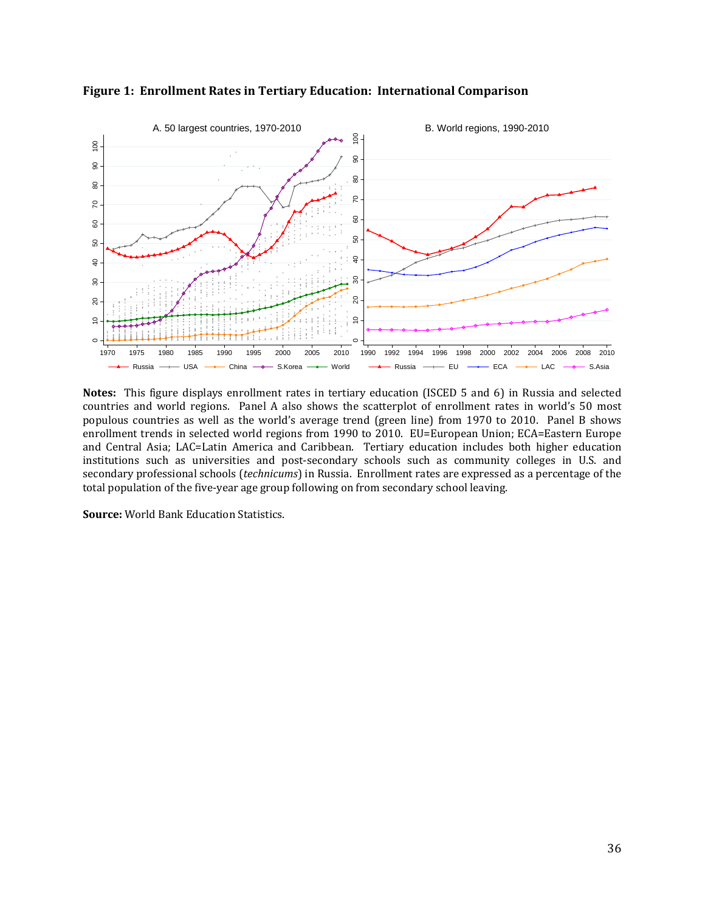**Figure 1: Enrollment Rates in Tertiary Education: International Comparison**

**Notes:** This figure displays enrollment rates in tertiary education (ISCED 5 and 6) in Russia and selected countries and world regions. Panel A also shows the scatterplot of enrollment rates in world's 50 most populous countries as well as the world's average trend (green line) from 1970 to 2010. Panel B shows enrollment trends in selected world regions from 1990 to 2010. EU=European Union; ECA=Eastern Europe and Central Asia; LAC=Latin America and Caribbean. Tertiary education includes both higher education institutions such as universities and post-secondary schools such as community colleges in U.S. and secondary professional schools (*technicums*) in Russia. Enrollment rates are expressed as a percentage of the total population of the five-year age group following on from secondary school leaving.

**Source:** World Bank Education Statistics.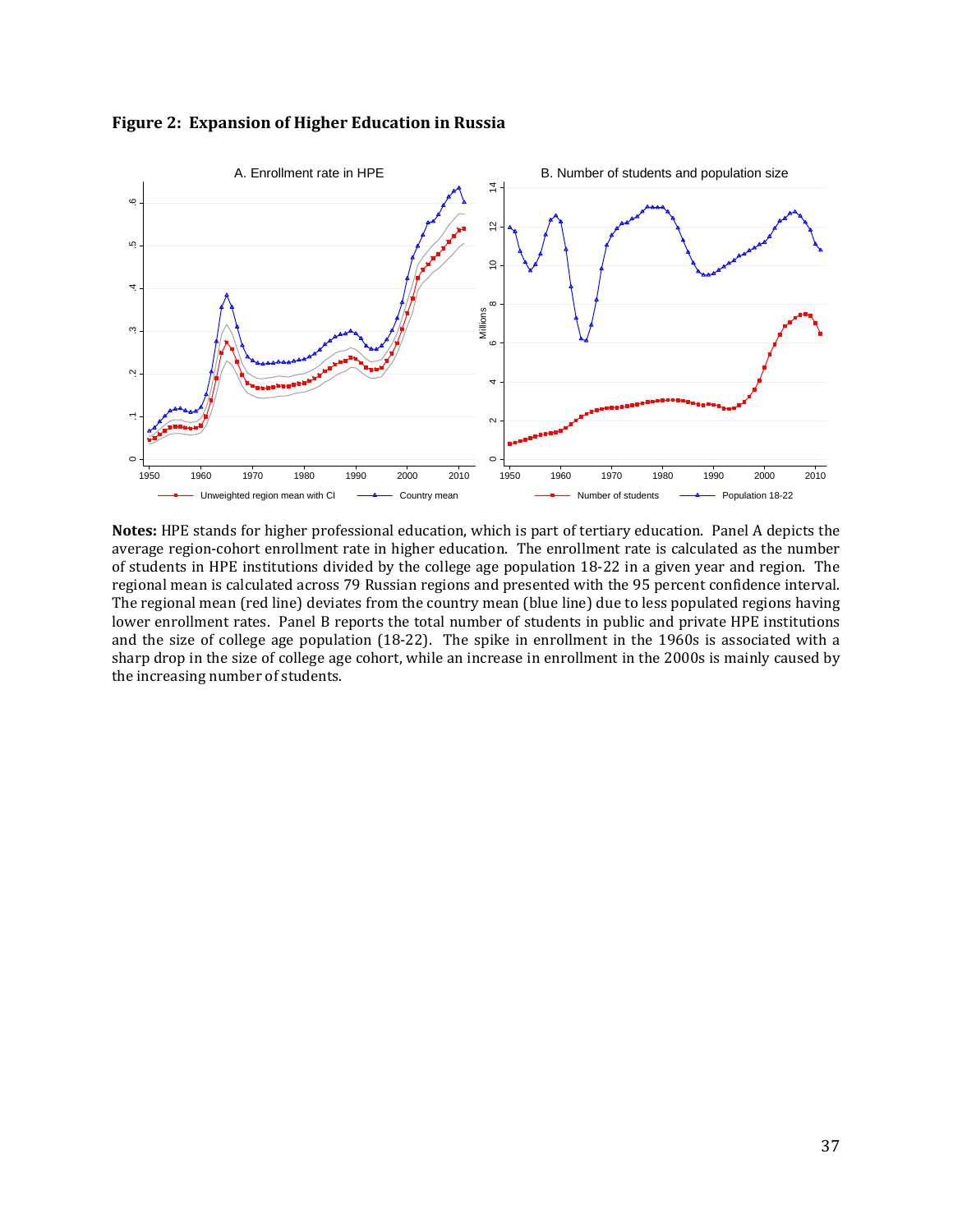**Figure 2: Expansion of Higher Education in Russia**

**Notes:** HPE stands for higher professional education, which is part of tertiary education. Panel A depicts the average region-cohort enrollment rate in higher education. The enrollment rate is calculated as the number of students in HPE institutions divided by the college age population 18-22 in a given year and region. The regional mean is calculated across 79 Russian regions and presented with the 95 percent confidence interval. The regional mean (red line) deviates from the country mean (blue line) due to less populated regions having lower enrollment rates. Panel B reports the total number of students in public and private HPE institutions and the size of college age population (18-22). The spike in enrollment in the 1960s is associated with a sharp drop in the size of college age cohort, while an increase in enrollment in the 2000s is mainly caused by the increasing number of students.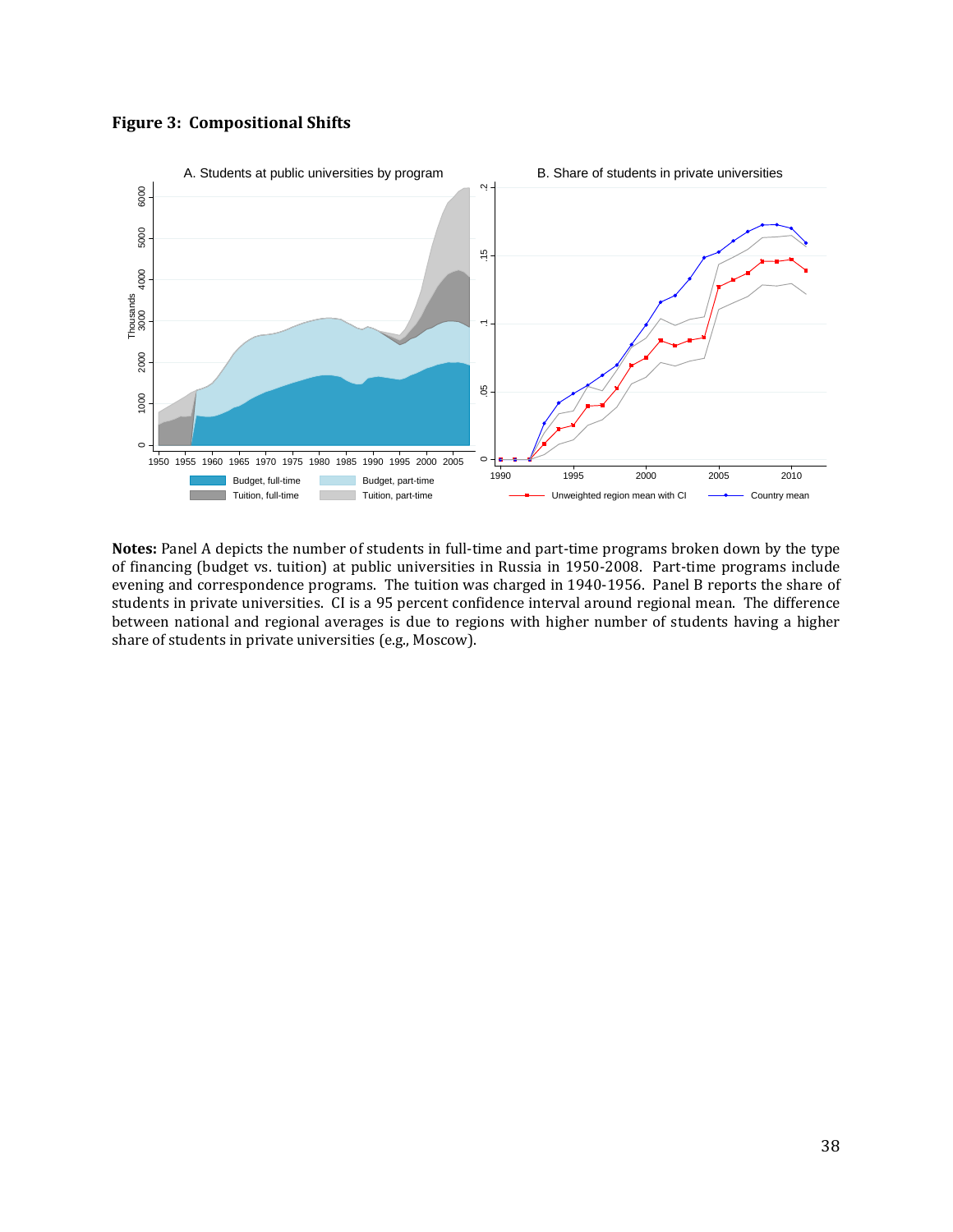**Figure 3: Compositional Shifts**

**Notes:** Panel A depicts the number of students in full-time and part-time programs broken down by the type of financing (budget vs. tuition) at public universities in Russia in 1950-2008. Part-time programs include evening and correspondence programs. The tuition was charged in 1940-1956. Panel B reports the share of students in private universities. CI is a 95 percent confidence interval around regional mean. The difference between national and regional averages is due to regions with higher number of students having a higher share of students in private universities (e.g., Moscow).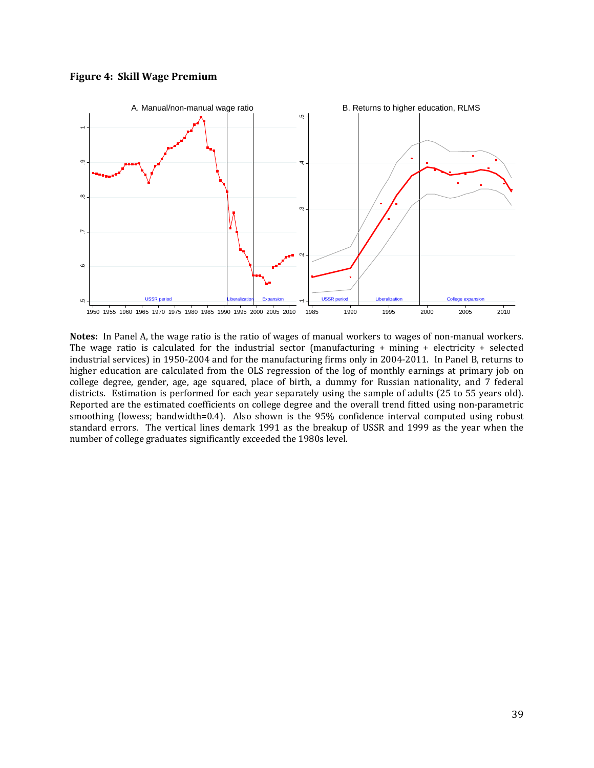**Figure 4: Skill Wage Premium**

**Notes:** In Panel A, the wage ratio is the ratio of wages of manual workers to wages of non-manual workers. The wage ratio is calculated for the industrial sector (manufacturing + mining + electricity + selected industrial services) in 1950-2004 and for the manufacturing firms only in 2004-2011. In Panel B, returns to higher education are calculated from the OLS regression of the log of monthly earnings at primary job on college degree, gender, age, age squared, place of birth, a dummy for Russian nationality, and 7 federal districts. Estimation is performed for each year separately using the sample of adults (25 to 55 years old). Reported are the estimated coefficients on college degree and the overall trend fitted using non-parametric smoothing (lowess; bandwidth=0.4). Also shown is the 95% confidence interval computed using robust standard errors. The vertical lines demark 1991 as the breakup of USSR and 1999 as the year when the number of college graduates significantly exceeded the 1980s level.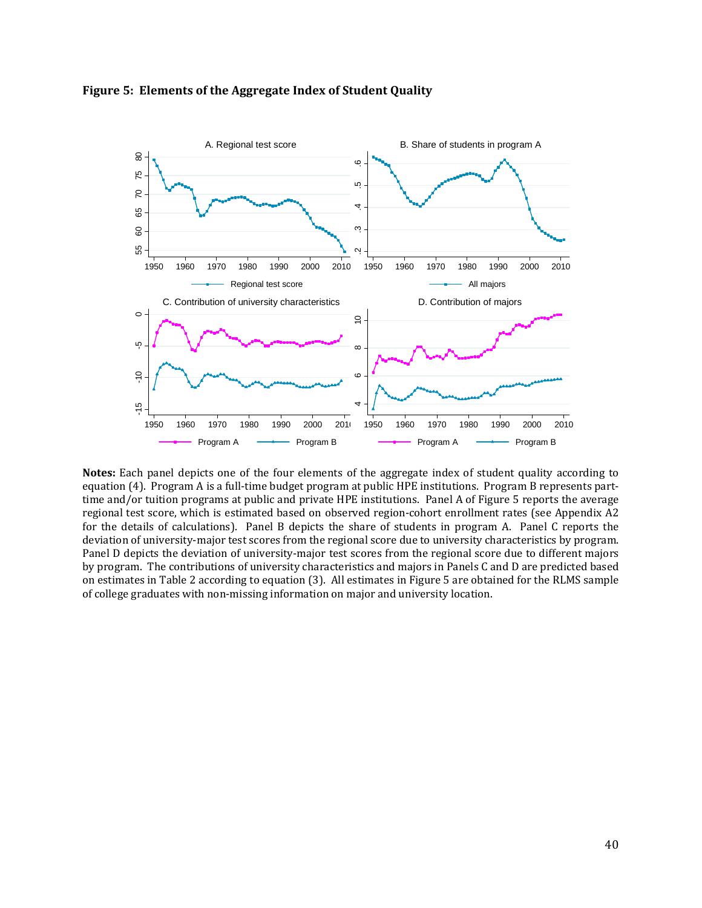**Figure 5: Elements of the Aggregate Index of Student Quality**

**Notes:** Each panel depicts one of the four elements of the aggregate index of student quality according to equation (4). Program A is a full-time budget program at public HPE institutions. Program B represents part-time and/or tuition programs at public and private HPE institutions. Panel A of Figure 5 reports the average regional test score, which is estimated based on observed region-cohort enrollment rates (see Appendix A2 for the details of calculations). Panel B depicts the share of students in program A. Panel C reports the deviation of university-major test scores from the regional score due to university characteristics by program. Panel D depicts the deviation of university-major test scores from the regional score due to different majors by program. The contributions of university characteristics and majors in Panels C and D are predicted based on estimates in Table 2 according to equation (3). All estimates in Figure 5 are obtained for the RLMS sample of college graduates with non-missing information on major and university location.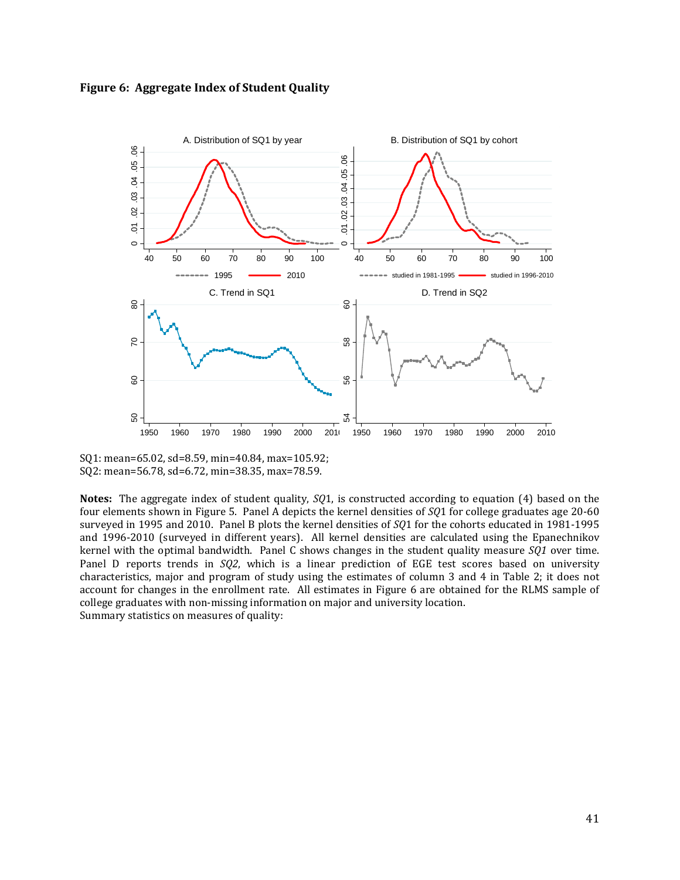**Figure 6: Aggregate Index of Student Quality**

SQ1: mean=65.02, sd=8.59, min=40.84, max=105.92;
SQ2: mean=56.78, sd=6.72, min=38.35, max=78.59.

**Notes:** The aggregate index of student quality, *SQ*1, is constructed according to equation (4) based on the four elements shown in Figure 5. Panel A depicts the kernel densities of *SQ*1 for college graduates age 20-60 surveyed in 1995 and 2010. Panel B plots the kernel densities of *SQ*1 for the cohorts educated in 1981-1995 and 1996-2010 (surveyed in different years). All kernel densities are calculated using the Epanechnikov kernel with the optimal bandwidth. Panel C shows changes in the student quality measure *SQ1* over time. Panel D reports trends in *SQ2*, which is a linear prediction of EGE test scores based on university characteristics, major and program of study using the estimates of column 3 and 4 in Table 2; it does not account for changes in the enrollment rate. All estimates in Figure 6 are obtained for the RLMS sample of college graduates with non-missing information on major and university location.
Summary statistics on measures of quality: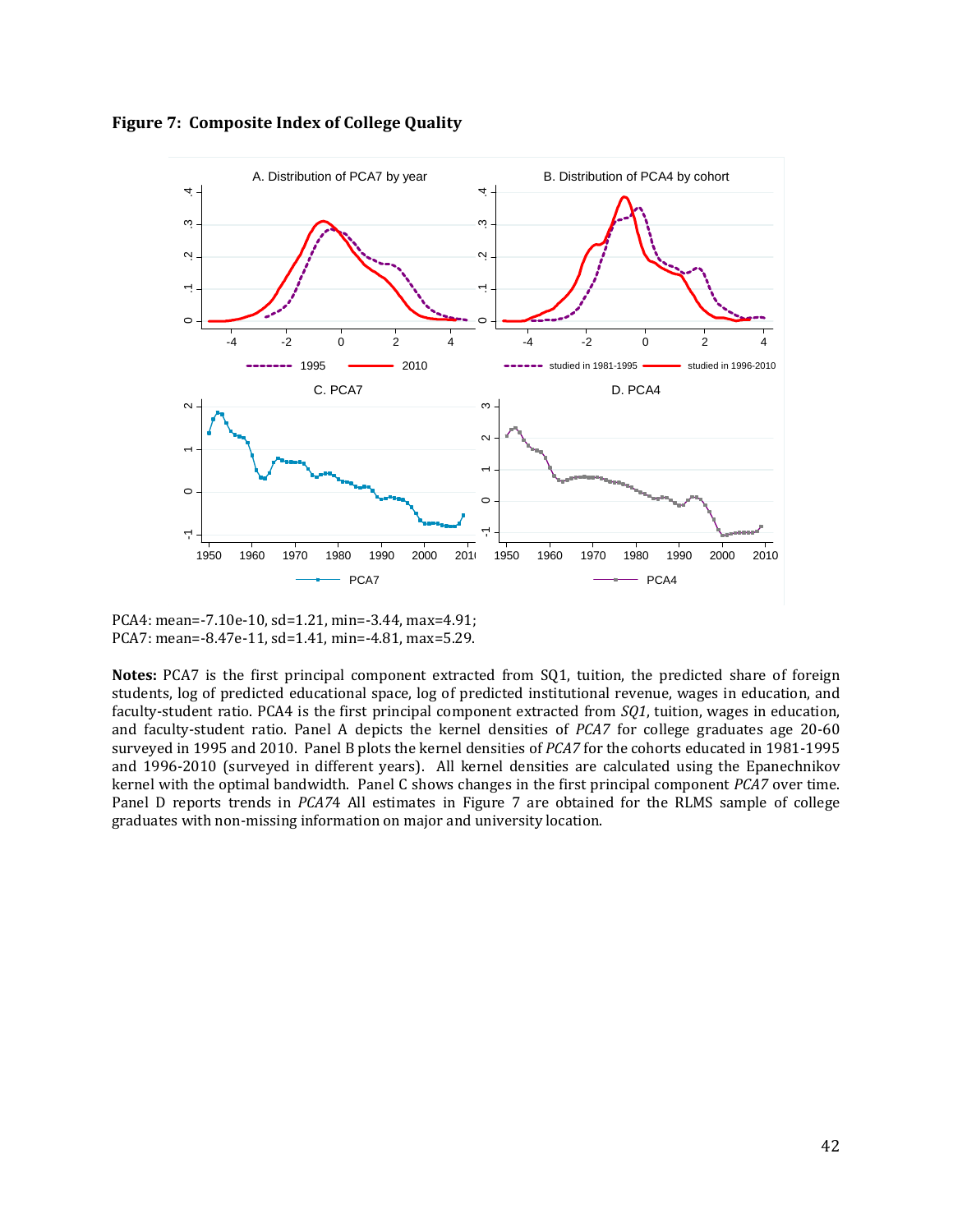**Figure 7: Composite Index of College Quality**

PCA4: mean=-7.10e-10, sd=1.21, min=-3.44, max=4.91;
PCA7: mean=-8.47e-11, sd=1.41, min=-4.81, max=5.29.

**Notes:** PCA7 is the first principal component extracted from SQ1, tuition, the predicted share of foreign students, log of predicted educational space, log of predicted institutional revenue, wages in education, and faculty-student ratio. PCA4 is the first principal component extracted from *SQ1*, tuition, wages in education, and faculty-student ratio. Panel A depicts the kernel densities of *PCA7* for college graduates age 20-60 surveyed in 1995 and 2010. Panel B plots the kernel densities of *PCA7* for the cohorts educated in 1981-1995 and 1996-2010 (surveyed in different years). All kernel densities are calculated using the Epanechnikov kernel with the optimal bandwidth. Panel C shows changes in the first principal component *PCA7* over time. Panel D reports trends in *PCA7*4 All estimates in Figure 7 are obtained for the RLMS sample of college graduates with non-missing information on major and university location.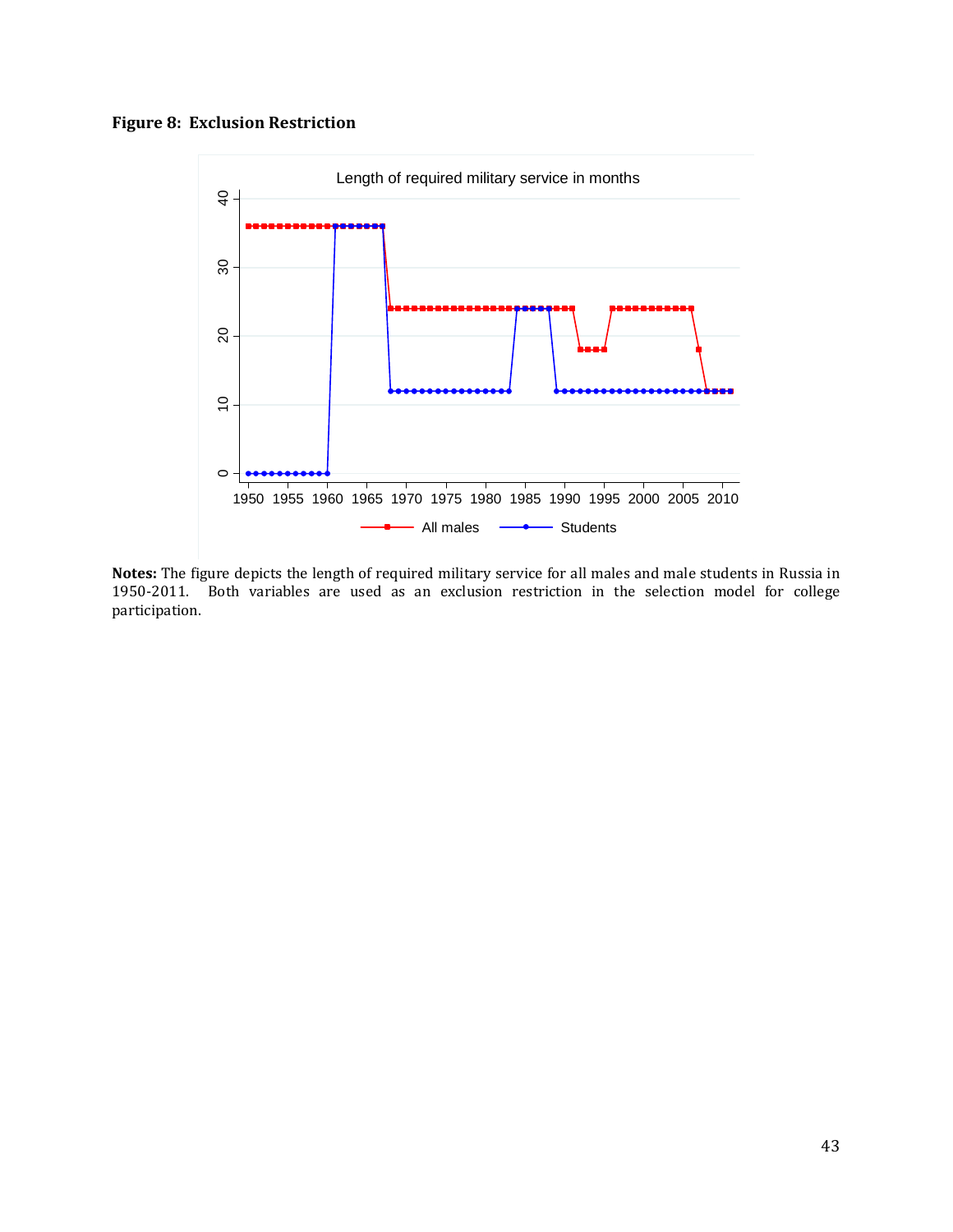**Figure 8: Exclusion Restriction**

**Notes:** The figure depicts the length of required military service for all males and male students in Russia in 1950-2011. Both variables are used as an exclusion restriction in the selection model for college participation.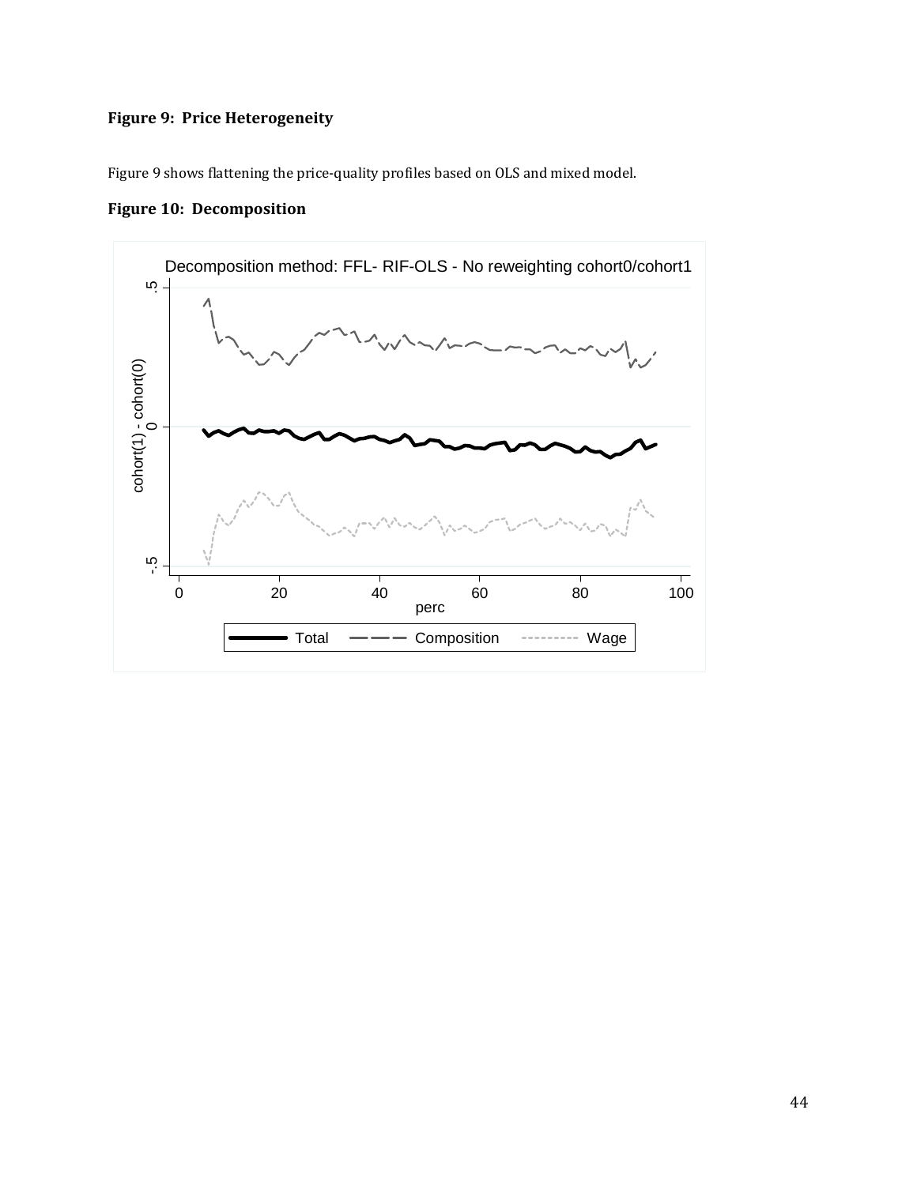**Figure 9: Price Heterogeneity**

Figure 9 shows flattening the price-quality profiles based on OLS and mixed model.

**Figure 10: Decomposition**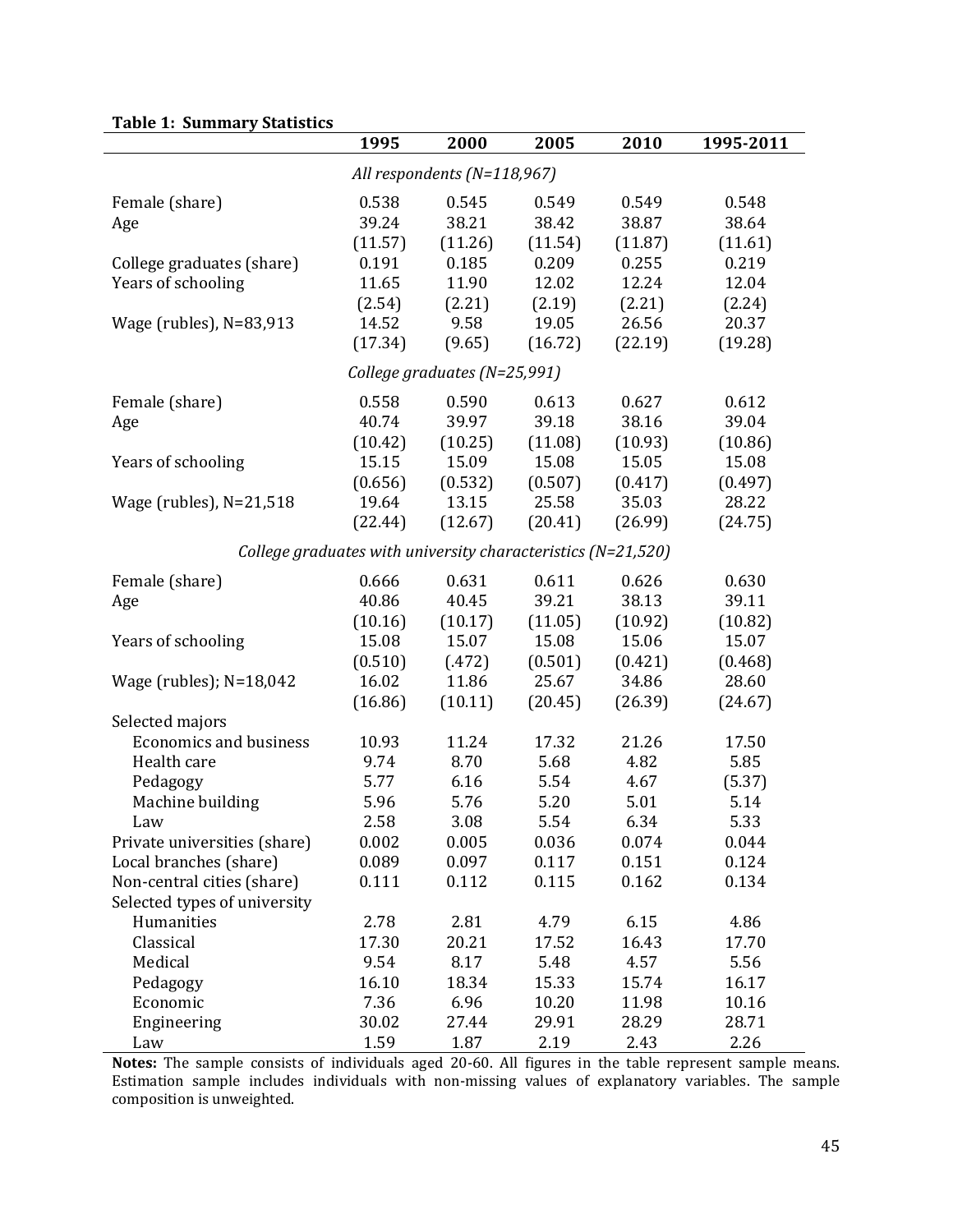**Table 1: Summary Statistics**

| | 1995 | 2000 | 2005 | 2010 | 1995-2011 |
|---|---|---|---|---|---|
| *All respondents (N=118,967)* | | | | | |
| Female (share) | 0.538 | 0.545 | 0.549 | 0.549 | 0.548 |
| Age | 39.24 | 38.21 | 38.42 | 38.87 | 38.64 |
| | (11.57) | (11.26) | (11.54) | (11.87) | (11.61) |
| College graduates (share) | 0.191 | 0.185 | 0.209 | 0.255 | 0.219 |
| Years of schooling | 11.65 | 11.90 | 12.02 | 12.24 | 12.04 |
| | (2.54) | (2.21) | (2.19) | (2.21) | (2.24) |
| Wage (rubles), N=83,913 | 14.52 | 9.58 | 19.05 | 26.56 | 20.37 |
| | (17.34) | (9.65) | (16.72) | (22.19) | (19.28) |
| *College graduates (N=25,991)* | | | | | |
| Female (share) | 0.558 | 0.590 | 0.613 | 0.627 | 0.612 |
| Age | 40.74 | 39.97 | 39.18 | 38.16 | 39.04 |
| | (10.42) | (10.25) | (11.08) | (10.93) | (10.86) |
| Years of schooling | 15.15 | 15.09 | 15.08 | 15.05 | 15.08 |
| | (0.656) | (0.532) | (0.507) | (0.417) | (0.497) |
| Wage (rubles), N=21,518 | 19.64 | 13.15 | 25.58 | 35.03 | 28.22 |
| | (22.44) | (12.67) | (20.41) | (26.99) | (24.75) |
| *College graduates with university characteristics (N=21,520)* | | | | | |
| Female (share) | 0.666 | 0.631 | 0.611 | 0.626 | 0.630 |
| Age | 40.86 | 40.45 | 39.21 | 38.13 | 39.11 |
| | (10.16) | (10.17) | (11.05) | (10.92) | (10.82) |
| Years of schooling | 15.08 | 15.07 | 15.08 | 15.06 | 15.07 |
| | (0.510) | (.472) | (0.501) | (0.421) | (0.468) |
| Wage (rubles); N=18,042 | 16.02 | 11.86 | 25.67 | 34.86 | 28.60 |
| | (16.86) | (10.11) | (20.45) | (26.39) | (24.67) |
| Selected majors | | | | | |
| Economics and business | 10.93 | 11.24 | 17.32 | 21.26 | 17.50 |
| Health care | 9.74 | 8.70 | 5.68 | 4.82 | 5.85 |
| Pedagogy | 5.77 | 6.16 | 5.54 | 4.67 | (5.37) |
| Machine building | 5.96 | 5.76 | 5.20 | 5.01 | 5.14 |
| Law | 2.58 | 3.08 | 5.54 | 6.34 | 5.33 |
| Private universities (share) | 0.002 | 0.005 | 0.036 | 0.074 | 0.044 |
| Local branches (share) | 0.089 | 0.097 | 0.117 | 0.151 | 0.124 |
| Non-central cities (share) | 0.111 | 0.112 | 0.115 | 0.162 | 0.134 |
| Selected types of university | | | | | |
| Humanities | 2.78 | 2.81 | 4.79 | 6.15 | 4.86 |
| Classical | 17.30 | 20.21 | 17.52 | 16.43 | 17.70 |
| Medical | 9.54 | 8.17 | 5.48 | 4.57 | 5.56 |
| Pedagogy | 16.10 | 18.34 | 15.33 | 15.74 | 16.17 |
| Economic | 7.36 | 6.96 | 10.20 | 11.98 | 10.16 |
| Engineering | 30.02 | 27.44 | 29.91 | 28.29 | 28.71 |
| Law | 1.59 | 1.87 | 2.19 | 2.43 | 2.26 |

**Notes:** The sample consists of individuals aged 20-60. All figures in the table represent sample means. Estimation sample includes individuals with non-missing values of explanatory variables. The sample composition is unweighted.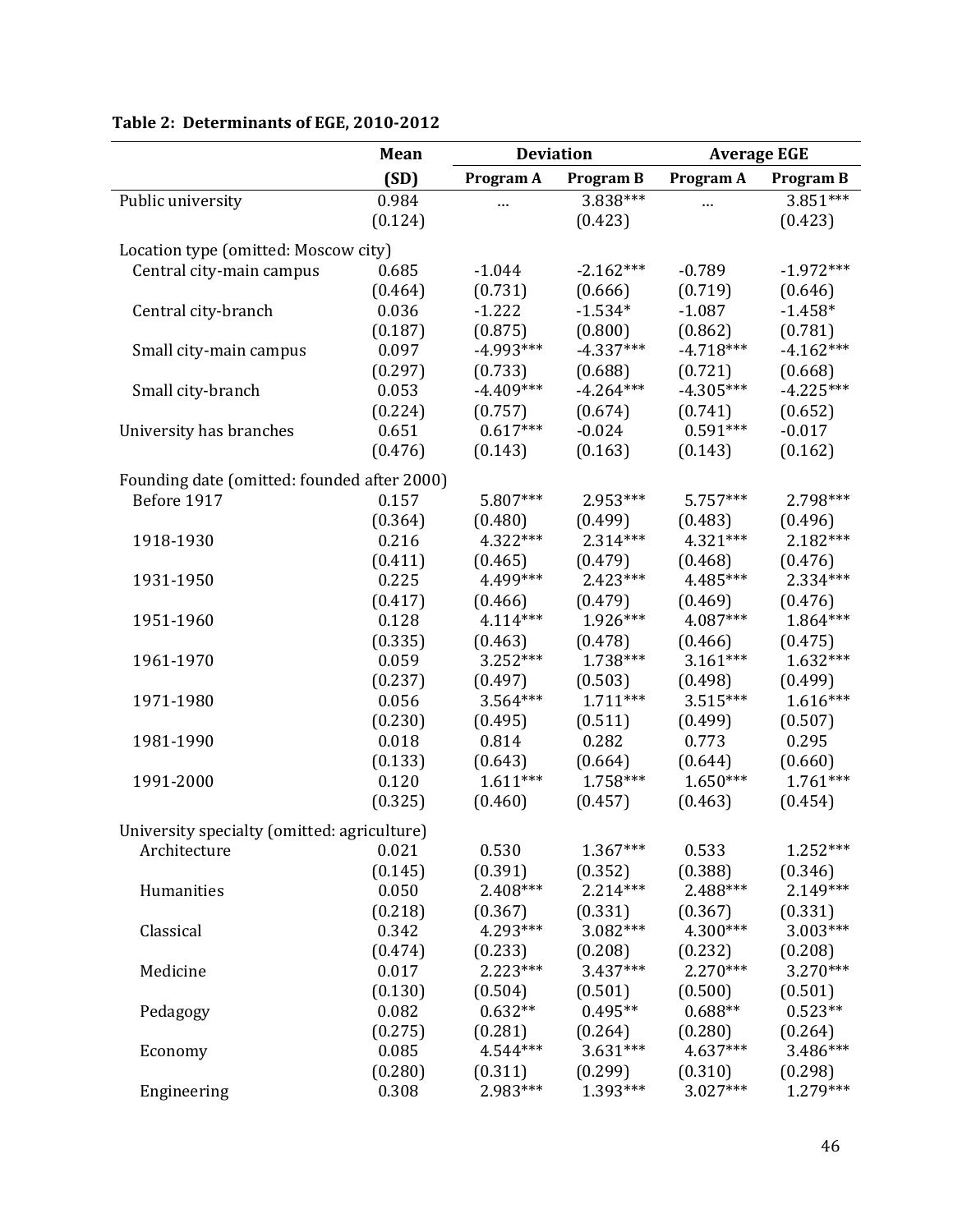**Table 2: Determinants of EGE, 2010-2012**

| | Mean | Deviation | | Average EGE | |
|---|---|---|---|---|---|
| | (SD) | Program A | Program B | Program A | Program B |
| Public university | 0.984 | … | 3.838*** | … | 3.851*** |
| | (0.124) | | (0.423) | | (0.423) |
| Location type (omitted: Moscow city) | | | | | |
| Central city-main campus | 0.685 | -1.044 | -2.162*** | -0.789 | -1.972*** |
| | (0.464) | (0.731) | (0.666) | (0.719) | (0.646) |
| Central city-branch | 0.036 | -1.222 | -1.534* | -1.087 | -1.458* |
| | (0.187) | (0.875) | (0.800) | (0.862) | (0.781) |
| Small city-main campus | 0.097 | -4.993*** | -4.337*** | -4.718*** | -4.162*** |
| | (0.297) | (0.733) | (0.688) | (0.721) | (0.668) |
| Small city-branch | 0.053 | -4.409*** | -4.264*** | -4.305*** | -4.225*** |
| | (0.224) | (0.757) | (0.674) | (0.741) | (0.652) |
| University has branches | 0.651 | 0.617*** | -0.024 | 0.591*** | -0.017 |
| | (0.476) | (0.143) | (0.163) | (0.143) | (0.162) |
| Founding date (omitted: founded after 2000) | | | | | |
| Before 1917 | 0.157 | 5.807*** | 2.953*** | 5.757*** | 2.798*** |
| | (0.364) | (0.480) | (0.499) | (0.483) | (0.496) |
| 1918-1930 | 0.216 | 4.322*** | 2.314*** | 4.321*** | 2.182*** |
| | (0.411) | (0.465) | (0.479) | (0.468) | (0.476) |
| 1931-1950 | 0.225 | 4.499*** | 2.423*** | 4.485*** | 2.334*** |
| | (0.417) | (0.466) | (0.479) | (0.469) | (0.476) |
| 1951-1960 | 0.128 | 4.114*** | 1.926*** | 4.087*** | 1.864*** |
| | (0.335) | (0.463) | (0.478) | (0.466) | (0.475) |
| 1961-1970 | 0.059 | 3.252*** | 1.738*** | 3.161*** | 1.632*** |
| | (0.237) | (0.497) | (0.503) | (0.498) | (0.499) |
| 1971-1980 | 0.056 | 3.564*** | 1.711*** | 3.515*** | 1.616*** |
| | (0.230) | (0.495) | (0.511) | (0.499) | (0.507) |
| 1981-1990 | 0.018 | 0.814 | 0.282 | 0.773 | 0.295 |
| | (0.133) | (0.643) | (0.664) | (0.644) | (0.660) |
| 1991-2000 | 0.120 | 1.611*** | 1.758*** | 1.650*** | 1.761*** |
| | (0.325) | (0.460) | (0.457) | (0.463) | (0.454) |
| University specialty (omitted: agriculture) | | | | | |
| Architecture | 0.021 | 0.530 | 1.367*** | 0.533 | 1.252*** |
| | (0.145) | (0.391) | (0.352) | (0.388) | (0.346) |
| Humanities | 0.050 | 2.408*** | 2.214*** | 2.488*** | 2.149*** |
| | (0.218) | (0.367) | (0.331) | (0.367) | (0.331) |
| Classical | 0.342 | 4.293*** | 3.082*** | 4.300*** | 3.003*** |
| | (0.474) | (0.233) | (0.208) | (0.232) | (0.208) |
| Medicine | 0.017 | 2.223*** | 3.437*** | 2.270*** | 3.270*** |
| | (0.130) | (0.504) | (0.501) | (0.500) | (0.501) |
| Pedagogy | 0.082 | 0.632** | 0.495** | 0.688** | 0.523** |
| | (0.275) | (0.281) | (0.264) | (0.280) | (0.264) |
| Economy | 0.085 | 4.544*** | 3.631*** | 4.637*** | 3.486*** |
| | (0.280) | (0.311) | (0.299) | (0.310) | (0.298) |
| Engineering | 0.308 | 2.983*** | 1.393*** | 3.027*** | 1.279*** |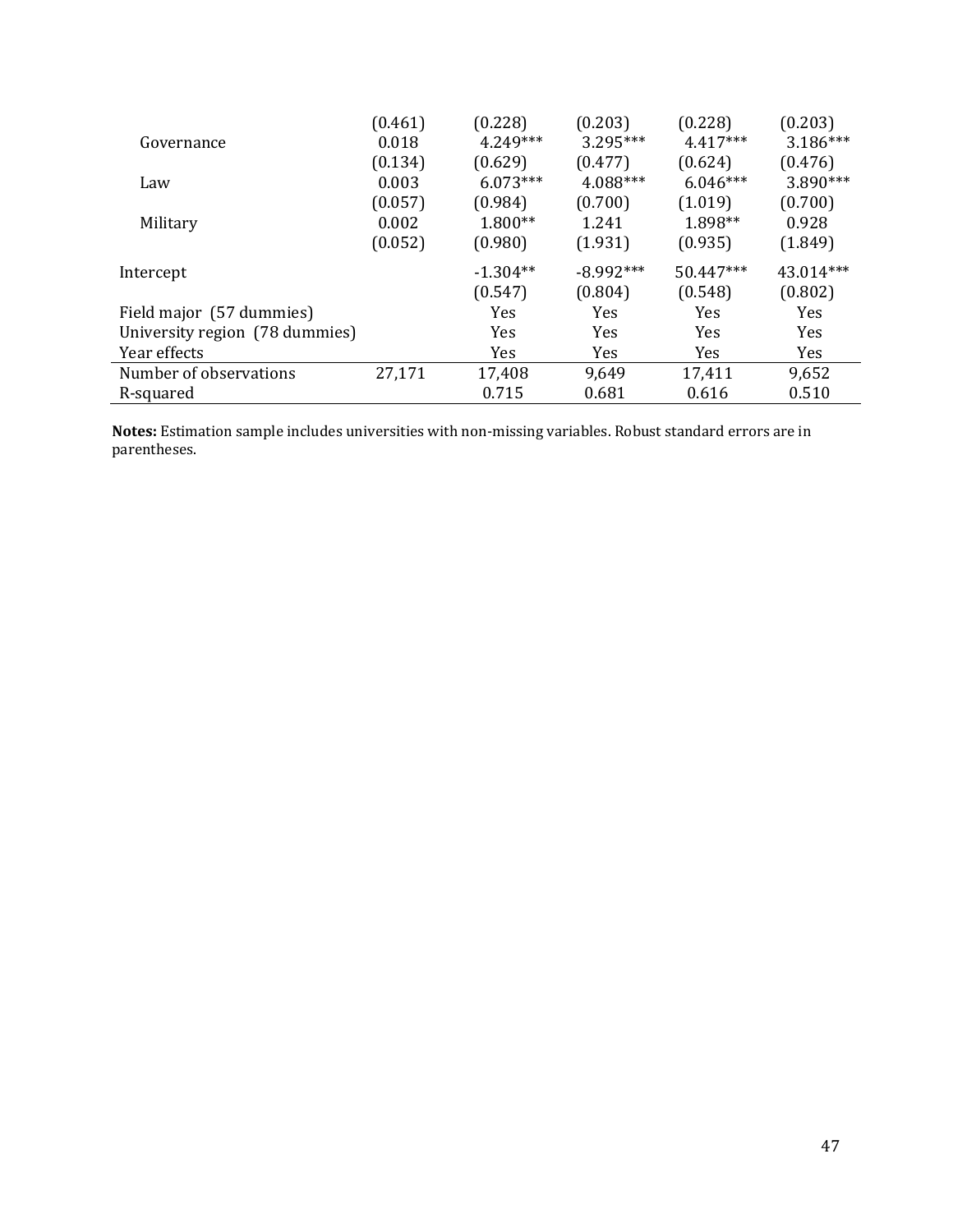| | | | | | |
|---|---|---|---|---|---|
| | (0.461) | (0.228) | (0.203) | (0.228) | (0.203) |
| Governance | 0.018 | 4.249*** | 3.295*** | 4.417*** | 3.186*** |
| | (0.134) | (0.629) | (0.477) | (0.624) | (0.476) |
| Law | 0.003 | 6.073*** | 4.088*** | 6.046*** | 3.890*** |
| | (0.057) | (0.984) | (0.700) | (1.019) | (0.700) |
| Military | 0.002 | 1.800** | 1.241 | 1.898** | 0.928 |
| | (0.052) | (0.980) | (1.931) | (0.935) | (1.849) |
| Intercept | | -1.304** | -8.992*** | 50.447*** | 43.014*** |
| | | (0.547) | (0.804) | (0.548) | (0.802) |
| Field major (57 dummies) | | Yes | Yes | Yes | Yes |
| University region (78 dummies) | | Yes | Yes | Yes | Yes |
| Year effects | | Yes | Yes | Yes | Yes |
| Number of observations | 27,171 | 17,408 | 9,649 | 17,411 | 9,652 |
| R-squared | | 0.715 | 0.681 | 0.616 | 0.510 |

**Notes:** Estimation sample includes universities with non-missing variables. Robust standard errors are in parentheses.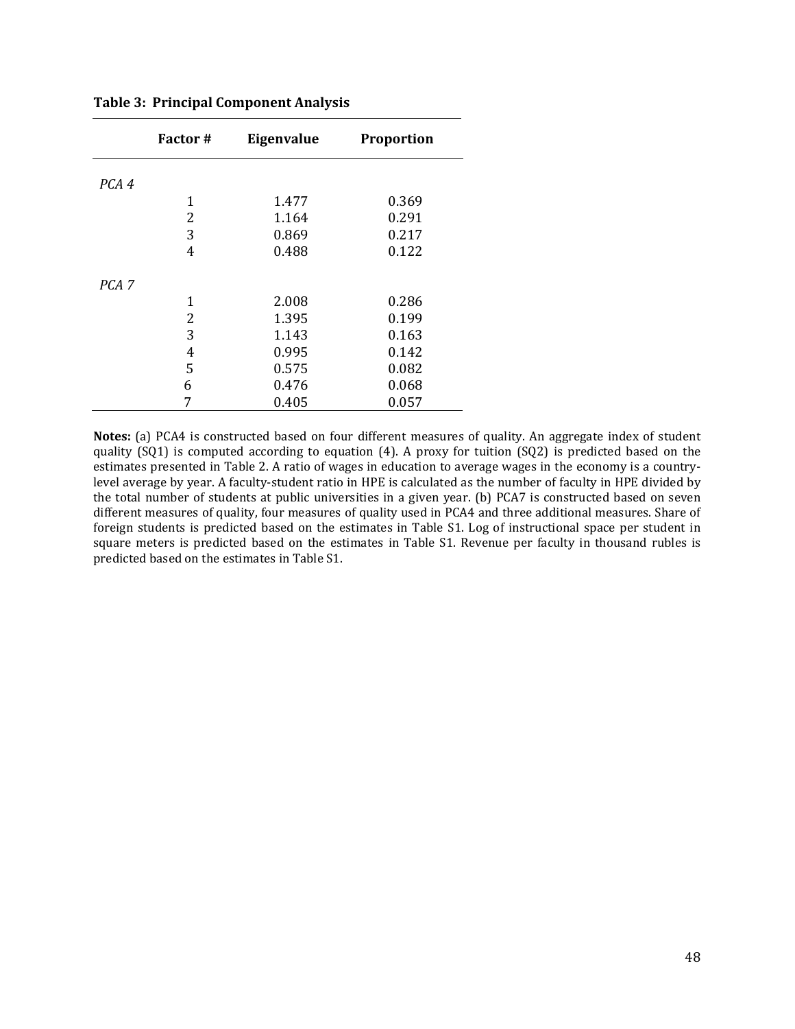**Table 3: Principal Component Analysis**

| | Factor # | Eigenvalue | Proportion |
|---|---|---|---|
| *PCA 4* | | | |
| | 1 | 1.477 | 0.369 |
| | 2 | 1.164 | 0.291 |
| | 3 | 0.869 | 0.217 |
| | 4 | 0.488 | 0.122 |
| *PCA 7* | | | |
| | 1 | 2.008 | 0.286 |
| | 2 | 1.395 | 0.199 |
| | 3 | 1.143 | 0.163 |
| | 4 | 0.995 | 0.142 |
| | 5 | 0.575 | 0.082 |
| | 6 | 0.476 | 0.068 |
| | 7 | 0.405 | 0.057 |

**Notes:** (a) PCA4 is constructed based on four different measures of quality. An aggregate index of student quality (SQ1) is computed according to equation (4). A proxy for tuition (SQ2) is predicted based on the estimates presented in Table 2. A ratio of wages in education to average wages in the economy is a country-level average by year. A faculty-student ratio in HPE is calculated as the number of faculty in HPE divided by the total number of students at public universities in a given year. (b) PCA7 is constructed based on seven different measures of quality, four measures of quality used in PCA4 and three additional measures. Share of foreign students is predicted based on the estimates in Table S1. Log of instructional space per student in square meters is predicted based on the estimates in Table S1. Revenue per faculty in thousand rubles is predicted based on the estimates in Table S1.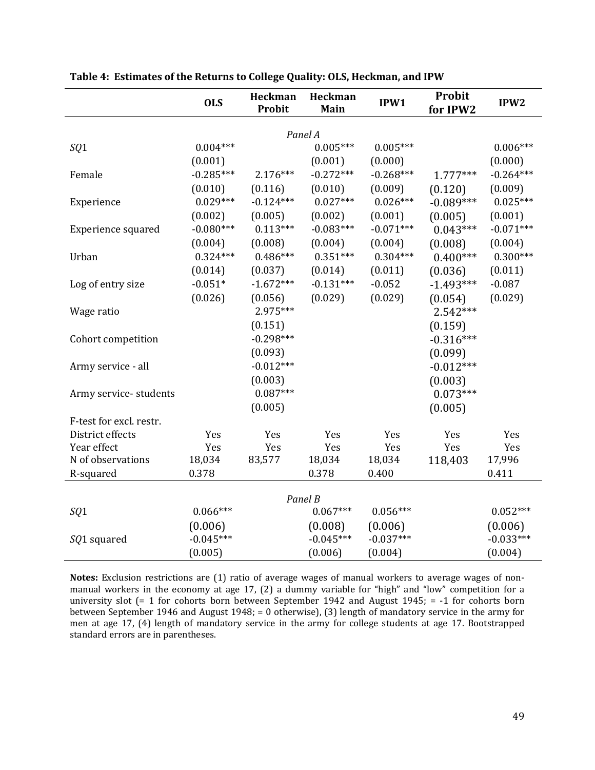**Table 4: Estimates of the Returns to College Quality: OLS, Heckman, and IPW**

| | OLS | Heckman Probit | Heckman Main | IPW1 | Probit for IPW2 | IPW2 |
|---|---|---|---|---|---|---|
| | | | *Panel A* | | | |
| *SQ*1 | 0.004*** | | 0.005*** | 0.005*** | | 0.006*** |
| | (0.001) | | (0.001) | (0.000) | | (0.000) |
| Female | -0.285*** | 2.176*** | -0.272*** | -0.268*** | 1.777*** | -0.264*** |
| | (0.010) | (0.116) | (0.010) | (0.009) | (0.120) | (0.009) |
| Experience | 0.029*** | -0.124*** | 0.027*** | 0.026*** | -0.089*** | 0.025*** |
| | (0.002) | (0.005) | (0.002) | (0.001) | (0.005) | (0.001) |
| Experience squared | -0.080*** | 0.113*** | -0.083*** | -0.071*** | 0.043*** | -0.071*** |
| | (0.004) | (0.008) | (0.004) | (0.004) | (0.008) | (0.004) |
| Urban | 0.324*** | 0.486*** | 0.351*** | 0.304*** | 0.400*** | 0.300*** |
| | (0.014) | (0.037) | (0.014) | (0.011) | (0.036) | (0.011) |
| Log of entry size | -0.051* | -1.672*** | -0.131*** | -0.052 | -1.493*** | -0.087 |
| | (0.026) | (0.056) | (0.029) | (0.029) | (0.054) | (0.029) |
| Wage ratio | | 2.975*** | | | 2.542*** | |
| | | (0.151) | | | (0.159) | |
| Cohort competition | | -0.298*** | | | -0.316*** | |
| | | (0.093) | | | (0.099) | |
| Army service - all | | -0.012*** | | | -0.012*** | |
| | | (0.003) | | | (0.003) | |
| Army service- students | | 0.087*** | | | 0.073*** | |
| | | (0.005) | | | (0.005) | |
| F-test for excl. restr. | | | | | | |
| District effects | Yes | Yes | Yes | Yes | Yes | Yes |
| Year effect | Yes | Yes | Yes | Yes | Yes | Yes |
| N of observations | 18,034 | 83,577 | 18,034 | 18,034 | 118,403 | 17,996 |
| R-squared | 0.378 | | 0.378 | 0.400 | | 0.411 |
| | | | *Panel B* | | | |
| *SQ*1 | 0.066*** | | 0.067*** | 0.056*** | | 0.052*** |
| | (0.006) | | (0.008) | (0.006) | | (0.006) |
| *SQ*1 squared | -0.045*** | | -0.045*** | -0.037*** | | -0.033*** |
| | (0.005) | | (0.006) | (0.004) | | (0.004) |

**Notes:** Exclusion restrictions are (1) ratio of average wages of manual workers to average wages of non-manual workers in the economy at age 17, (2) a dummy variable for "high" and "low" competition for a university slot (= 1 for cohorts born between September 1942 and August 1945; = -1 for cohorts born between September 1946 and August 1948; = 0 otherwise), (3) length of mandatory service in the army for men at age 17, (4) length of mandatory service in the army for college students at age 17. Bootstrapped standard errors are in parentheses.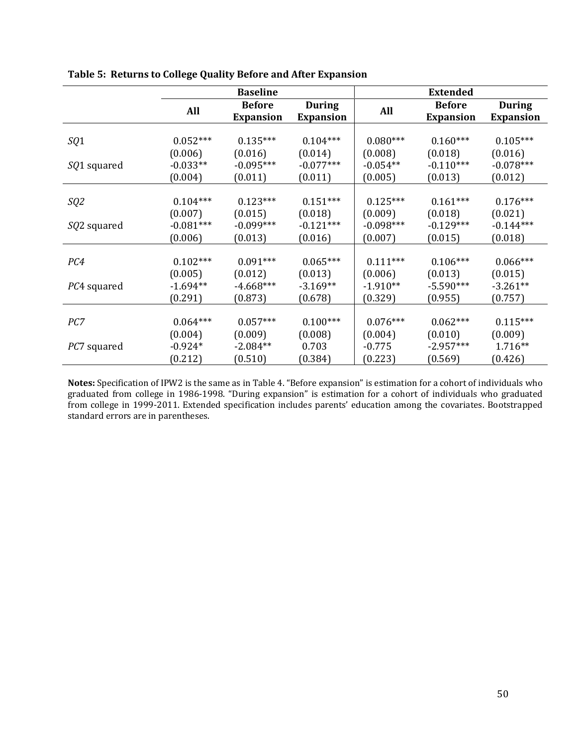**Table 5: Returns to College Quality Before and After Expansion**

| | Baseline | | | Extended | | |
|---|---|---|---|---|---|---|
| | All | Before Expansion | During Expansion | All | Before Expansion | During Expansion |
| *SQ*1 | 0.052*** | 0.135*** | 0.104*** | 0.080*** | 0.160*** | 0.105*** |
| | (0.006) | (0.016) | (0.014) | (0.008) | (0.018) | (0.016) |
| *SQ*1 squared | -0.033** | -0.095*** | -0.077*** | -0.054** | -0.110*** | -0.078*** |
| | (0.004) | (0.011) | (0.011) | (0.005) | (0.013) | (0.012) |
| *SQ2* | 0.104*** | 0.123*** | 0.151*** | 0.125*** | 0.161*** | 0.176*** |
| | (0.007) | (0.015) | (0.018) | (0.009) | (0.018) | (0.021) |
| *SQ*2 squared | -0.081*** | -0.099*** | -0.121*** | -0.098*** | -0.129*** | -0.144*** |
| | (0.006) | (0.013) | (0.016) | (0.007) | (0.015) | (0.018) |
| *PC4* | 0.102*** | 0.091*** | 0.065*** | 0.111*** | 0.106*** | 0.066*** |
| | (0.005) | (0.012) | (0.013) | (0.006) | (0.013) | (0.015) |
| *PC*4 squared | -1.694** | -4.668*** | -3.169** | -1.910** | -5.590*** | -3.261** |
| | (0.291) | (0.873) | (0.678) | (0.329) | (0.955) | (0.757) |
| *PC7* | 0.064*** | 0.057*** | 0.100*** | 0.076*** | 0.062*** | 0.115*** |
| | (0.004) | (0.009) | (0.008) | (0.004) | (0.010) | (0.009) |
| *PC*7 squared | -0.924* | -2.084** | 0.703 | -0.775 | -2.957*** | 1.716** |
| | (0.212) | (0.510) | (0.384) | (0.223) | (0.569) | (0.426) |

**Notes:** Specification of IPW2 is the same as in Table 4. "Before expansion" is estimation for a cohort of individuals who graduated from college in 1986-1998. "During expansion" is estimation for a cohort of individuals who graduated from college in 1999-2011. Extended specification includes parents' education among the covariates. Bootstrapped standard errors are in parentheses.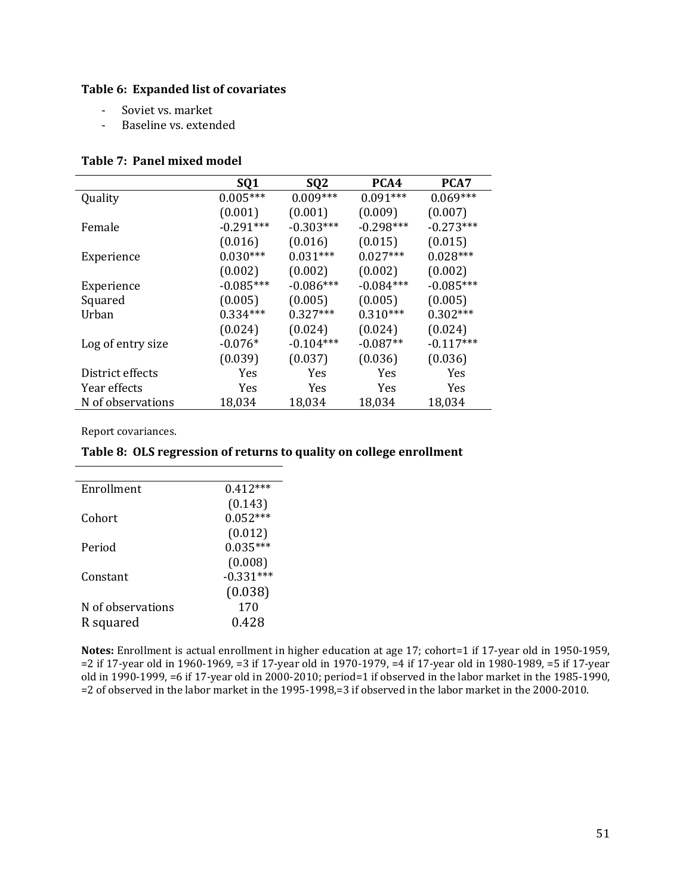**Table 6: Expanded list of covariates**

- Soviet vs. market
- Baseline vs. extended

**Table 7: Panel mixed model**

| | SQ1 | SQ2 | PCA4 | PCA7 |
|---|---|---|---|---|
| Quality | 0.005*** | 0.009*** | 0.091*** | 0.069*** |
| | (0.001) | (0.001) | (0.009) | (0.007) |
| Female | -0.291*** | -0.303*** | -0.298*** | -0.273*** |
| | (0.016) | (0.016) | (0.015) | (0.015) |
| Experience | 0.030*** | 0.031*** | 0.027*** | 0.028*** |
| | (0.002) | (0.002) | (0.002) | (0.002) |
| Experience Squared | -0.085*** | -0.086*** | -0.084*** | -0.085*** |
| | (0.005) | (0.005) | (0.005) | (0.005) |
| Urban | 0.334*** | 0.327*** | 0.310*** | 0.302*** |
| | (0.024) | (0.024) | (0.024) | (0.024) |
| Log of entry size | -0.076* | -0.104*** | -0.087** | -0.117*** |
| | (0.039) | (0.037) | (0.036) | (0.036) |
| District effects | Yes | Yes | Yes | Yes |
| Year effects | Yes | Yes | Yes | Yes |
| N of observations | 18,034 | 18,034 | 18,034 | 18,034 |

Report covariances.

**Table 8: OLS regression of returns to quality on college enrollment**

| | |
|---|---|
| Enrollment | 0.412*** |
| | (0.143) |
| Cohort | 0.052*** |
| | (0.012) |
| Period | 0.035*** |
| | (0.008) |
| Constant | -0.331*** |
| | (0.038) |
| N of observations | 170 |
| R squared | 0.428 |

**Notes:** Enrollment is actual enrollment in higher education at age 17; cohort=1 if 17-year old in 1950-1959, =2 if 17-year old in 1960-1969, =3 if 17-year old in 1970-1979, =4 if 17-year old in 1980-1989, =5 if 17-year old in 1990-1999, =6 if 17-year old in 2000-2010; period=1 if observed in the labor market in the 1985-1990, =2 of observed in the labor market in the 1995-1998,=3 if observed in the labor market in the 2000-2010.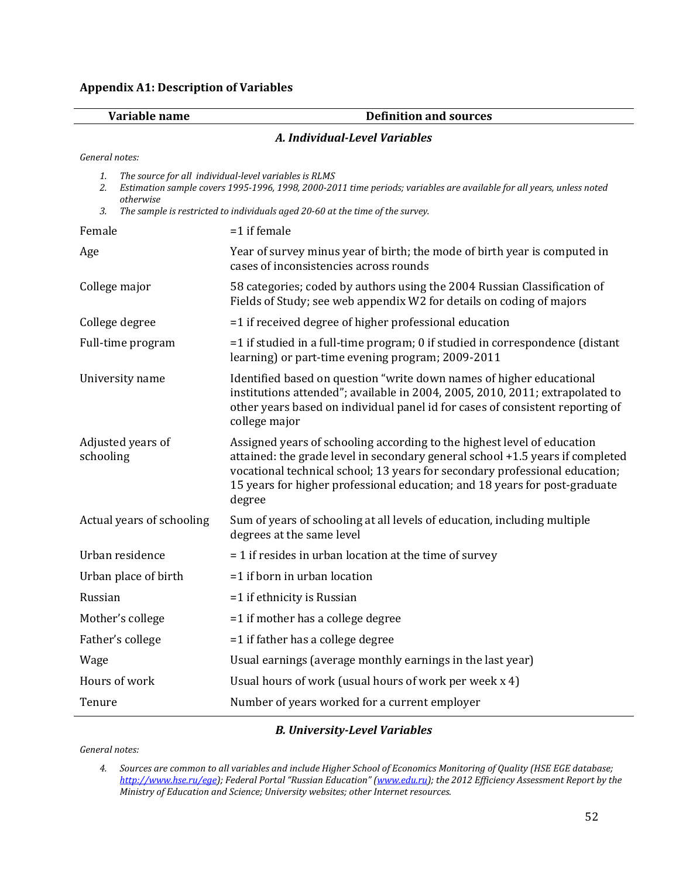## Appendix A1: Description of Variables

| Variable name | Definition and sources |
|---|---|
| ***A. Individual-Level Variables*** | |
| *General notes:*<br>*1. The source for all individual-level variables is RLMS*<br>*2. Estimation sample covers 1995-1996, 1998, 2000-2011 time periods; variables are available for all years, unless noted otherwise*<br>*3. The sample is restricted to individuals aged 20-60 at the time of the survey.* | |
| Female | =1 if female |
| Age | Year of survey minus year of birth; the mode of birth year is computed in cases of inconsistencies across rounds |
| College major | 58 categories; coded by authors using the 2004 Russian Classification of Fields of Study; see web appendix W2 for details on coding of majors |
| College degree | =1 if received degree of higher professional education |
| Full-time program | =1 if studied in a full-time program; 0 if studied in correspondence (distant learning) or part-time evening program; 2009-2011 |
| University name | Identified based on question "write down names of higher educational institutions attended"; available in 2004, 2005, 2010, 2011; extrapolated to other years based on individual panel id for cases of consistent reporting of college major |
| Adjusted years of schooling | Assigned years of schooling according to the highest level of education attained: the grade level in secondary general school +1.5 years if completed vocational technical school; 13 years for secondary professional education; 15 years for higher professional education; and 18 years for post-graduate degree |
| Actual years of schooling | Sum of years of schooling at all levels of education, including multiple degrees at the same level |
| Urban residence | = 1 if resides in urban location at the time of survey |
| Urban place of birth | =1 if born in urban location |
| Russian | =1 if ethnicity is Russian |
| Mother's college | =1 if mother has a college degree |
| Father's college | =1 if father has a college degree |
| Wage | Usual earnings (average monthly earnings in the last year) |
| Hours of work | Usual hours of work (usual hours of work per week x 4) |
| Tenure | Number of years worked for a current employer |
| ***B. University-Level Variables*** | |
| *General notes:*<br>*4. Sources are common to all variables and include Higher School of Economics Monitoring of Quality (HSE EGE database; [http://www.hse.ru/ege](http://www.hse.ru/ege)); Federal Portal "Russian Education" ([www.edu.ru](http://www.edu.ru)); the 2012 Efficiency Assessment Report by the Ministry of Education and Science; University websites; other Internet resources.* | |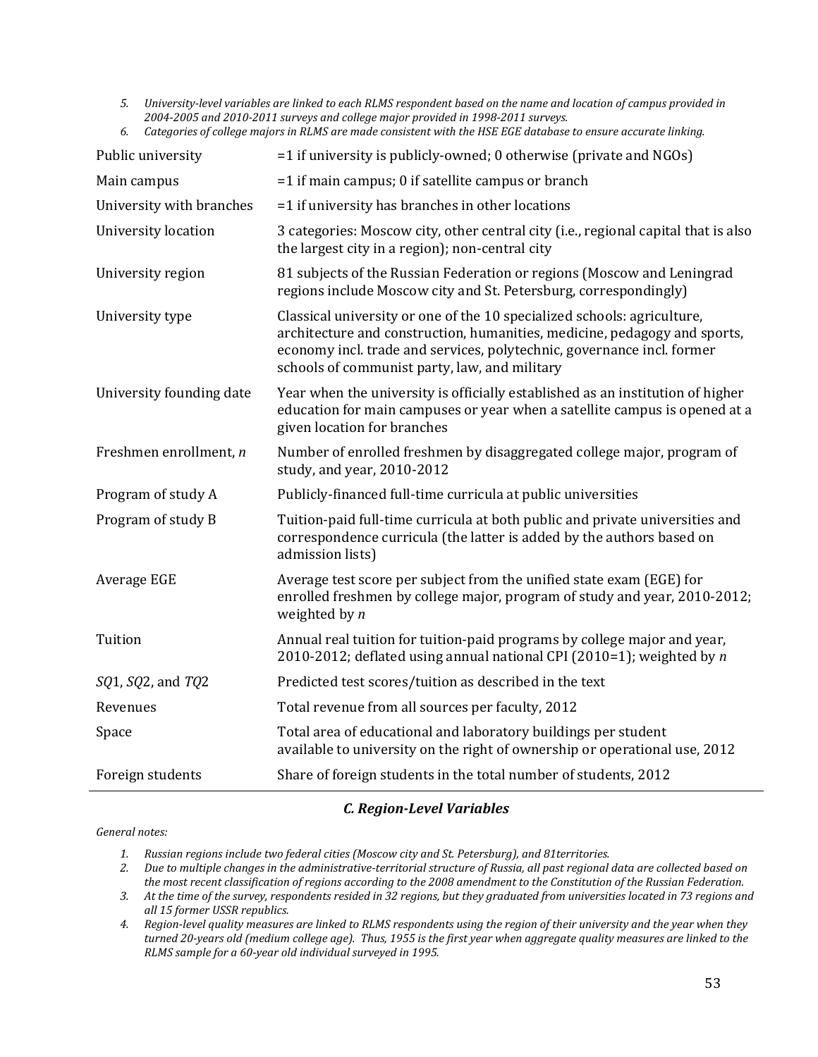5. *University-level variables are linked to each RLMS respondent based on the name and location of campus provided in 2004-2005 and 2010-2011 surveys and college major provided in 1998-2011 surveys.*
6. *Categories of college majors in RLMS are made consistent with the HSE EGE database to ensure accurate linking.*

| | |
|---|---|
| Public university | =1 if university is publicly-owned; 0 otherwise (private and NGOs) |
| Main campus | =1 if main campus; 0 if satellite campus or branch |
| University with branches | =1 if university has branches in other locations |
| University location | 3 categories: Moscow city, other central city (i.e., regional capital that is also the largest city in a region); non-central city |
| University region | 81 subjects of the Russian Federation or regions (Moscow and Leningrad regions include Moscow city and St. Petersburg, correspondingly) |
| University type | Classical university or one of the 10 specialized schools: agriculture, architecture and construction, humanities, medicine, pedagogy and sports, economy incl. trade and services, polytechnic, governance incl. former schools of communist party, law, and military |
| University founding date | Year when the university is officially established as an institution of higher education for main campuses or year when a satellite campus is opened at a given location for branches |
| Freshmen enrollment, *n* | Number of enrolled freshmen by disaggregated college major, program of study, and year, 2010-2012 |
| Program of study A | Publicly-financed full-time curricula at public universities |
| Program of study B | Tuition-paid full-time curricula at both public and private universities and correspondence curricula (the latter is added by the authors based on admission lists) |
| Average EGE | Average test score per subject from the unified state exam (EGE) for enrolled freshmen by college major, program of study and year, 2010-2012; weighted by *n* |
| Tuition | Annual real tuition for tuition-paid programs by college major and year, 2010-2012; deflated using annual national CPI (2010=1); weighted by *n* |
| *SQ*1, *SQ*2, and *TQ*2 | Predicted test scores/tuition as described in the text |
| Revenues | Total revenue from all sources per faculty, 2012 |
| Space | Total area of educational and laboratory buildings per student available to university on the right of ownership or operational use, 2012 |
| Foreign students | Share of foreign students in the total number of students, 2012 |

### *C. Region-Level Variables*

*General notes:*

1. *Russian regions include two federal cities (Moscow city and St. Petersburg), and 81territories.*
2. *Due to multiple changes in the administrative-territorial structure of Russia, all past regional data are collected based on the most recent classification of regions according to the 2008 amendment to the Constitution of the Russian Federation.*
3. *At the time of the survey, respondents resided in 32 regions, but they graduated from universities located in 73 regions and all 15 former USSR republics.*
4. *Region-level quality measures are linked to RLMS respondents using the region of their university and the year when they turned 20-years old (medium college age). Thus, 1955 is the first year when aggregate quality measures are linked to the RLMS sample for a 60-year old individual surveyed in 1995.*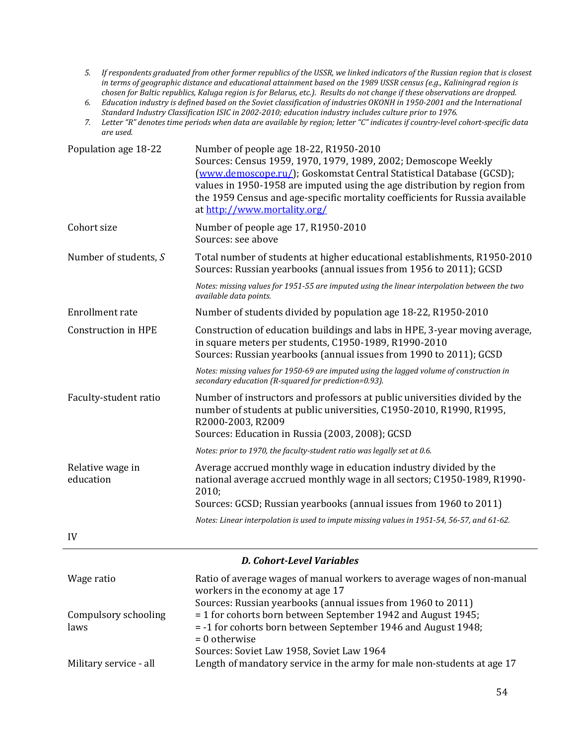5. *If respondents graduated from other former republics of the USSR, we linked indicators of the Russian region that is closest in terms of geographic distance and educational attainment based on the 1989 USSR census (e.g., Kaliningrad region is chosen for Baltic republics, Kaluga region is for Belarus, etc.). Results do not change if these observations are dropped.*
6. *Education industry is defined based on the Soviet classification of industries OKONH in 1950-2001 and the International Standard Industry Classification ISIC in 2002-2010; education industry includes culture prior to 1976.*
7. *Letter "R" denotes time periods when data are available by region; letter "C" indicates if country-level cohort-specific data are used.*

| | |
|---|---|
| Population age 18-22 | Number of people age 18-22, R1950-2010<br>Sources: Census 1959, 1970, 1979, 1989, 2002; Demoscope Weekly (www.demoscope.ru/); Goskomstat Central Statistical Database (GCSD); values in 1950-1958 are imputed using the age distribution by region from the 1959 Census and age-specific mortality coefficients for Russia available at http://www.mortality.org/ |
| Cohort size | Number of people age 17, R1950-2010<br>Sources: see above |
| Number of students, $S$ | Total number of students at higher educational establishments, R1950-2010<br>Sources: Russian yearbooks (annual issues from 1956 to 2011); GCSD<br>*Notes: missing values for 1951-55 are imputed using the linear interpolation between the two available data points.* |
| Enrollment rate | Number of students divided by population age 18-22, R1950-2010 |
| Construction in HPE | Construction of education buildings and labs in HPE, 3-year moving average, in square meters per students, C1950-1989, R1990-2010<br>Sources: Russian yearbooks (annual issues from 1990 to 2011); GCSD<br>*Notes: missing values for 1950-69 are imputed using the lagged volume of construction in secondary education (R-squared for prediction=0.93).* |
| Faculty-student ratio | Number of instructors and professors at public universities divided by the number of students at public universities, C1950-2010, R1990, R1995, R2000-2003, R2009<br>Sources: Education in Russia (2003, 2008); GCSD<br>*Notes: prior to 1970, the faculty-student ratio was legally set at 0.6.* |
| Relative wage in education | Average accrued monthly wage in education industry divided by the national average accrued monthly wage in all sectors; C1950-1989, R1990-2010;<br>Sources: GCSD; Russian yearbooks (annual issues from 1960 to 2011)<br>*Notes: Linear interpolation is used to impute missing values in 1951-54, 56-57, and 61-62.* |

IV

### *D. Cohort-Level Variables*

| | |
|---|---|
| Wage ratio | Ratio of average wages of manual workers to average wages of non-manual workers in the economy at age 17<br>Sources: Russian yearbooks (annual issues from 1960 to 2011) |
| Compulsory schooling laws | = 1 for cohorts born between September 1942 and August 1945;<br>= -1 for cohorts born between September 1946 and August 1948;<br>= 0 otherwise<br>Sources: Soviet Law 1958, Soviet Law 1964 |
| Military service - all | Length of mandatory service in the army for male non-students at age 17 |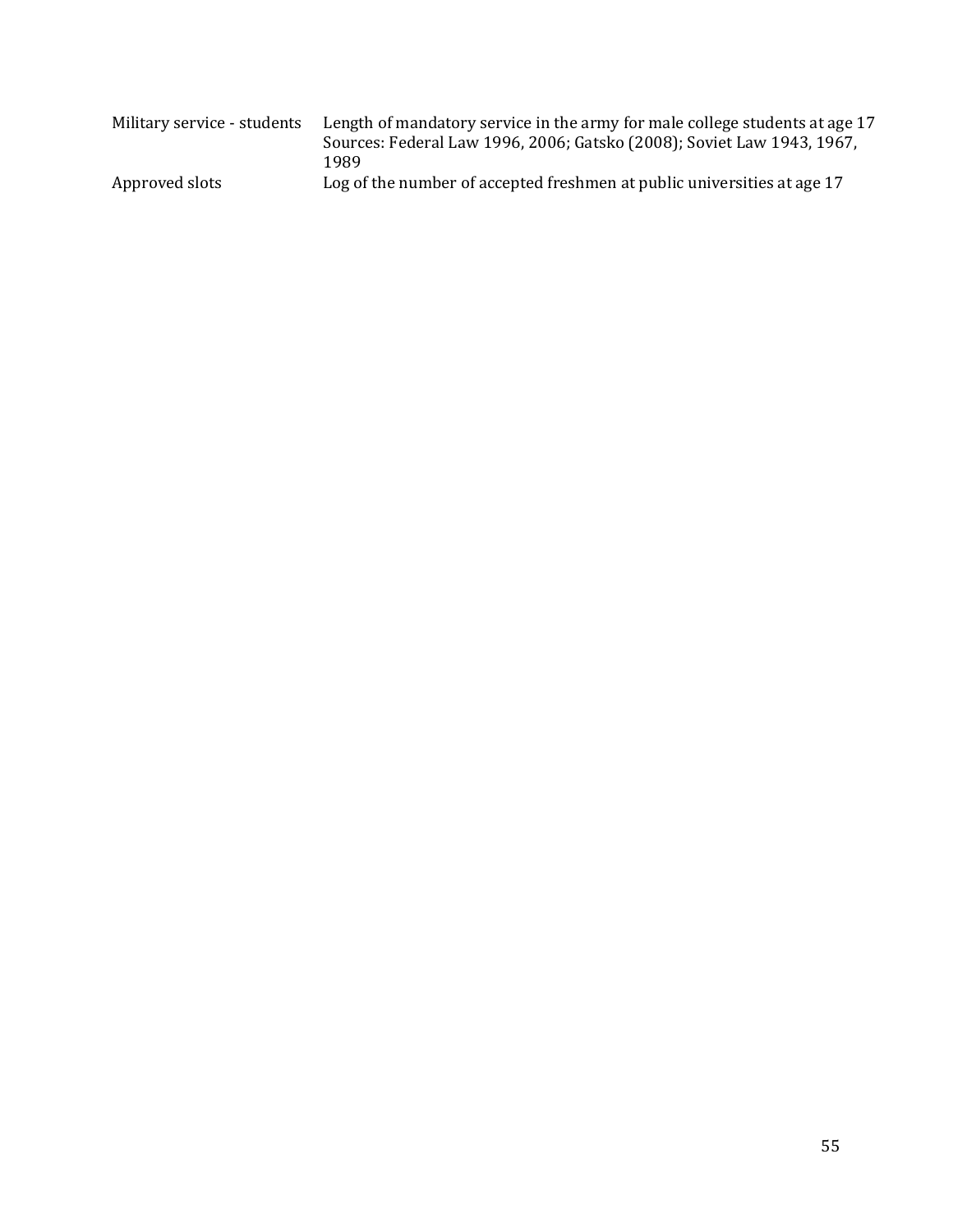| | |
|---|---|
| Military service - students | Length of mandatory service in the army for male college students at age 17<br>Sources: Federal Law 1996, 2006; Gatsko (2008); Soviet Law 1943, 1967, 1989 |
| Approved slots | Log of the number of accepted freshmen at public universities at age 17 |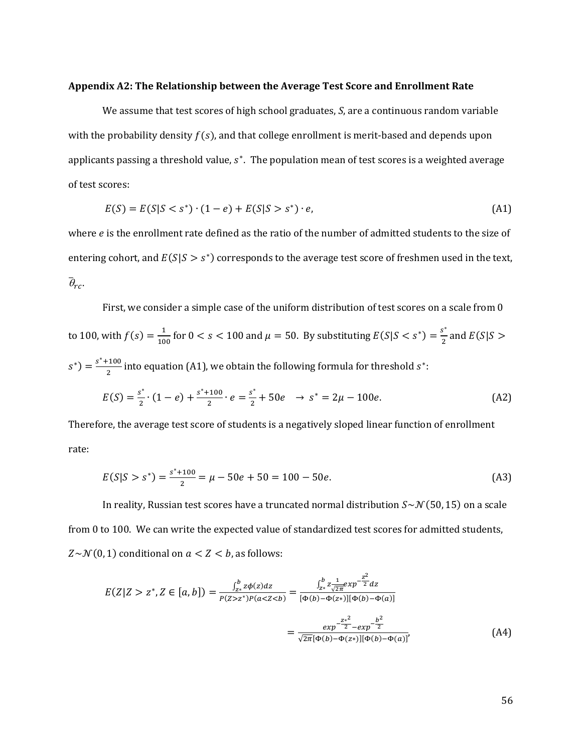**Appendix A2: The Relationship between the Average Test Score and Enrollment Rate**

We assume that test scores of high school graduates, $S$, are a continuous random variable with the probability density $f(s)$, and that college enrollment is merit-based and depends upon applicants passing a threshold value, $s^*$. The population mean of test scores is a weighted average of test scores:

$$E(S) = E(S|S < s^*) \cdot (1 - e) + E(S|S > s^*) \cdot e, \tag{A1}$$

where $e$ is the enrollment rate defined as the ratio of the number of admitted students to the size of entering cohort, and $E(S|S > s^*)$ corresponds to the average test score of freshmen used in the text, $\overline{\theta}_{rc}$.

First, we consider a simple case of the uniform distribution of test scores on a scale from 0 to 100, with $f(s) = \frac{1}{100}$ for $0 < s < 100$ and $\mu = 50$. By substituting $E(S|S < s^*) = \frac{s^*}{2}$ and $E(S|S > s^*) = \frac{s^*+100}{2}$ into equation (A1), we obtain the following formula for threshold $s^*$:

$$E(S) = \frac{s^*}{2} \cdot (1 - e) + \frac{s^*+100}{2} \cdot e = \frac{s^*}{2} + 50e \quad \rightarrow s^* = 2\mu - 100e. \tag{A2}$$

Therefore, the average test score of students is a negatively sloped linear function of enrollment rate:

$$E(S|S > s^*) = \frac{s^*+100}{2} = \mu - 50e + 50 = 100 - 50e. \tag{A3}$$

In reality, Russian test scores have a truncated normal distribution $S \sim \mathcal{N}(50, 15)$ on a scale from 0 to 100. We can write the expected value of standardized test scores for admitted students, $Z \sim \mathcal{N}(0,1)$ conditional on $a < Z < b$, as follows:

$$E(Z|Z > z^*, Z \in [a,b]) = \frac{\int_{z*}^{b} z\phi(z)dz}{P(Z>z^*)P(a<Z<b)} = \frac{\int_{z*}^{b} z\frac{1}{\sqrt{2\pi}}exp^{-\frac{z^2}{2}}dz}{[\Phi(b)-\Phi(z*)][\Phi(b)-\Phi(a)]}$$

$$= \frac{exp^{-\frac{z*^2}{2}} - exp^{-\frac{b^2}{2}}}{\sqrt{2\pi}[\Phi(b)-\Phi(z*)][\Phi(b)-\Phi(a)]}, \tag{A4}$$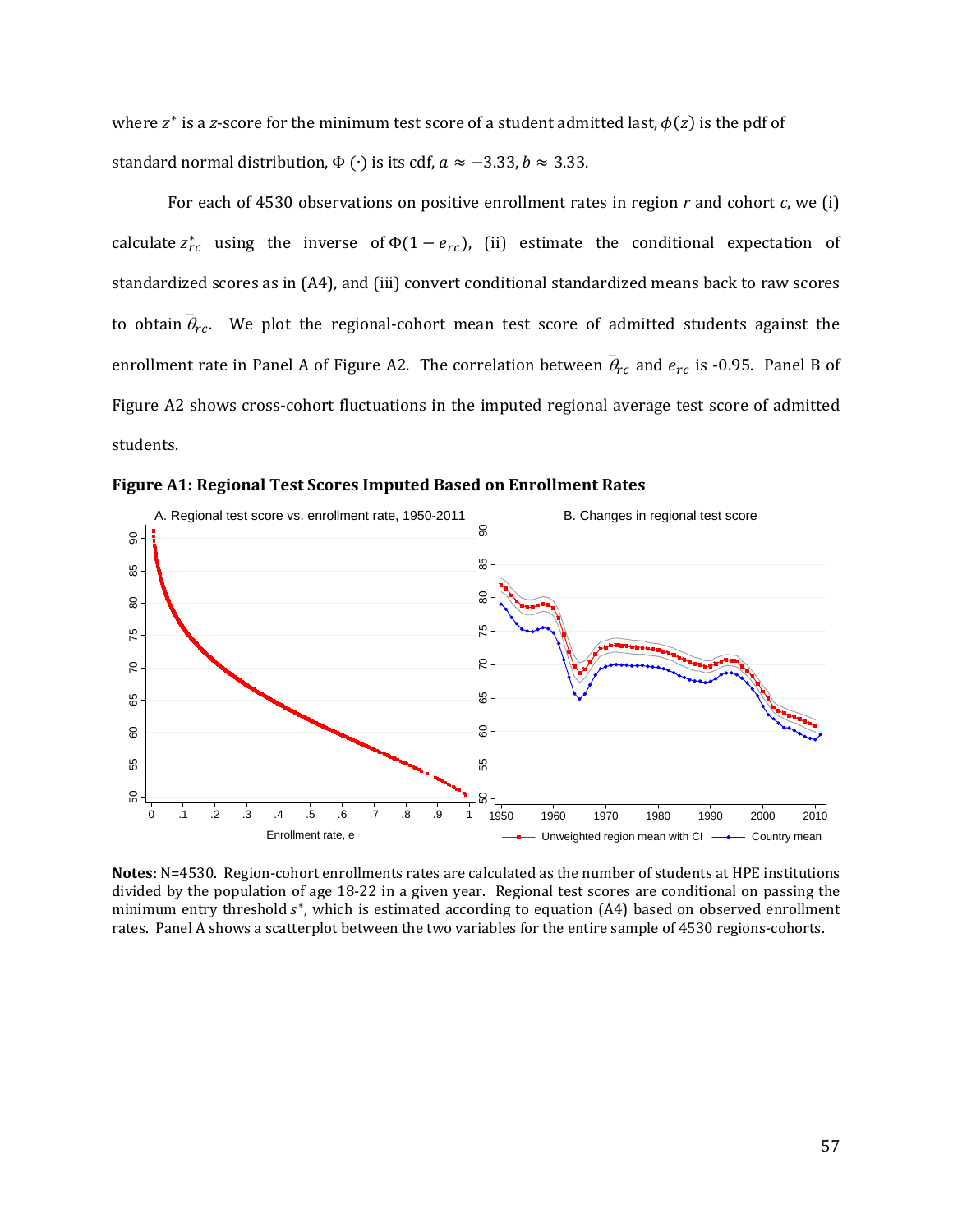where $z^*$ is a $z$-score for the minimum test score of a student admitted last, $\phi(z)$ is the pdf of standard normal distribution, $\Phi(\cdot)$ is its cdf, $a \approx -3.33$, $b \approx 3.33$.

For each of 4530 observations on positive enrollment rates in region $r$ and cohort $c$, we (i) calculate $z^*_{rc}$ using the inverse of $\Phi(1 - e_{rc})$, (ii) estimate the conditional expectation of standardized scores as in (A4), and (iii) convert conditional standardized means back to raw scores to obtain $\bar{\theta}_{rc}$. We plot the regional-cohort mean test score of admitted students against the enrollment rate in Panel A of Figure A2. The correlation between $\bar{\theta}_{rc}$ and $e_{rc}$ is -0.95. Panel B of Figure A2 shows cross-cohort fluctuations in the imputed regional average test score of admitted students.

**Figure A1: Regional Test Scores Imputed Based on Enrollment Rates**

**Notes:** N=4530. Region-cohort enrollments rates are calculated as the number of students at HPE institutions divided by the population of age 18-22 in a given year. Regional test scores are conditional on passing the minimum entry threshold $s^*$, which is estimated according to equation (A4) based on observed enrollment rates. Panel A shows a scatterplot between the two variables for the entire sample of 4530 regions-cohorts.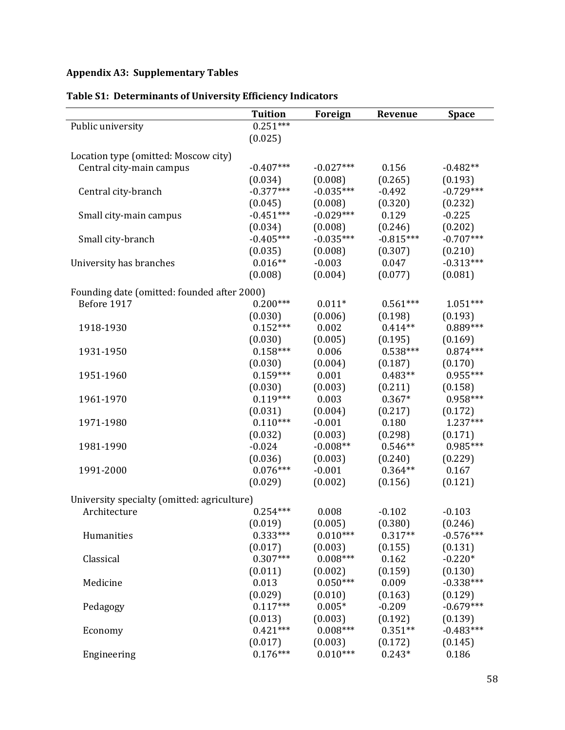## Appendix A3: Supplementary Tables

### Table S1: Determinants of University Efficiency Indicators

| | Tuition | Foreign | Revenue | Space |
|---|---|---|---|---|
| Public university | 0.251*** | | | |
| | (0.025) | | | |
| Location type (omitted: Moscow city) | | | | |
| Central city-main campus | -0.407*** | -0.027*** | 0.156 | -0.482** |
| | (0.034) | (0.008) | (0.265) | (0.193) |
| Central city-branch | -0.377*** | -0.035*** | -0.492 | -0.729*** |
| | (0.045) | (0.008) | (0.320) | (0.232) |
| Small city-main campus | -0.451*** | -0.029*** | 0.129 | -0.225 |
| | (0.034) | (0.008) | (0.246) | (0.202) |
| Small city-branch | -0.405*** | -0.035*** | -0.815*** | -0.707*** |
| | (0.035) | (0.008) | (0.307) | (0.210) |
| University has branches | 0.016** | -0.003 | 0.047 | -0.313*** |
| | (0.008) | (0.004) | (0.077) | (0.081) |
| Founding date (omitted: founded after 2000) | | | | |
| Before 1917 | 0.200*** | 0.011* | 0.561*** | 1.051*** |
| | (0.030) | (0.006) | (0.198) | (0.193) |
| 1918-1930 | 0.152*** | 0.002 | 0.414** | 0.889*** |
| | (0.030) | (0.005) | (0.195) | (0.169) |
| 1931-1950 | 0.158*** | 0.006 | 0.538*** | 0.874*** |
| | (0.030) | (0.004) | (0.187) | (0.170) |
| 1951-1960 | 0.159*** | 0.001 | 0.483** | 0.955*** |
| | (0.030) | (0.003) | (0.211) | (0.158) |
| 1961-1970 | 0.119*** | 0.003 | 0.367* | 0.958*** |
| | (0.031) | (0.004) | (0.217) | (0.172) |
| 1971-1980 | 0.110*** | -0.001 | 0.180 | 1.237*** |
| | (0.032) | (0.003) | (0.298) | (0.171) |
| 1981-1990 | -0.024 | -0.008** | 0.546** | 0.985*** |
| | (0.036) | (0.003) | (0.240) | (0.229) |
| 1991-2000 | 0.076*** | -0.001 | 0.364** | 0.167 |
| | (0.029) | (0.002) | (0.156) | (0.121) |
| University specialty (omitted: agriculture) | | | | |
| Architecture | 0.254*** | 0.008 | -0.102 | -0.103 |
| | (0.019) | (0.005) | (0.380) | (0.246) |
| Humanities | 0.333*** | 0.010*** | 0.317** | -0.576*** |
| | (0.017) | (0.003) | (0.155) | (0.131) |
| Classical | 0.307*** | 0.008*** | 0.162 | -0.220* |
| | (0.011) | (0.002) | (0.159) | (0.130) |
| Medicine | 0.013 | 0.050*** | 0.009 | -0.338*** |
| | (0.029) | (0.010) | (0.163) | (0.129) |
| Pedagogy | 0.117*** | 0.005* | -0.209 | -0.679*** |
| | (0.013) | (0.003) | (0.192) | (0.139) |
| Economy | 0.421*** | 0.008*** | 0.351** | -0.483*** |
| | (0.017) | (0.003) | (0.172) | (0.145) |
| Engineering | 0.176*** | 0.010*** | 0.243* | 0.186 |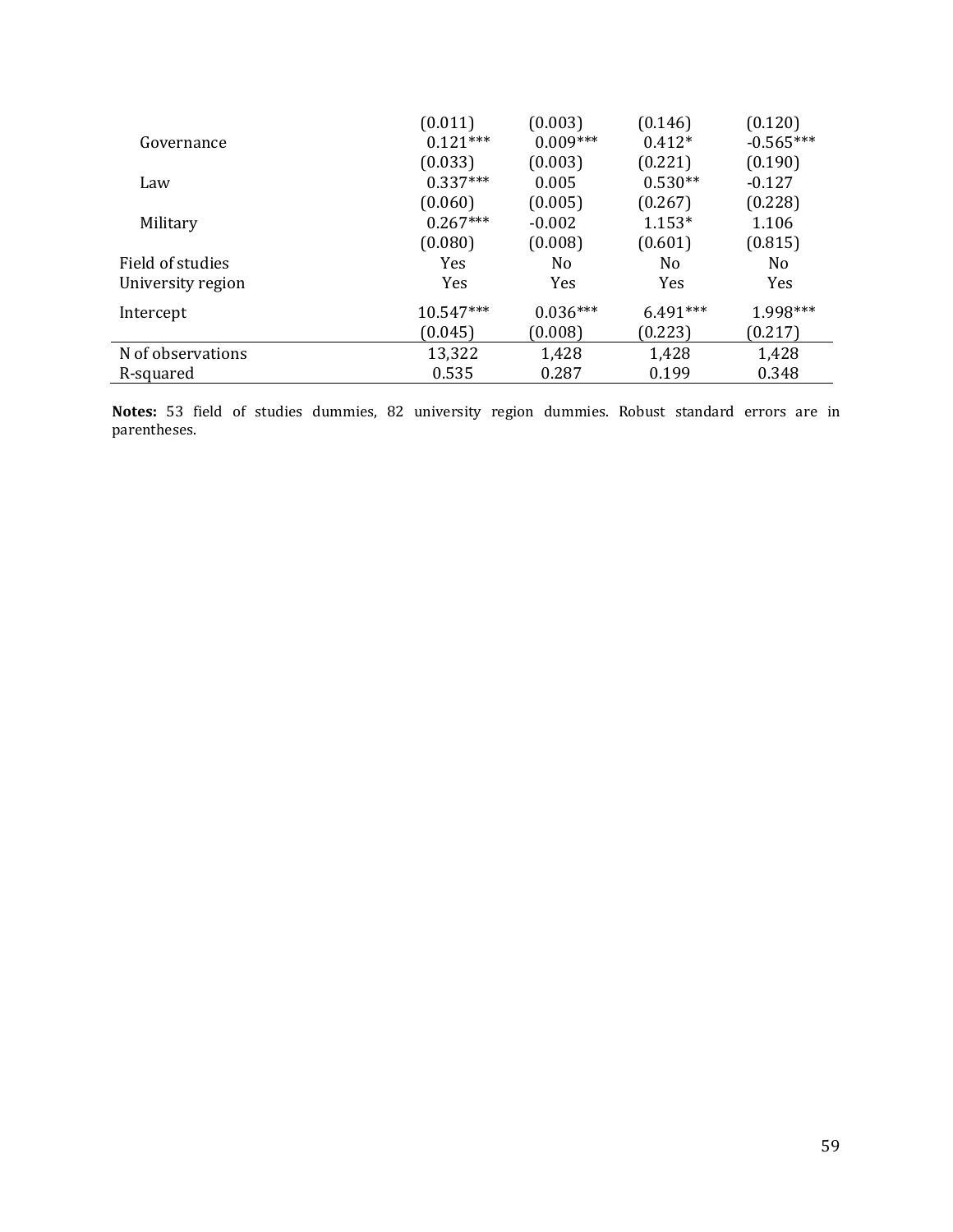| | | | | |
|---|---|---|---|---|
| | (0.011) | (0.003) | (0.146) | (0.120) |
| Governance | 0.121*** | 0.009*** | 0.412* | -0.565*** |
| | (0.033) | (0.003) | (0.221) | (0.190) |
| Law | 0.337*** | 0.005 | 0.530** | -0.127 |
| | (0.060) | (0.005) | (0.267) | (0.228) |
| Military | 0.267*** | -0.002 | 1.153* | 1.106 |
| | (0.080) | (0.008) | (0.601) | (0.815) |
| Field of studies | Yes | No | No | No |
| University region | Yes | Yes | Yes | Yes |
| Intercept | 10.547*** | 0.036*** | 6.491*** | 1.998*** |
| | (0.045) | (0.008) | (0.223) | (0.217) |
| N of observations | 13,322 | 1,428 | 1,428 | 1,428 |
| R-squared | 0.535 | 0.287 | 0.199 | 0.348 |

**Notes:** 53 field of studies dummies, 82 university region dummies. Robust standard errors are in parentheses.